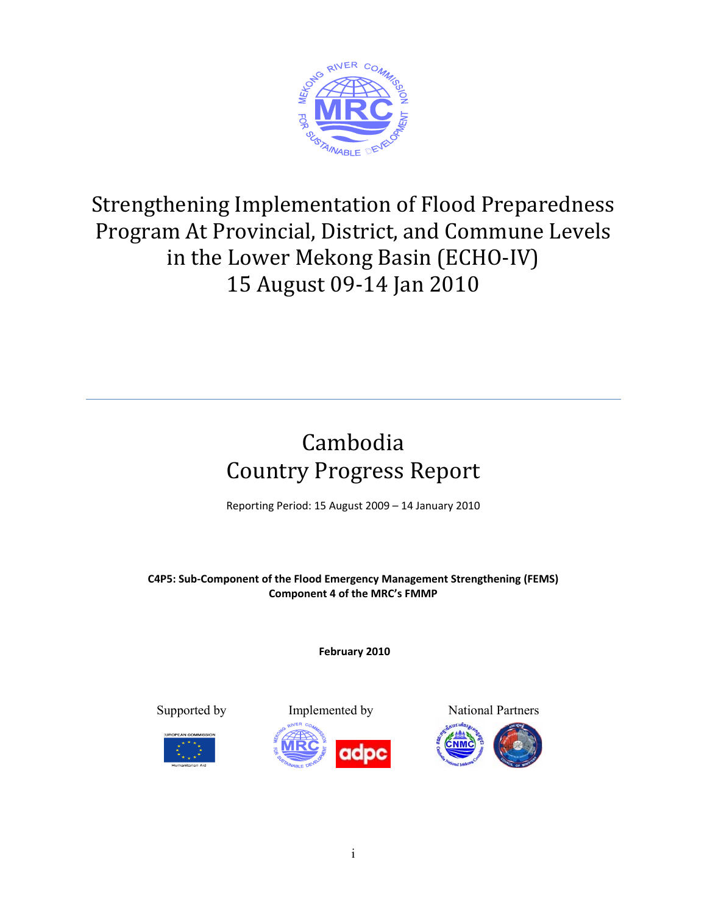# Strengthening Implementation of Flood Preparedness Program At Provincial, District, and Commune Levels in the Lower Mekong Basin (ECHO-IV)
# 15 August 09-14 Jan 2010

## Cambodia
## Country Progress Report

Reporting Period: 15 August 2009 – 14 January 2010

**C4P5: Sub-Component of the Flood Emergency Management Strengthening (FEMS)**
**Component 4 of the MRC's FMMP**

**February 2010**

Supported by | Implemented by | National Partners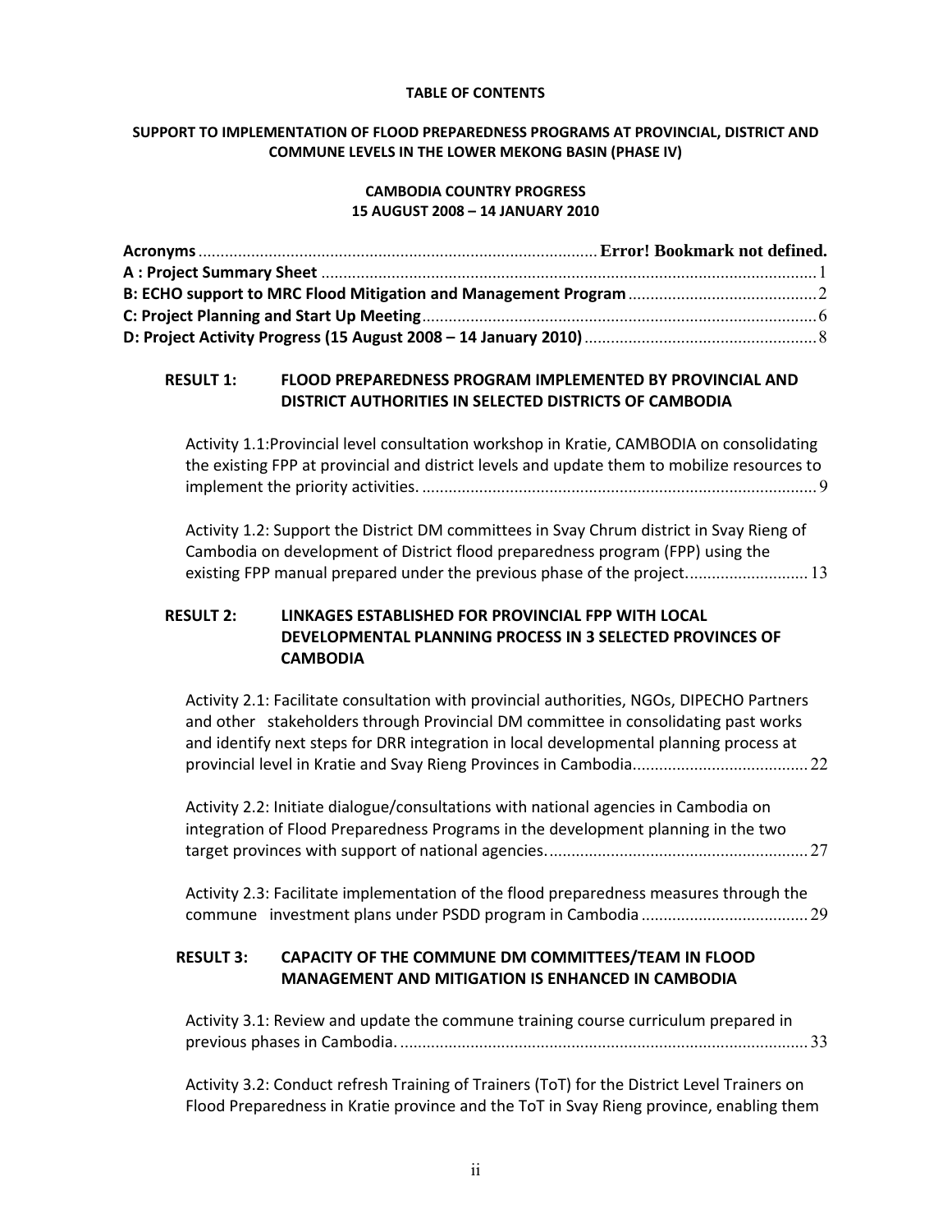**TABLE OF CONTENTS**

**SUPPORT TO IMPLEMENTATION OF FLOOD PREPAREDNESS PROGRAMS AT PROVINCIAL, DISTRICT AND COMMUNE LEVELS IN THE LOWER MEKONG BASIN (PHASE IV)**

**CAMBODIA COUNTRY PROGRESS**
**15 AUGUST 2008 – 14 JANUARY 2010**

**Acronyms** .......................................................................................... **Error! Bookmark not defined.**
**A : Project Summary Sheet** ................................................................................................................ 1
**B: ECHO support to MRC Flood Mitigation and Management Program** ........................................... 2
**C: Project Planning and Start Up Meeting** .......................................................................................... 6
**D: Project Activity Progress (15 August 2008 – 14 January 2010)** ..................................................... 8

**RESULT 1: FLOOD PREPAREDNESS PROGRAM IMPLEMENTED BY PROVINCIAL AND DISTRICT AUTHORITIES IN SELECTED DISTRICTS OF CAMBODIA**

Activity 1.1:Provincial level consultation workshop in Kratie, CAMBODIA on consolidating the existing FPP at provincial and district levels and update them to mobilize resources to implement the priority activities. .......................................................................................... 9

Activity 1.2: Support the District DM committees in Svay Chrum district in Svay Rieng of Cambodia on development of District flood preparedness program (FPP) using the existing FPP manual prepared under the previous phase of the project. .......................... 13

**RESULT 2: LINKAGES ESTABLISHED FOR PROVINCIAL FPP WITH LOCAL DEVELOPMENTAL PLANNING PROCESS IN 3 SELECTED PROVINCES OF CAMBODIA**

Activity 2.1: Facilitate consultation with provincial authorities, NGOs, DIPECHO Partners and other stakeholders through Provincial DM committee in consolidating past works and identify next steps for DRR integration in local developmental planning process at provincial level in Kratie and Svay Rieng Provinces in Cambodia. ....................................... 22

Activity 2.2: Initiate dialogue/consultations with national agencies in Cambodia on integration of Flood Preparedness Programs in the development planning in the two target provinces with support of national agencies. .......................................................... 27

Activity 2.3: Facilitate implementation of the flood preparedness measures through the commune investment plans under PSDD program in Cambodia ..................................... 29

**RESULT 3: CAPACITY OF THE COMMUNE DM COMMITTEES/TEAM IN FLOOD MANAGEMENT AND MITIGATION IS ENHANCED IN CAMBODIA**

Activity 3.1: Review and update the commune training course curriculum prepared in previous phases in Cambodia. ............................................................................................ 33

Activity 3.2: Conduct refresh Training of Trainers (ToT) for the District Level Trainers on Flood Preparedness in Kratie province and the ToT in Svay Rieng province, enabling them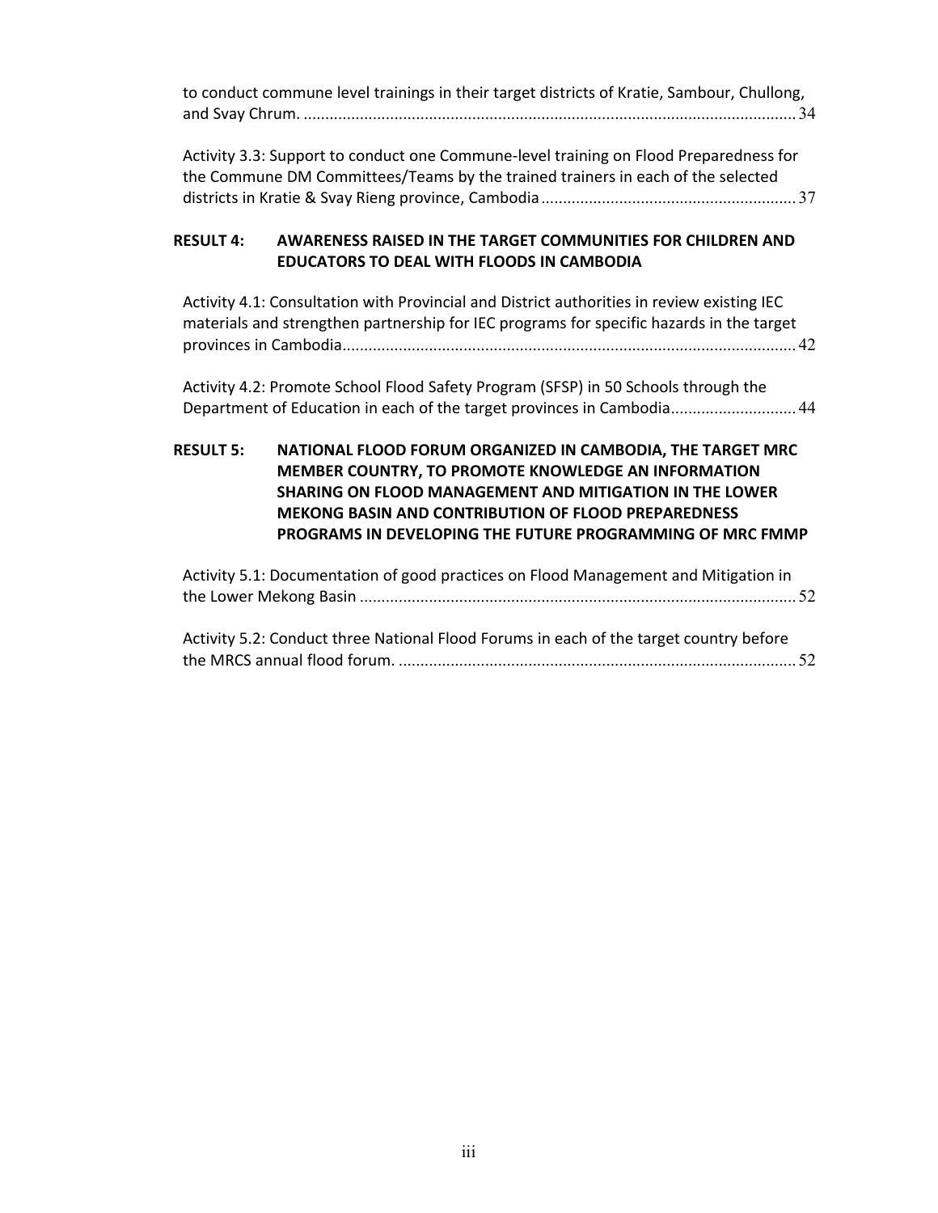to conduct commune level trainings in their target districts of Kratie, Sambour, Chullong, and Svay Chrum. ........ 34

Activity 3.3: Support to conduct one Commune-level training on Flood Preparedness for the Commune DM Committees/Teams by the trained trainers in each of the selected districts in Kratie & Svay Rieng province, Cambodia ........ 37

**RESULT 4: AWARENESS RAISED IN THE TARGET COMMUNITIES FOR CHILDREN AND EDUCATORS TO DEAL WITH FLOODS IN CAMBODIA**

Activity 4.1: Consultation with Provincial and District authorities in review existing IEC materials and strengthen partnership for IEC programs for specific hazards in the target provinces in Cambodia ........ 42

Activity 4.2: Promote School Flood Safety Program (SFSP) in 50 Schools through the Department of Education in each of the target provinces in Cambodia ........ 44

**RESULT 5: NATIONAL FLOOD FORUM ORGANIZED IN CAMBODIA, THE TARGET MRC MEMBER COUNTRY, TO PROMOTE KNOWLEDGE AN INFORMATION SHARING ON FLOOD MANAGEMENT AND MITIGATION IN THE LOWER MEKONG BASIN AND CONTRIBUTION OF FLOOD PREPAREDNESS PROGRAMS IN DEVELOPING THE FUTURE PROGRAMMING OF MRC FMMP**

Activity 5.1: Documentation of good practices on Flood Management and Mitigation in the Lower Mekong Basin ........ 52

Activity 5.2: Conduct three National Flood Forums in each of the target country before the MRCS annual flood forum. ........ 52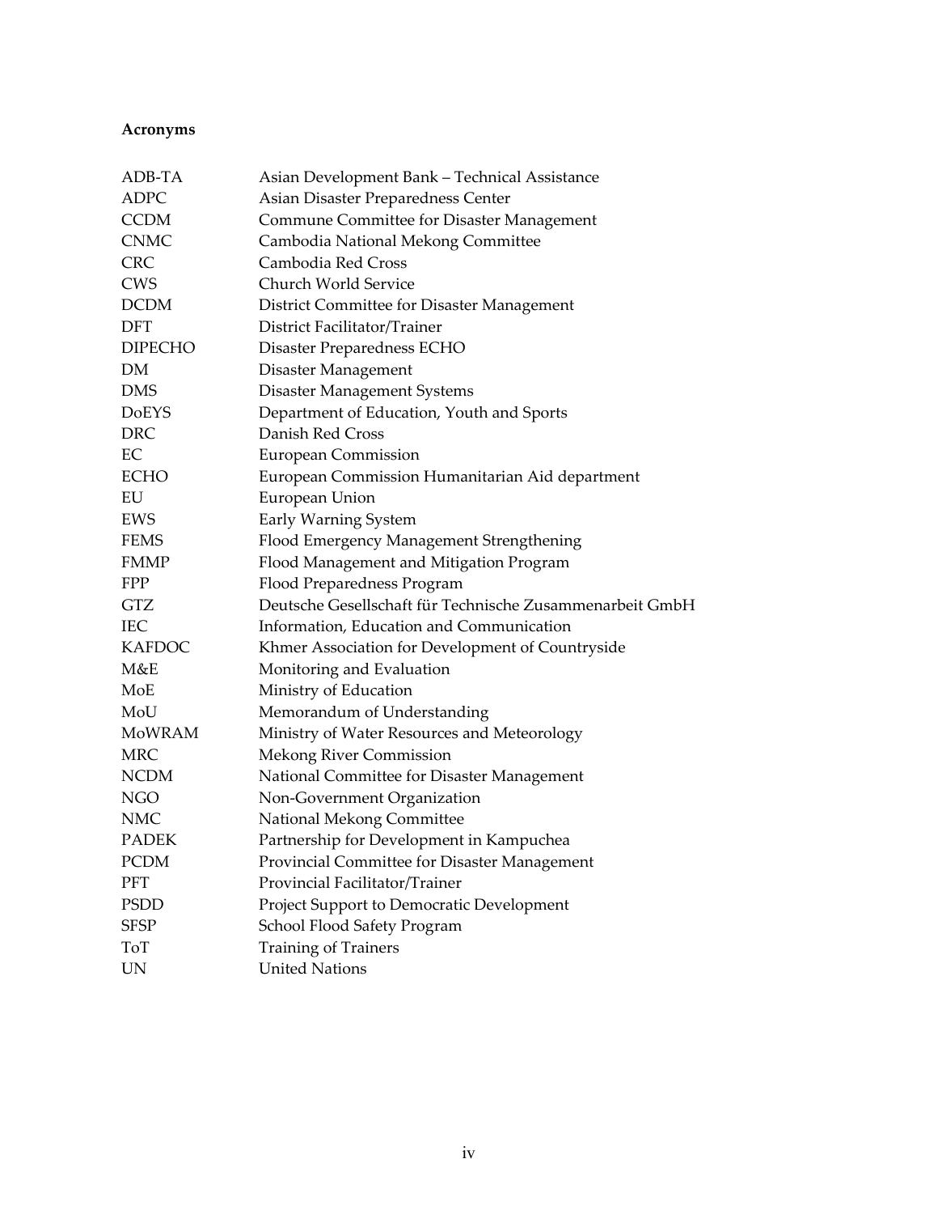**Acronyms**

| | |
|---|---|
| ADB-TA | Asian Development Bank – Technical Assistance |
| ADPC | Asian Disaster Preparedness Center |
| CCDM | Commune Committee for Disaster Management |
| CNMC | Cambodia National Mekong Committee |
| CRC | Cambodia Red Cross |
| CWS | Church World Service |
| DCDM | District Committee for Disaster Management |
| DFT | District Facilitator/Trainer |
| DIPECHO | Disaster Preparedness ECHO |
| DM | Disaster Management |
| DMS | Disaster Management Systems |
| DoEYS | Department of Education, Youth and Sports |
| DRC | Danish Red Cross |
| EC | European Commission |
| ECHO | European Commission Humanitarian Aid department |
| EU | European Union |
| EWS | Early Warning System |
| FEMS | Flood Emergency Management Strengthening |
| FMMP | Flood Management and Mitigation Program |
| FPP | Flood Preparedness Program |
| GTZ | Deutsche Gesellschaft für Technische Zusammenarbeit GmbH |
| IEC | Information, Education and Communication |
| KAFDOC | Khmer Association for Development of Countryside |
| M&E | Monitoring and Evaluation |
| MoE | Ministry of Education |
| MoU | Memorandum of Understanding |
| MoWRAM | Ministry of Water Resources and Meteorology |
| MRC | Mekong River Commission |
| NCDM | National Committee for Disaster Management |
| NGO | Non-Government Organization |
| NMC | National Mekong Committee |
| PADEK | Partnership for Development in Kampuchea |
| PCDM | Provincial Committee for Disaster Management |
| PFT | Provincial Facilitator/Trainer |
| PSDD | Project Support to Democratic Development |
| SFSP | School Flood Safety Program |
| ToT | Training of Trainers |
| UN | United Nations |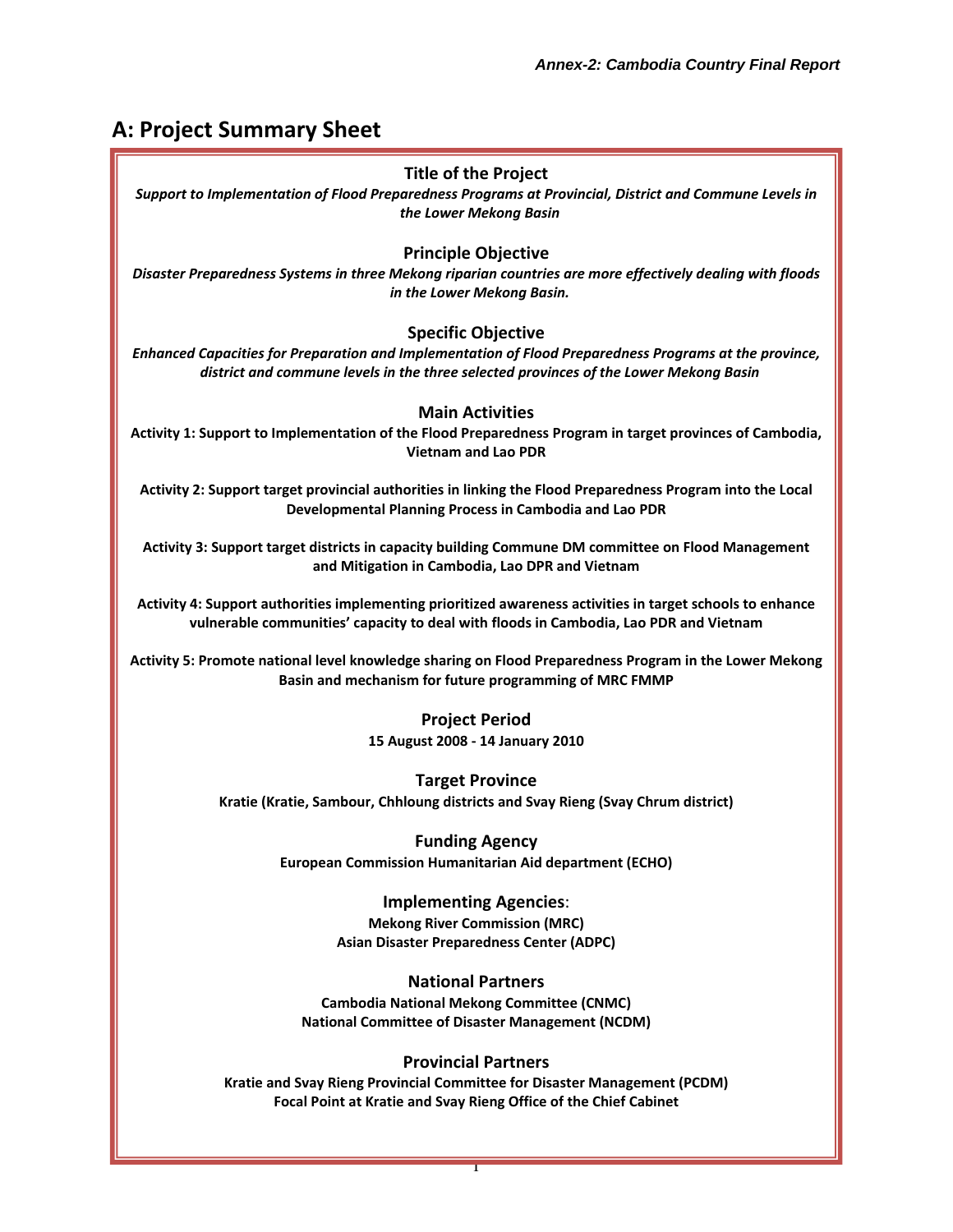## A: Project Summary Sheet

**Title of the Project**

***Support to Implementation of Flood Preparedness Programs at Provincial, District and Commune Levels in the Lower Mekong Basin***

**Principle Objective**

***Disaster Preparedness Systems in three Mekong riparian countries are more effectively dealing with floods in the Lower Mekong Basin.***

**Specific Objective**

***Enhanced Capacities for Preparation and Implementation of Flood Preparedness Programs at the province, district and commune levels in the three selected provinces of the Lower Mekong Basin***

**Main Activities**

**Activity 1: Support to Implementation of the Flood Preparedness Program in target provinces of Cambodia, Vietnam and Lao PDR**

**Activity 2: Support target provincial authorities in linking the Flood Preparedness Program into the Local Developmental Planning Process in Cambodia and Lao PDR**

**Activity 3: Support target districts in capacity building Commune DM committee on Flood Management and Mitigation in Cambodia, Lao DPR and Vietnam**

**Activity 4: Support authorities implementing prioritized awareness activities in target schools to enhance vulnerable communities' capacity to deal with floods in Cambodia, Lao PDR and Vietnam**

**Activity 5: Promote national level knowledge sharing on Flood Preparedness Program in the Lower Mekong Basin and mechanism for future programming of MRC FMMP**

**Project Period**

**15 August 2008 - 14 January 2010**

**Target Province**

**Kratie (Kratie, Sambour, Chhloung districts and Svay Rieng (Svay Chrum district)**

**Funding Agency**

**European Commission Humanitarian Aid department (ECHO)**

**Implementing Agencies**:

**Mekong River Commission (MRC)**
**Asian Disaster Preparedness Center (ADPC)**

**National Partners**

**Cambodia National Mekong Committee (CNMC)**
**National Committee of Disaster Management (NCDM)**

**Provincial Partners**

**Kratie and Svay Rieng Provincial Committee for Disaster Management (PCDM)**
**Focal Point at Kratie and Svay Rieng Office of the Chief Cabinet**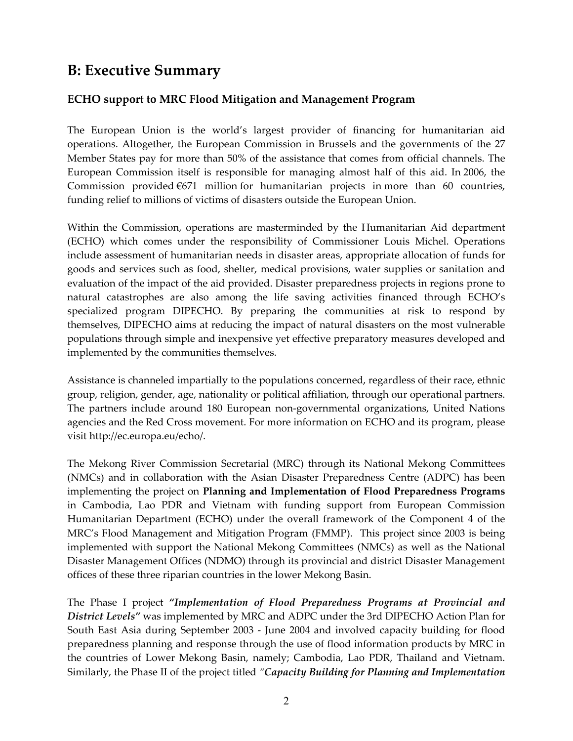## B: Executive Summary

### ECHO support to MRC Flood Mitigation and Management Program

The European Union is the world's largest provider of financing for humanitarian aid operations. Altogether, the European Commission in Brussels and the governments of the 27 Member States pay for more than 50% of the assistance that comes from official channels. The European Commission itself is responsible for managing almost half of this aid. In 2006, the Commission provided €671 million for humanitarian projects in more than 60 countries, funding relief to millions of victims of disasters outside the European Union.

Within the Commission, operations are masterminded by the Humanitarian Aid department (ECHO) which comes under the responsibility of Commissioner Louis Michel. Operations include assessment of humanitarian needs in disaster areas, appropriate allocation of funds for goods and services such as food, shelter, medical provisions, water supplies or sanitation and evaluation of the impact of the aid provided. Disaster preparedness projects in regions prone to natural catastrophes are also among the life saving activities financed through ECHO's specialized program DIPECHO. By preparing the communities at risk to respond by themselves, DIPECHO aims at reducing the impact of natural disasters on the most vulnerable populations through simple and inexpensive yet effective preparatory measures developed and implemented by the communities themselves.

Assistance is channeled impartially to the populations concerned, regardless of their race, ethnic group, religion, gender, age, nationality or political affiliation, through our operational partners. The partners include around 180 European non-governmental organizations, United Nations agencies and the Red Cross movement. For more information on ECHO and its program, please visit http://ec.europa.eu/echo/.

The Mekong River Commission Secretarial (MRC) through its National Mekong Committees (NMCs) and in collaboration with the Asian Disaster Preparedness Centre (ADPC) has been implementing the project on **Planning and Implementation of Flood Preparedness Programs** in Cambodia, Lao PDR and Vietnam with funding support from European Commission Humanitarian Department (ECHO) under the overall framework of the Component 4 of the MRC's Flood Management and Mitigation Program (FMMP). This project since 2003 is being implemented with support the National Mekong Committees (NMCs) as well as the National Disaster Management Offices (NDMO) through its provincial and district Disaster Management offices of these three riparian countries in the lower Mekong Basin.

The Phase I project ***"Implementation of Flood Preparedness Programs at Provincial and District Levels"*** was implemented by MRC and ADPC under the 3rd DIPECHO Action Plan for South East Asia during September 2003 - June 2004 and involved capacity building for flood preparedness planning and response through the use of flood information products by MRC in the countries of Lower Mekong Basin, namely; Cambodia, Lao PDR, Thailand and Vietnam. Similarly, the Phase II of the project titled *"**Capacity Building for Planning and Implementation***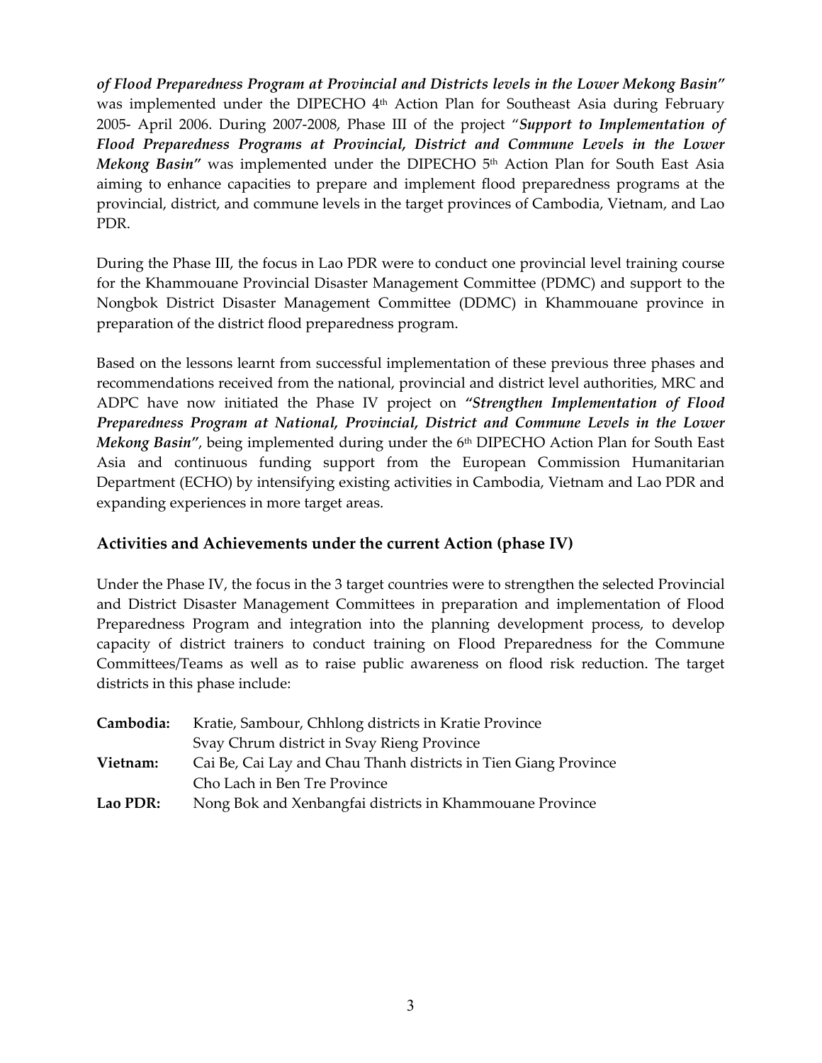***of Flood Preparedness Program at Provincial and Districts levels in the Lower Mekong Basin"*** was implemented under the DIPECHO 4th Action Plan for Southeast Asia during February 2005- April 2006. During 2007-2008, Phase III of the project "***Support to Implementation of Flood Preparedness Programs at Provincial, District and Commune Levels in the Lower Mekong Basin"*** was implemented under the DIPECHO 5th Action Plan for South East Asia aiming to enhance capacities to prepare and implement flood preparedness programs at the provincial, district, and commune levels in the target provinces of Cambodia, Vietnam, and Lao PDR.

During the Phase III, the focus in Lao PDR were to conduct one provincial level training course for the Khammouane Provincial Disaster Management Committee (PDMC) and support to the Nongbok District Disaster Management Committee (DDMC) in Khammouane province in preparation of the district flood preparedness program.

Based on the lessons learnt from successful implementation of these previous three phases and recommendations received from the national, provincial and district level authorities, MRC and ADPC have now initiated the Phase IV project on ***"Strengthen Implementation of Flood Preparedness Program at National, Provincial, District and Commune Levels in the Lower Mekong Basin"***, being implemented during under the 6th DIPECHO Action Plan for South East Asia and continuous funding support from the European Commission Humanitarian Department (ECHO) by intensifying existing activities in Cambodia, Vietnam and Lao PDR and expanding experiences in more target areas.

## Activities and Achievements under the current Action (phase IV)

Under the Phase IV, the focus in the 3 target countries were to strengthen the selected Provincial and District Disaster Management Committees in preparation and implementation of Flood Preparedness Program and integration into the planning development process, to develop capacity of district trainers to conduct training on Flood Preparedness for the Commune Committees/Teams as well as to raise public awareness on flood risk reduction. The target districts in this phase include:

| | |
|---|---|
| **Cambodia:** | Kratie, Sambour, Chhlong districts in Kratie Province |
| | Svay Chrum district in Svay Rieng Province |
| **Vietnam:** | Cai Be, Cai Lay and Chau Thanh districts in Tien Giang Province |
| | Cho Lach in Ben Tre Province |
| **Lao PDR:** | Nong Bok and Xenbangfai districts in Khammouane Province |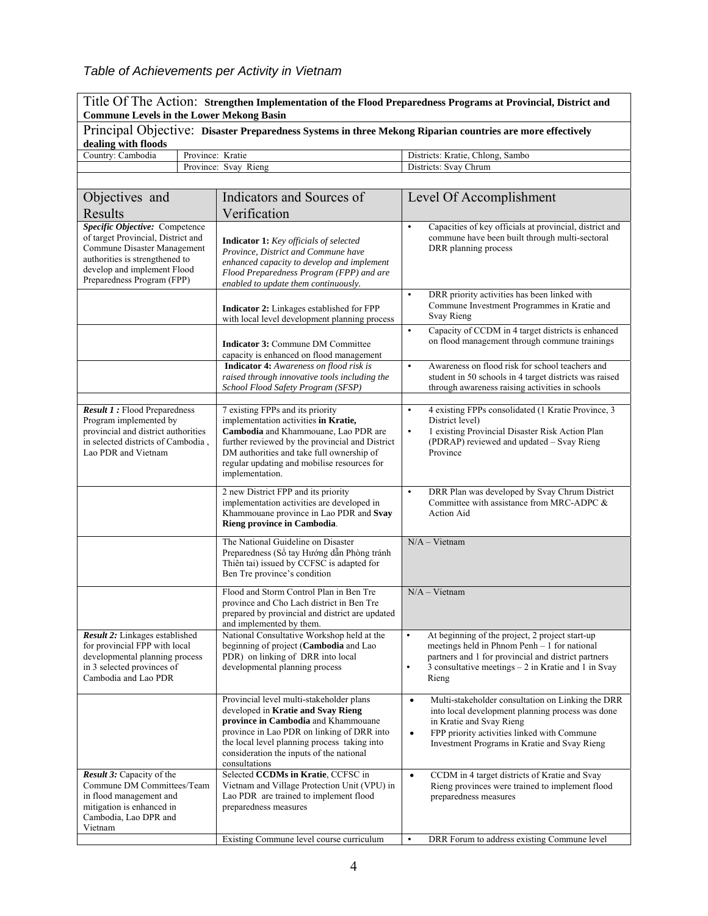*Table of Achievements per Activity in Vietnam*

| Title Of The Action: **Strengthen Implementation of the Flood Preparedness Programs at Provincial, District and Commune Levels in the Lower Mekong Basin** | | |
|---|---|---|
| Principal Objective: **Disaster Preparedness Systems in three Mekong Riparian countries are more effectively dealing with floods** | | |
| Country: Cambodia | Province: Kratie | Districts: Kratie, Chlong, Sambo |
| | Province: Svay Rieng | Districts: Svay Chrum |

| Objectives and Results | Indicators and Sources of Verification | Level Of Accomplishment |
|---|---|---|
| ***Specific Objective:*** Competence of target Provincial, District and Commune Disaster Management authorities is strengthened to develop and implement Flood Preparedness Program (FPP) | **Indicator 1:** *Key officials of selected Province, District and Commune have enhanced capacity to develop and implement Flood Preparedness Program (FPP) and are enabled to update them continuously.* | • Capacities of key officials at provincial, district and commune have been built through multi-sectoral DRR planning process |
| | **Indicator 2:** Linkages established for FPP with local level development planning process | • DRR priority activities has been linked with Commune Investment Programmes in Kratie and Svay Rieng |
| | **Indicator 3:** Commune DM Committee capacity is enhanced on flood management | • Capacity of CCDM in 4 target districts is enhanced on flood management through commune trainings |
| | **Indicator 4:** *Awareness on flood risk is raised through innovative tools including the School Flood Safety Program (SFSP)* | • Awareness on flood risk for school teachers and student in 50 schools in 4 target districts was raised through awareness raising activities in schools |
| | | |
| ***Result 1 :*** Flood Preparedness Program implemented by provincial and district authorities in selected districts of Cambodia , Lao PDR and Vietnam | 7 existing FPPs and its priority implementation activities **in Kratie, Cambodia** and Khammouane, Lao PDR are further reviewed by the provincial and District DM authorities and take full ownership of regular updating and mobilise resources for implementation. | • 4 existing FPPs consolidated (1 Kratie Province, 3 District level)<br>• 1 existing Provincial Disaster Risk Action Plan (PDRAP) reviewed and updated – Svay Rieng Province |
| | 2 new District FPP and its priority implementation activities are developed in Khammouane province in Lao PDR and **Svay Rieng province in Cambodia**. | • DRR Plan was developed by Svay Chrum District Committee with assistance from MRC-ADPC & Action Aid |
| | The National Guideline on Disaster Preparedness (Sổ tay Hướng dẫn Phòng tránh Thiên tai) issued by CCFSC is adapted for Ben Tre province's condition | N/A – Vietnam |
| | Flood and Storm Control Plan in Ben Tre province and Cho Lach district in Ben Tre prepared by provincial and district are updated and implemented by them. | N/A – Vietnam |
| ***Result 2:*** Linkages established for provincial FPP with local developmental planning process in 3 selected provinces of Cambodia and Lao PDR | National Consultative Workshop held at the beginning of project (**Cambodia** and Lao PDR) on linking of DRR into local developmental planning process | • At beginning of the project, 2 project start-up meetings held in Phnom Penh – 1 for national partners and 1 for provincial and district partners<br>• 3 consultative meetings – 2 in Kratie and 1 in Svay Rieng |
| | Provincial level multi-stakeholder plans developed in **Kratie and Svay Rieng province in Cambodia** and Khammouane province in Lao PDR on linking of DRR into the local level planning process taking into consideration the inputs of the national consultations | • Multi-stakeholder consultation on Linking the DRR into local development planning process was done in Kratie and Svay Rieng<br>• FPP priority activities linked with Commune Investment Programs in Kratie and Svay Rieng |
| ***Result 3:*** Capacity of the Commune DM Committees/Team in flood management and mitigation is enhanced in Cambodia, Lao DPR and Vietnam | Selected **CCDMs in Kratie**, CCFSC in Vietnam and Village Protection Unit (VPU) in Lao PDR are trained to implement flood preparedness measures | • CCDM in 4 target districts of Kratie and Svay Rieng provinces were trained to implement flood preparedness measures |
| | Existing Commune level course curriculum | • DRR Forum to address existing Commune level |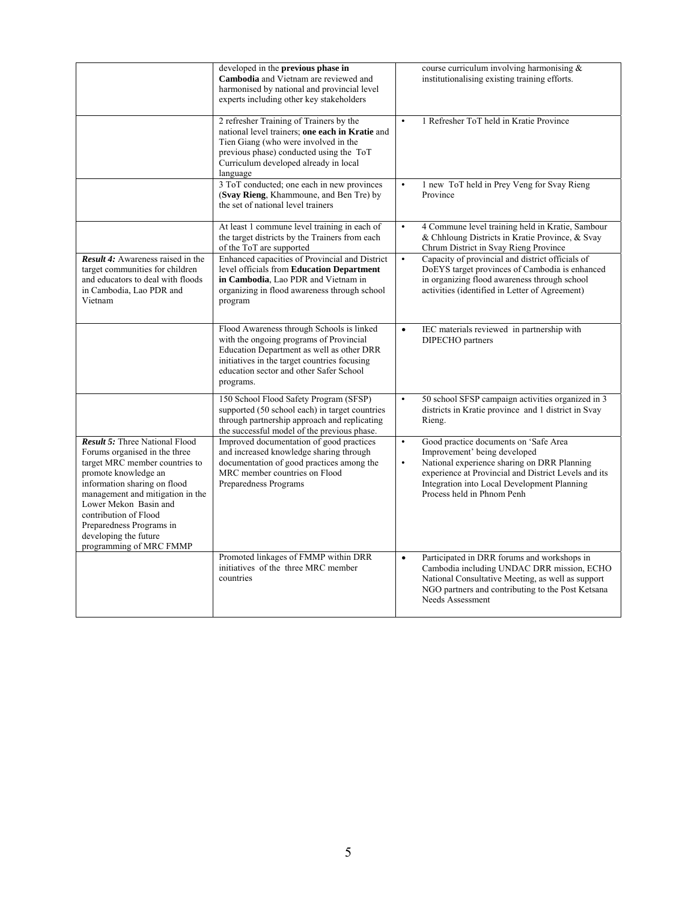| | | |
|---|---|---|
| | developed in the **previous phase in Cambodia** and Vietnam are reviewed and harmonised by national and provincial level experts including other key stakeholders | course curriculum involving harmonising & institutionalising existing training efforts. |
| | 2 refresher Training of Trainers by the national level trainers; **one each in Kratie** and Tien Giang (who were involved in the previous phase) conducted using the ToT Curriculum developed already in local language | • 1 Refresher ToT held in Kratie Province |
| | 3 ToT conducted; one each in new provinces (**Svay Rieng**, Khammoune, and Ben Tre) by the set of national level trainers | • 1 new ToT held in Prey Veng for Svay Rieng Province |
| | At least 1 commune level training in each of the target districts by the Trainers from each of the ToT are supported | • 4 Commune level training held in Kratie, Sambour & Chhloung Districts in Kratie Province, & Svay Chrum District in Svay Rieng Province |
| ***Result 4:*** Awareness raised in the target communities for children and educators to deal with floods in Cambodia, Lao PDR and Vietnam | Enhanced capacities of Provincial and District level officials from **Education Department in Cambodia**, Lao PDR and Vietnam in organizing in flood awareness through school program | • Capacity of provincial and district officials of DoEYS target provinces of Cambodia is enhanced in organizing flood awareness through school activities (identified in Letter of Agreement) |
| | Flood Awareness through Schools is linked with the ongoing programs of Provincial Education Department as well as other DRR initiatives in the target countries focusing education sector and other Safer School programs. | • IEC materials reviewed in partnership with DIPECHO partners |
| | 150 School Flood Safety Program (SFSP) supported (50 school each) in target countries through partnership approach and replicating the successful model of the previous phase. | • 50 school SFSP campaign activities organized in 3 districts in Kratie province and 1 district in Svay Rieng. |
| ***Result 5:*** Three National Flood Forums organised in the three target MRC member countries to promote knowledge an information sharing on flood management and mitigation in the Lower Mekon Basin and contribution of Flood Preparedness Programs in developing the future programming of MRC FMMP | Improved documentation of good practices and increased knowledge sharing through documentation of good practices among the MRC member countries on Flood Preparedness Programs | • Good practice documents on 'Safe Area Improvement' being developed<br>• National experience sharing on DRR Planning experience at Provincial and District Levels and its Integration into Local Development Planning Process held in Phnom Penh |
| | Promoted linkages of FMMP within DRR initiatives of the three MRC member countries | • Participated in DRR forums and workshops in Cambodia including UNDAC DRR mission, ECHO National Consultative Meeting, as well as support NGO partners and contributing to the Post Ketsana Needs Assessment |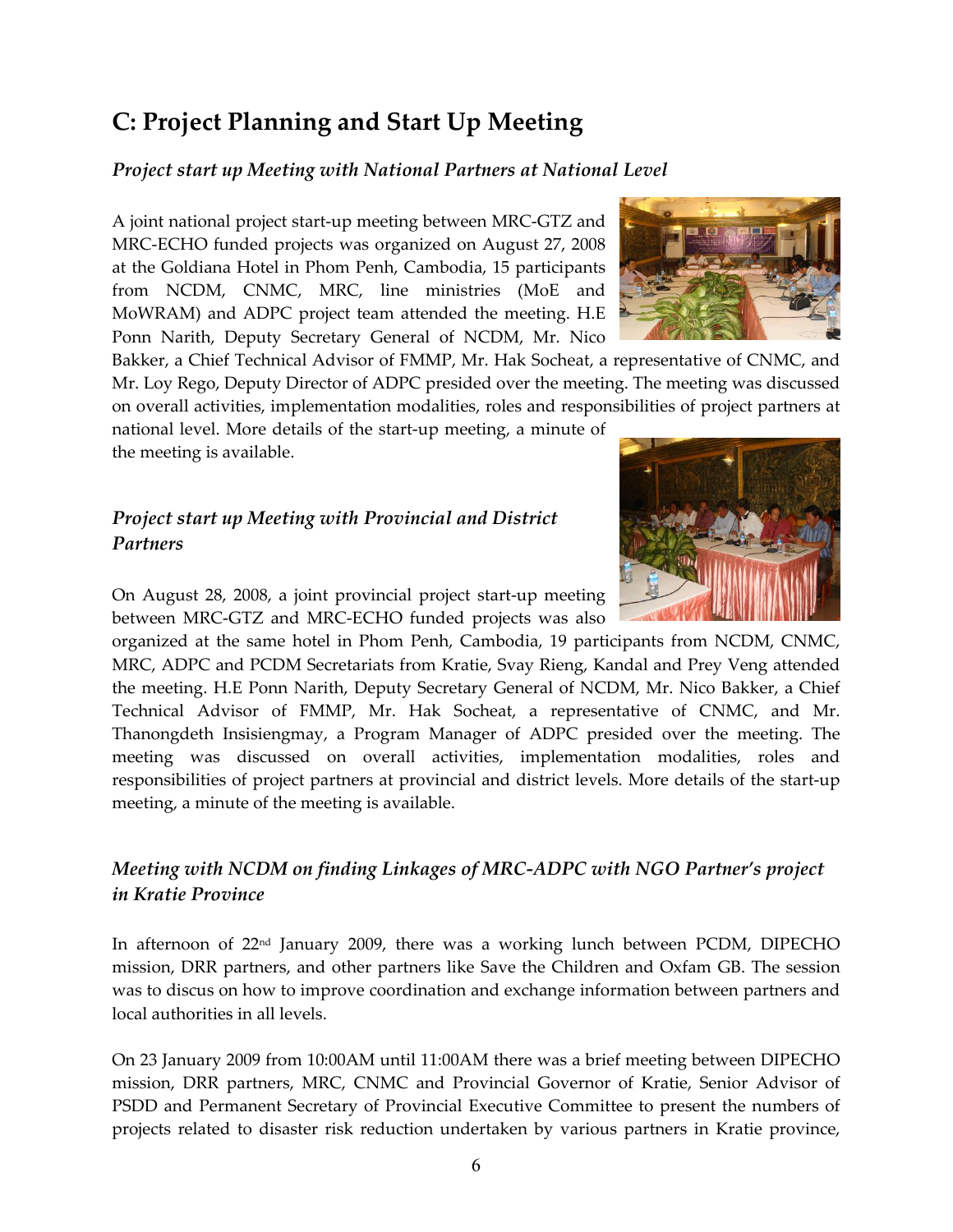## C: Project Planning and Start Up Meeting

### *Project start up Meeting with National Partners at National Level*

A joint national project start-up meeting between MRC-GTZ and MRC-ECHO funded projects was organized on August 27, 2008 at the Goldiana Hotel in Phom Penh, Cambodia, 15 participants from NCDM, CNMC, MRC, line ministries (MoE and MoWRAM) and ADPC project team attended the meeting. H.E Ponn Narith, Deputy Secretary General of NCDM, Mr. Nico Bakker, a Chief Technical Advisor of FMMP, Mr. Hak Socheat, a representative of CNMC, and Mr. Loy Rego, Deputy Director of ADPC presided over the meeting. The meeting was discussed on overall activities, implementation modalities, roles and responsibilities of project partners at national level. More details of the start-up meeting, a minute of the meeting is available.

### *Project start up Meeting with Provincial and District Partners*

On August 28, 2008, a joint provincial project start-up meeting between MRC-GTZ and MRC-ECHO funded projects was also organized at the same hotel in Phom Penh, Cambodia, 19 participants from NCDM, CNMC, MRC, ADPC and PCDM Secretariats from Kratie, Svay Rieng, Kandal and Prey Veng attended the meeting. H.E Ponn Narith, Deputy Secretary General of NCDM, Mr. Nico Bakker, a Chief Technical Advisor of FMMP, Mr. Hak Socheat, a representative of CNMC, and Mr. Thanongdeth Insisiengmay, a Program Manager of ADPC presided over the meeting. The meeting was discussed on overall activities, implementation modalities, roles and responsibilities of project partners at provincial and district levels. More details of the start-up meeting, a minute of the meeting is available.

### *Meeting with NCDM on finding Linkages of MRC-ADPC with NGO Partner's project in Kratie Province*

In afternoon of 22nd January 2009, there was a working lunch between PCDM, DIPECHO mission, DRR partners, and other partners like Save the Children and Oxfam GB. The session was to discus on how to improve coordination and exchange information between partners and local authorities in all levels.

On 23 January 2009 from 10:00AM until 11:00AM there was a brief meeting between DIPECHO mission, DRR partners, MRC, CNMC and Provincial Governor of Kratie, Senior Advisor of PSDD and Permanent Secretary of Provincial Executive Committee to present the numbers of projects related to disaster risk reduction undertaken by various partners in Kratie province,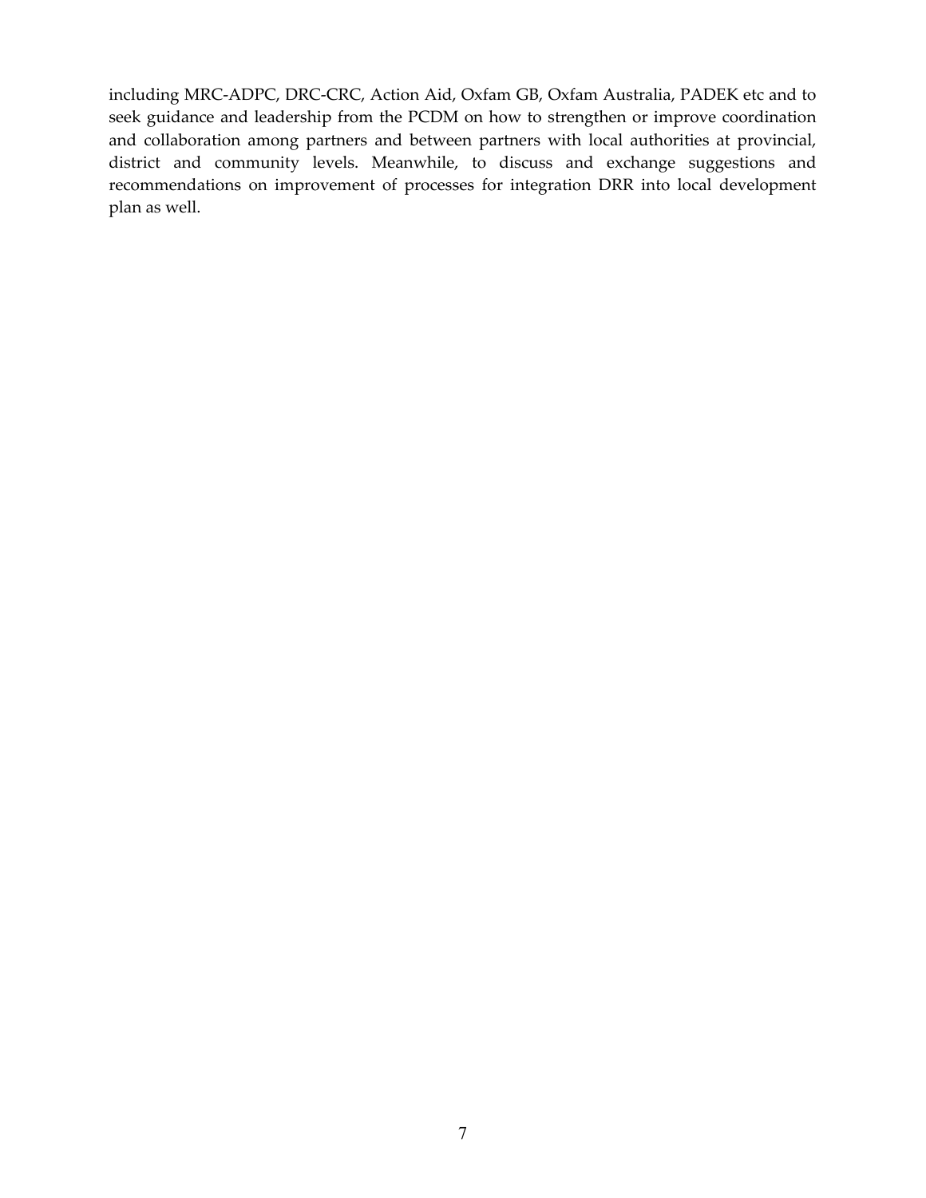including MRC-ADPC, DRC-CRC, Action Aid, Oxfam GB, Oxfam Australia, PADEK etc and to seek guidance and leadership from the PCDM on how to strengthen or improve coordination and collaboration among partners and between partners with local authorities at provincial, district and community levels. Meanwhile, to discuss and exchange suggestions and recommendations on improvement of processes for integration DRR into local development plan as well.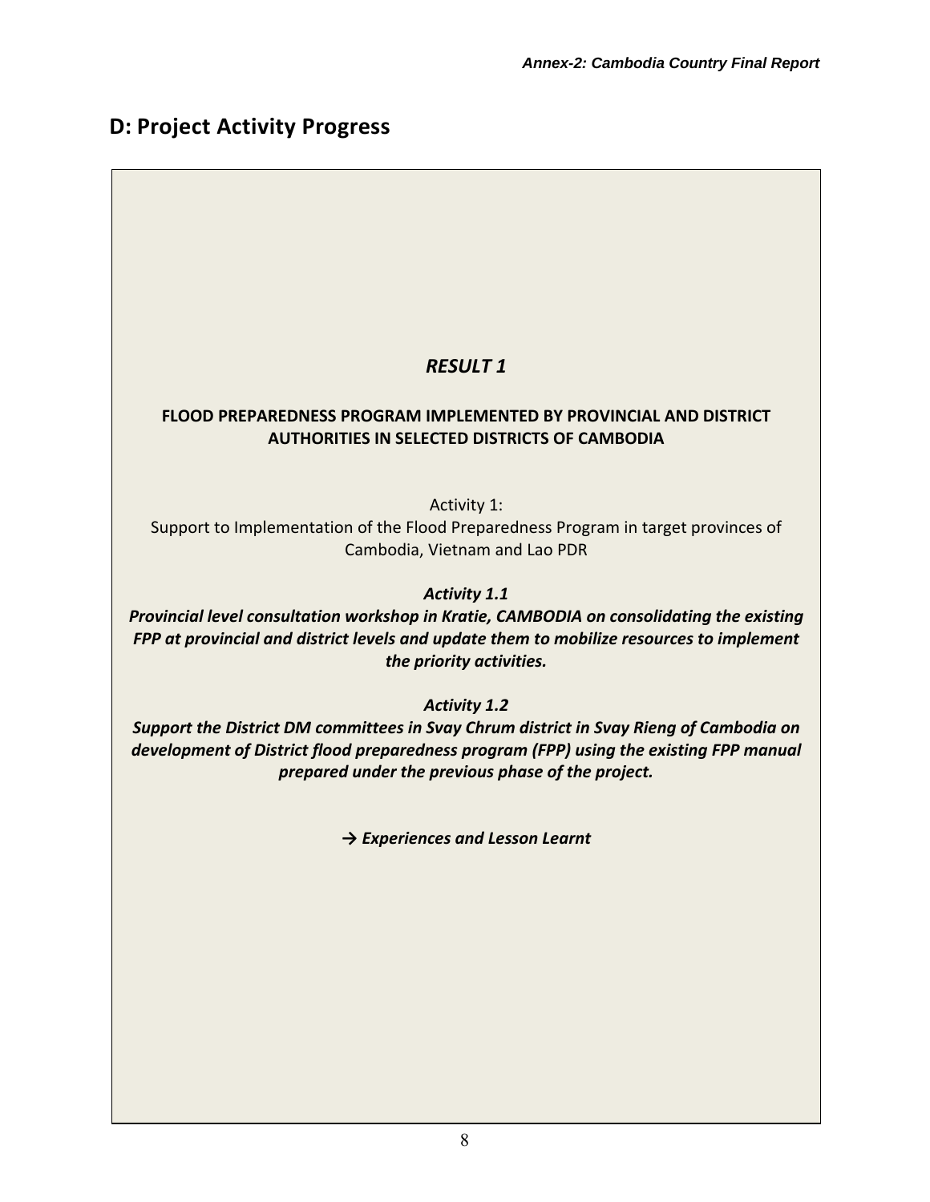## D: Project Activity Progress

### *RESULT 1*

**FLOOD PREPAREDNESS PROGRAM IMPLEMENTED BY PROVINCIAL AND DISTRICT AUTHORITIES IN SELECTED DISTRICTS OF CAMBODIA**

Activity 1:
Support to Implementation of the Flood Preparedness Program in target provinces of Cambodia, Vietnam and Lao PDR

***Activity 1.1***
***Provincial level consultation workshop in Kratie, CAMBODIA on consolidating the existing FPP at provincial and district levels and update them to mobilize resources to implement the priority activities.***

***Activity 1.2***
***Support the District DM committees in Svay Chrum district in Svay Rieng of Cambodia on development of District flood preparedness program (FPP) using the existing FPP manual prepared under the previous phase of the project.***

***→ Experiences and Lesson Learnt***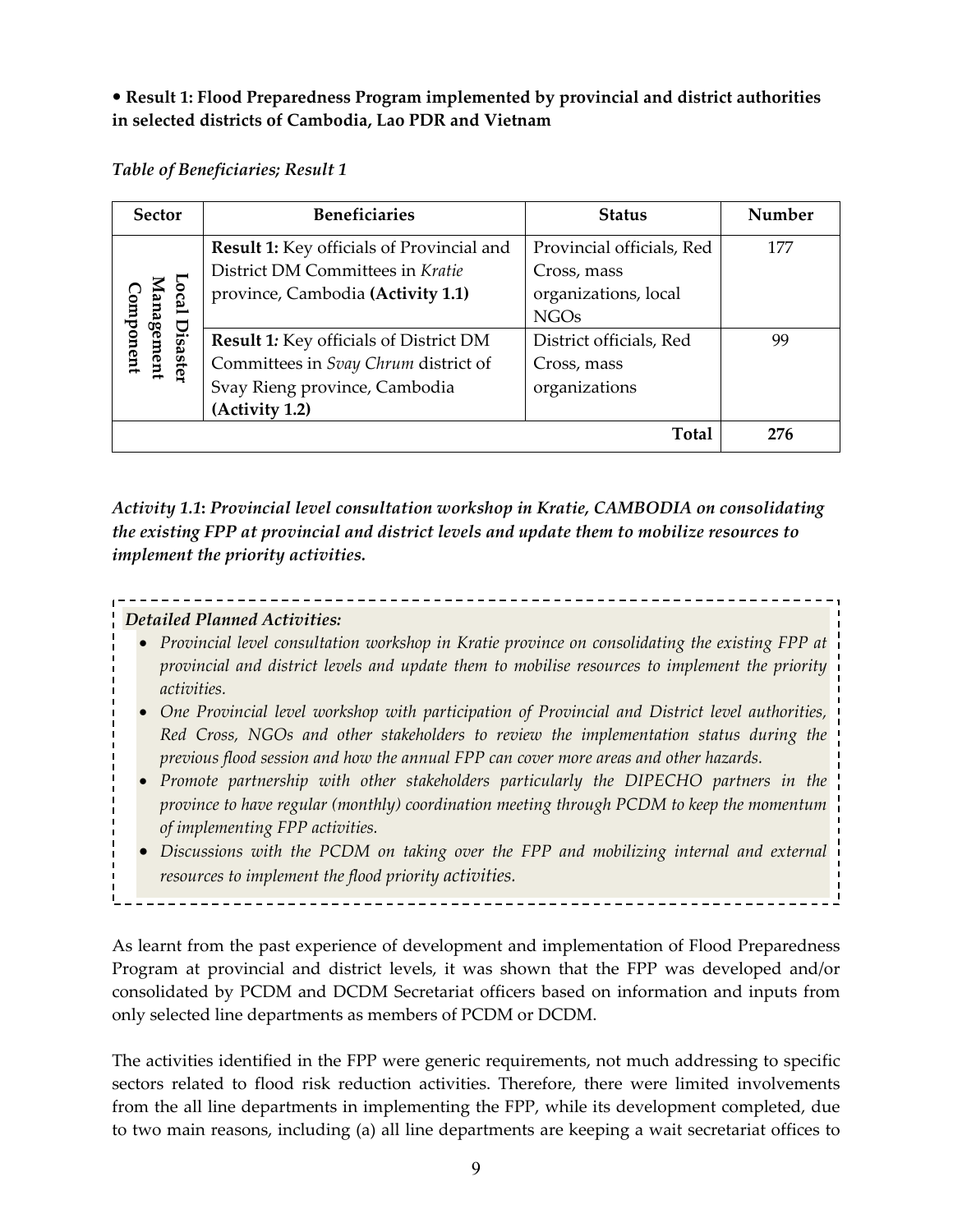- **Result 1: Flood Preparedness Program implemented by provincial and district authorities in selected districts of Cambodia, Lao PDR and Vietnam**

*Table of Beneficiaries; Result 1*

| Sector | Beneficiaries | Status | Number |
|---|---|---|---|
| **Local Disaster Management Component** | **Result 1:** Key officials of Provincial and District DM Committees in *Kratie* province, Cambodia **(Activity 1.1)** | Provincial officials, Red Cross, mass organizations, local NGOs | 177 |
| | **Result 1:** Key officials of District DM Committees in *Svay Chrum* district of Svay Rieng province, Cambodia **(Activity 1.2)** | District officials, Red Cross, mass organizations | 99 |
| | | **Total** | **276** |

***Activity 1.1*: *Provincial level consultation workshop in Kratie, CAMBODIA on consolidating the existing FPP at provincial and district levels and update them to mobilize resources to implement the priority activities.***

***Detailed Planned Activities:***

- *Provincial level consultation workshop in Kratie province on consolidating the existing FPP at provincial and district levels and update them to mobilise resources to implement the priority activities.*
- *One Provincial level workshop with participation of Provincial and District level authorities, Red Cross, NGOs and other stakeholders to review the implementation status during the previous flood session and how the annual FPP can cover more areas and other hazards.*
- *Promote partnership with other stakeholders particularly the DIPECHO partners in the province to have regular (monthly) coordination meeting through PCDM to keep the momentum of implementing FPP activities.*
- *Discussions with the PCDM on taking over the FPP and mobilizing internal and external resources to implement the flood priority activities.*

As learnt from the past experience of development and implementation of Flood Preparedness Program at provincial and district levels, it was shown that the FPP was developed and/or consolidated by PCDM and DCDM Secretariat officers based on information and inputs from only selected line departments as members of PCDM or DCDM.

The activities identified in the FPP were generic requirements, not much addressing to specific sectors related to flood risk reduction activities. Therefore, there were limited involvements from the all line departments in implementing the FPP, while its development completed, due to two main reasons, including (a) all line departments are keeping a wait secretariat offices to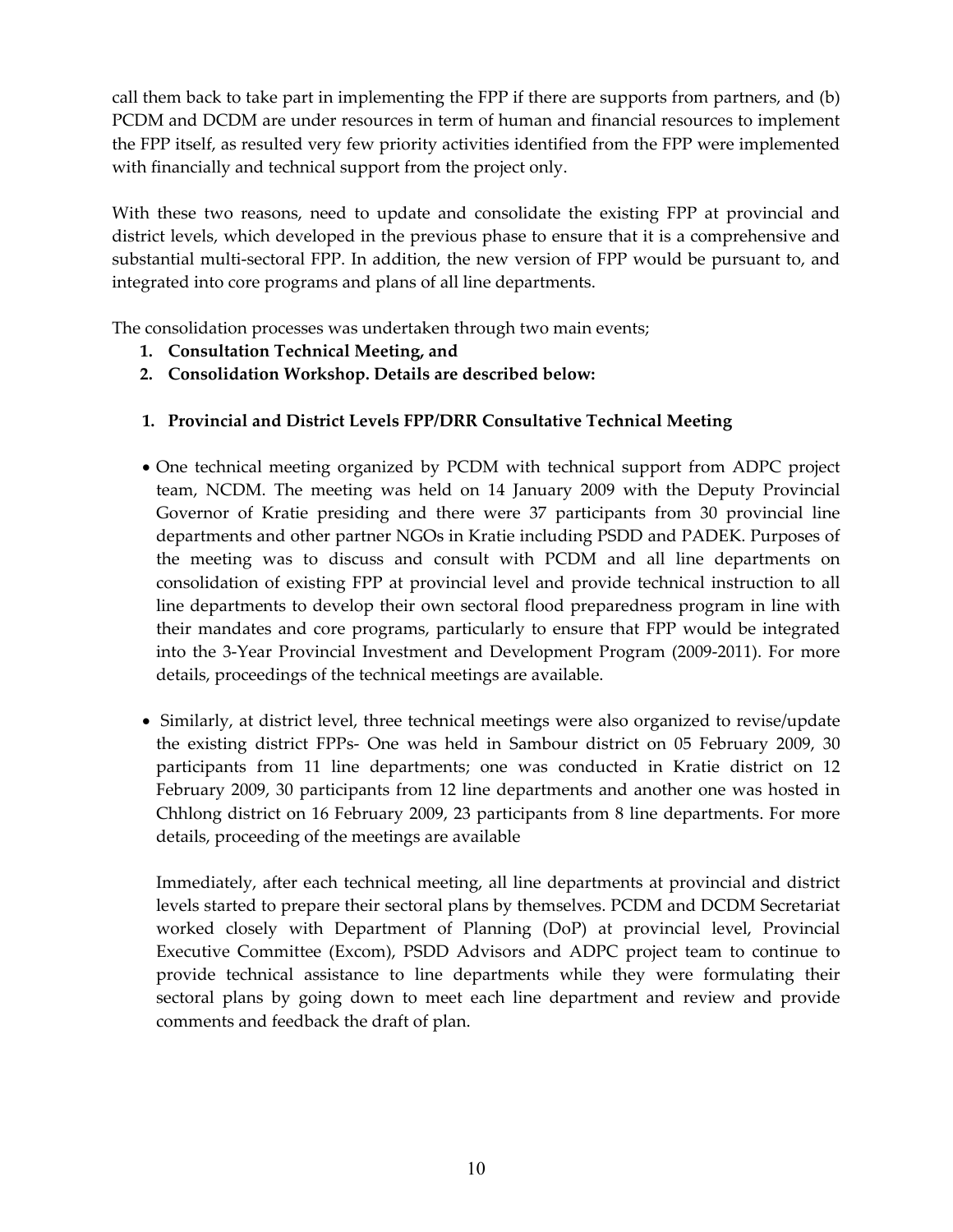call them back to take part in implementing the FPP if there are supports from partners, and (b) PCDM and DCDM are under resources in term of human and financial resources to implement the FPP itself, as resulted very few priority activities identified from the FPP were implemented with financially and technical support from the project only.

With these two reasons, need to update and consolidate the existing FPP at provincial and district levels, which developed in the previous phase to ensure that it is a comprehensive and substantial multi-sectoral FPP. In addition, the new version of FPP would be pursuant to, and integrated into core programs and plans of all line departments.

The consolidation processes was undertaken through two main events;

1. **Consultation Technical Meeting, and**
2. **Consolidation Workshop. Details are described below:**

1. **Provincial and District Levels FPP/DRR Consultative Technical Meeting**

- One technical meeting organized by PCDM with technical support from ADPC project team, NCDM. The meeting was held on 14 January 2009 with the Deputy Provincial Governor of Kratie presiding and there were 37 participants from 30 provincial line departments and other partner NGOs in Kratie including PSDD and PADEK. Purposes of the meeting was to discuss and consult with PCDM and all line departments on consolidation of existing FPP at provincial level and provide technical instruction to all line departments to develop their own sectoral flood preparedness program in line with their mandates and core programs, particularly to ensure that FPP would be integrated into the 3-Year Provincial Investment and Development Program (2009-2011). For more details, proceedings of the technical meetings are available.

- Similarly, at district level, three technical meetings were also organized to revise/update the existing district FPPs- One was held in Sambour district on 05 February 2009, 30 participants from 11 line departments; one was conducted in Kratie district on 12 February 2009, 30 participants from 12 line departments and another one was hosted in Chhlong district on 16 February 2009, 23 participants from 8 line departments. For more details, proceeding of the meetings are available

  Immediately, after each technical meeting, all line departments at provincial and district levels started to prepare their sectoral plans by themselves. PCDM and DCDM Secretariat worked closely with Department of Planning (DoP) at provincial level, Provincial Executive Committee (Excom), PSDD Advisors and ADPC project team to continue to provide technical assistance to line departments while they were formulating their sectoral plans by going down to meet each line department and review and provide comments and feedback the draft of plan.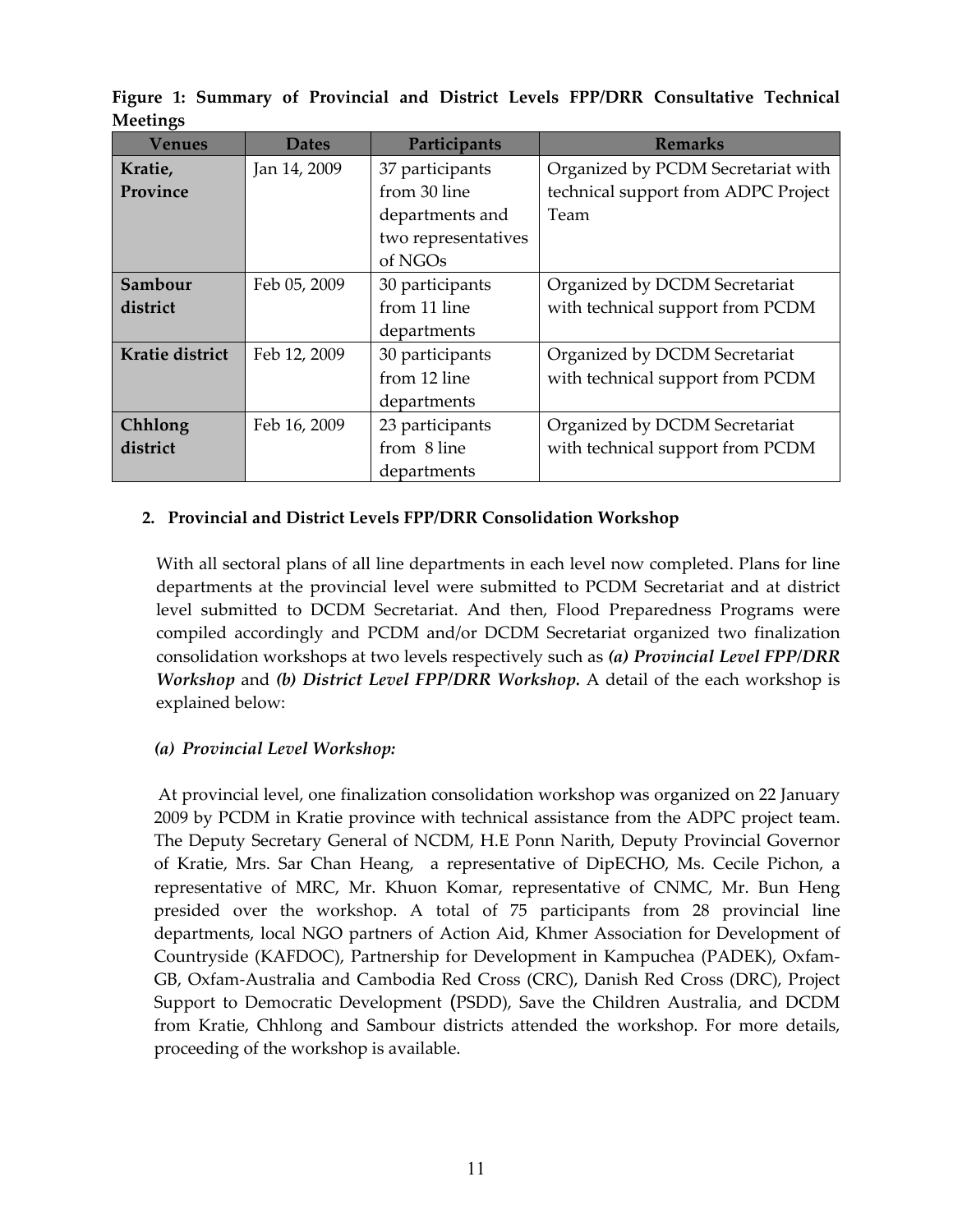**Figure 1: Summary of Provincial and District Levels FPP/DRR Consultative Technical Meetings**

| Venues | Dates | Participants | Remarks |
|---|---|---|---|
| **Kratie, Province** | Jan 14, 2009 | 37 participants from 30 line departments and two representatives of NGOs | Organized by PCDM Secretariat with technical support from ADPC Project Team |
| **Sambour district** | Feb 05, 2009 | 30 participants from 11 line departments | Organized by DCDM Secretariat with technical support from PCDM |
| **Kratie district** | Feb 12, 2009 | 30 participants from 12 line departments | Organized by DCDM Secretariat with technical support from PCDM |
| **Chhlong district** | Feb 16, 2009 | 23 participants from 8 line departments | Organized by DCDM Secretariat with technical support from PCDM |

**2. Provincial and District Levels FPP/DRR Consolidation Workshop**

With all sectoral plans of all line departments in each level now completed. Plans for line departments at the provincial level were submitted to PCDM Secretariat and at district level submitted to DCDM Secretariat. And then, Flood Preparedness Programs were compiled accordingly and PCDM and/or DCDM Secretariat organized two finalization consolidation workshops at two levels respectively such as ***(a) Provincial Level FPP/DRR Workshop*** and ***(b) District Level FPP/DRR Workshop.*** A detail of the each workshop is explained below:

***(a) Provincial Level Workshop:***

At provincial level, one finalization consolidation workshop was organized on 22 January 2009 by PCDM in Kratie province with technical assistance from the ADPC project team. The Deputy Secretary General of NCDM, H.E Ponn Narith, Deputy Provincial Governor of Kratie, Mrs. Sar Chan Heang, a representative of DipECHO, Ms. Cecile Pichon, a representative of MRC, Mr. Khuon Komar, representative of CNMC, Mr. Bun Heng presided over the workshop. A total of 75 participants from 28 provincial line departments, local NGO partners of Action Aid, Khmer Association for Development of Countryside (KAFDOC), Partnership for Development in Kampuchea (PADEK), Oxfam-GB, Oxfam-Australia and Cambodia Red Cross (CRC), Danish Red Cross (DRC), Project Support to Democratic Development (PSDD), Save the Children Australia, and DCDM from Kratie, Chhlong and Sambour districts attended the workshop. For more details, proceeding of the workshop is available.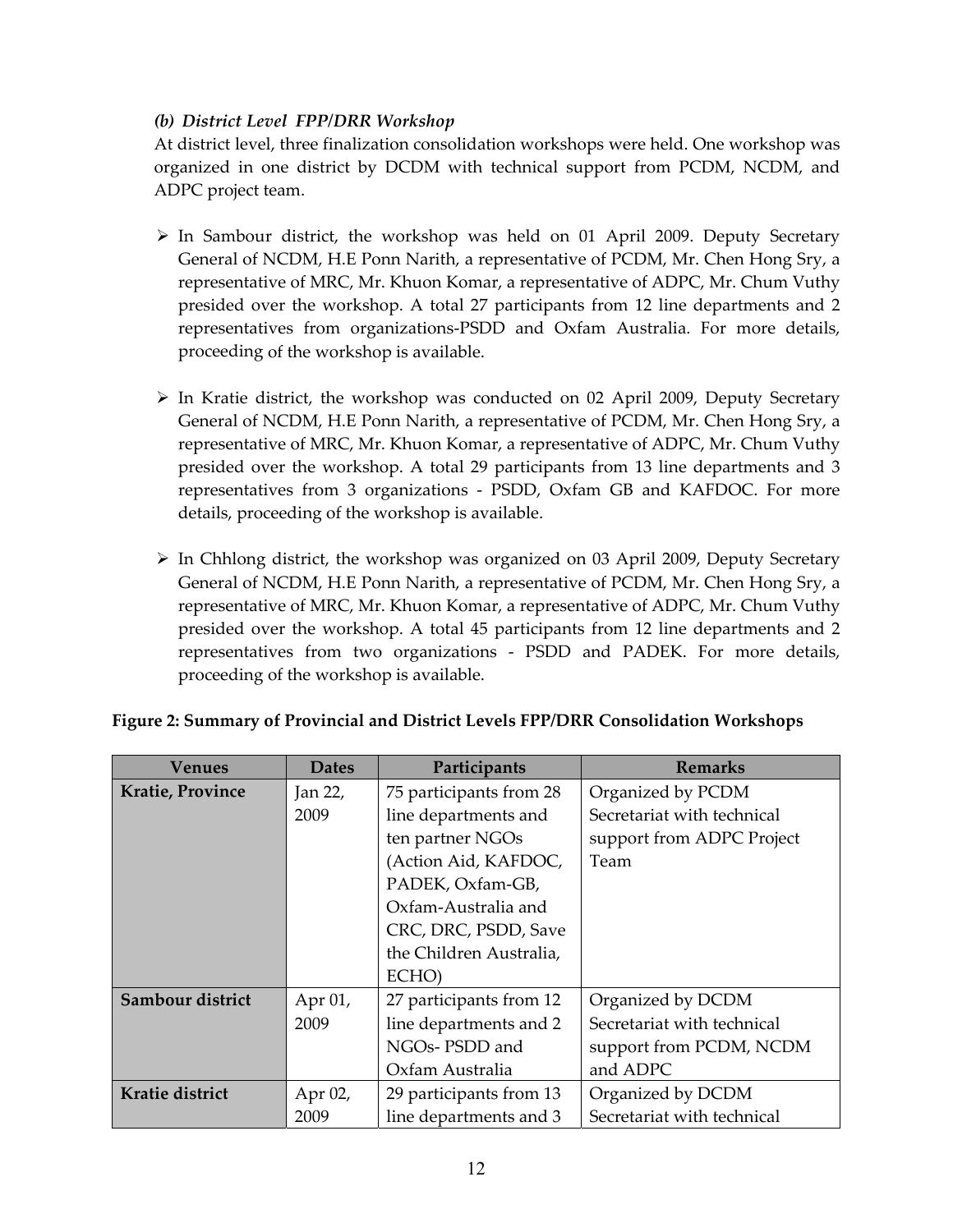*(b) District Level FPP/DRR Workshop*

At district level, three finalization consolidation workshops were held. One workshop was organized in one district by DCDM with technical support from PCDM, NCDM, and ADPC project team.

- In Sambour district, the workshop was held on 01 April 2009. Deputy Secretary General of NCDM, H.E Ponn Narith, a representative of PCDM, Mr. Chen Hong Sry, a representative of MRC, Mr. Khuon Komar, a representative of ADPC, Mr. Chum Vuthy presided over the workshop. A total 27 participants from 12 line departments and 2 representatives from organizations-PSDD and Oxfam Australia. For more details, proceeding of the workshop is available.
- In Kratie district, the workshop was conducted on 02 April 2009, Deputy Secretary General of NCDM, H.E Ponn Narith, a representative of PCDM, Mr. Chen Hong Sry, a representative of MRC, Mr. Khuon Komar, a representative of ADPC, Mr. Chum Vuthy presided over the workshop. A total 29 participants from 13 line departments and 3 representatives from 3 organizations - PSDD, Oxfam GB and KAFDOC. For more details, proceeding of the workshop is available.
- In Chhlong district, the workshop was organized on 03 April 2009, Deputy Secretary General of NCDM, H.E Ponn Narith, a representative of PCDM, Mr. Chen Hong Sry, a representative of MRC, Mr. Khuon Komar, a representative of ADPC, Mr. Chum Vuthy presided over the workshop. A total 45 participants from 12 line departments and 2 representatives from two organizations - PSDD and PADEK. For more details, proceeding of the workshop is available.

**Figure 2: Summary of Provincial and District Levels FPP/DRR Consolidation Workshops**

| Venues | Dates | Participants | Remarks |
|---|---|---|---|
| **Kratie, Province** | Jan 22, 2009 | 75 participants from 28 line departments and ten partner NGOs (Action Aid, KAFDOC, PADEK, Oxfam-GB, Oxfam-Australia and CRC, DRC, PSDD, Save the Children Australia, ECHO) | Organized by PCDM Secretariat with technical support from ADPC Project Team |
| **Sambour district** | Apr 01, 2009 | 27 participants from 12 line departments and 2 NGOs- PSDD and Oxfam Australia | Organized by DCDM Secretariat with technical support from PCDM, NCDM and ADPC |
| **Kratie district** | Apr 02, 2009 | 29 participants from 13 line departments and 3 | Organized by DCDM Secretariat with technical |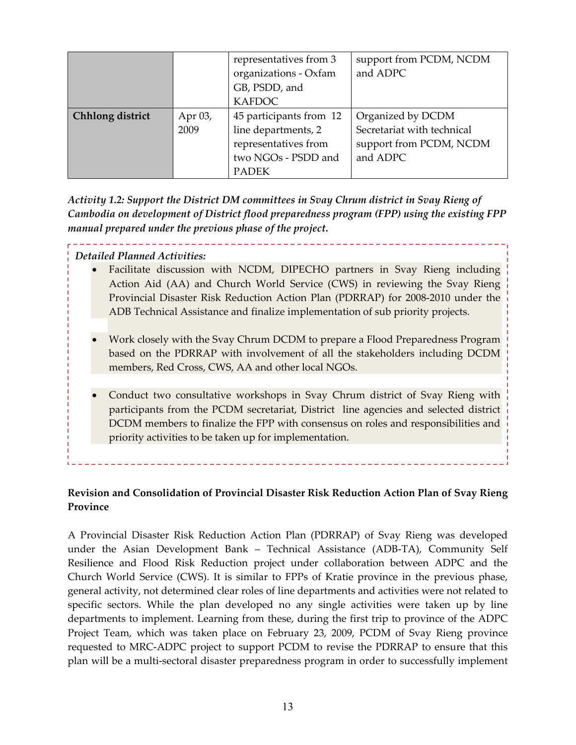|  |  | representatives from 3 organizations - Oxfam GB, PSDD, and KAFDOC | support from PCDM, NCDM and ADPC |
|---|---|---|---|
| **Chhlong district** | Apr 03, 2009 | 45 participants from 12 line departments, 2 representatives from two NGOs - PSDD and PADEK | Organized by DCDM Secretariat with technical support from PCDM, NCDM and ADPC |

***Activity 1.2: Support the District DM committees in Svay Chrum district in Svay Rieng of Cambodia on development of District flood preparedness program (FPP) using the existing FPP manual prepared under the previous phase of the project.***

*Detailed Planned Activities:*

- Facilitate discussion with NCDM, DIPECHO partners in Svay Rieng including Action Aid (AA) and Church World Service (CWS) in reviewing the Svay Rieng Provincial Disaster Risk Reduction Action Plan (PDRRAP) for 2008-2010 under the ADB Technical Assistance and finalize implementation of sub priority projects.

- Work closely with the Svay Chrum DCDM to prepare a Flood Preparedness Program based on the PDRRAP with involvement of all the stakeholders including DCDM members, Red Cross, CWS, AA and other local NGOs.

- Conduct two consultative workshops in Svay Chrum district of Svay Rieng with participants from the PCDM secretariat, District line agencies and selected district DCDM members to finalize the FPP with consensus on roles and responsibilities and priority activities to be taken up for implementation.

**Revision and Consolidation of Provincial Disaster Risk Reduction Action Plan of Svay Rieng Province**

A Provincial Disaster Risk Reduction Action Plan (PDRRAP) of Svay Rieng was developed under the Asian Development Bank – Technical Assistance (ADB-TA), Community Self Resilience and Flood Risk Reduction project under collaboration between ADPC and the Church World Service (CWS). It is similar to FPPs of Kratie province in the previous phase, general activity, not determined clear roles of line departments and activities were not related to specific sectors. While the plan developed no any single activities were taken up by line departments to implement. Learning from these, during the first trip to province of the ADPC Project Team, which was taken place on February 23, 2009, PCDM of Svay Rieng province requested to MRC-ADPC project to support PCDM to revise the PDRRAP to ensure that this plan will be a multi-sectoral disaster preparedness program in order to successfully implement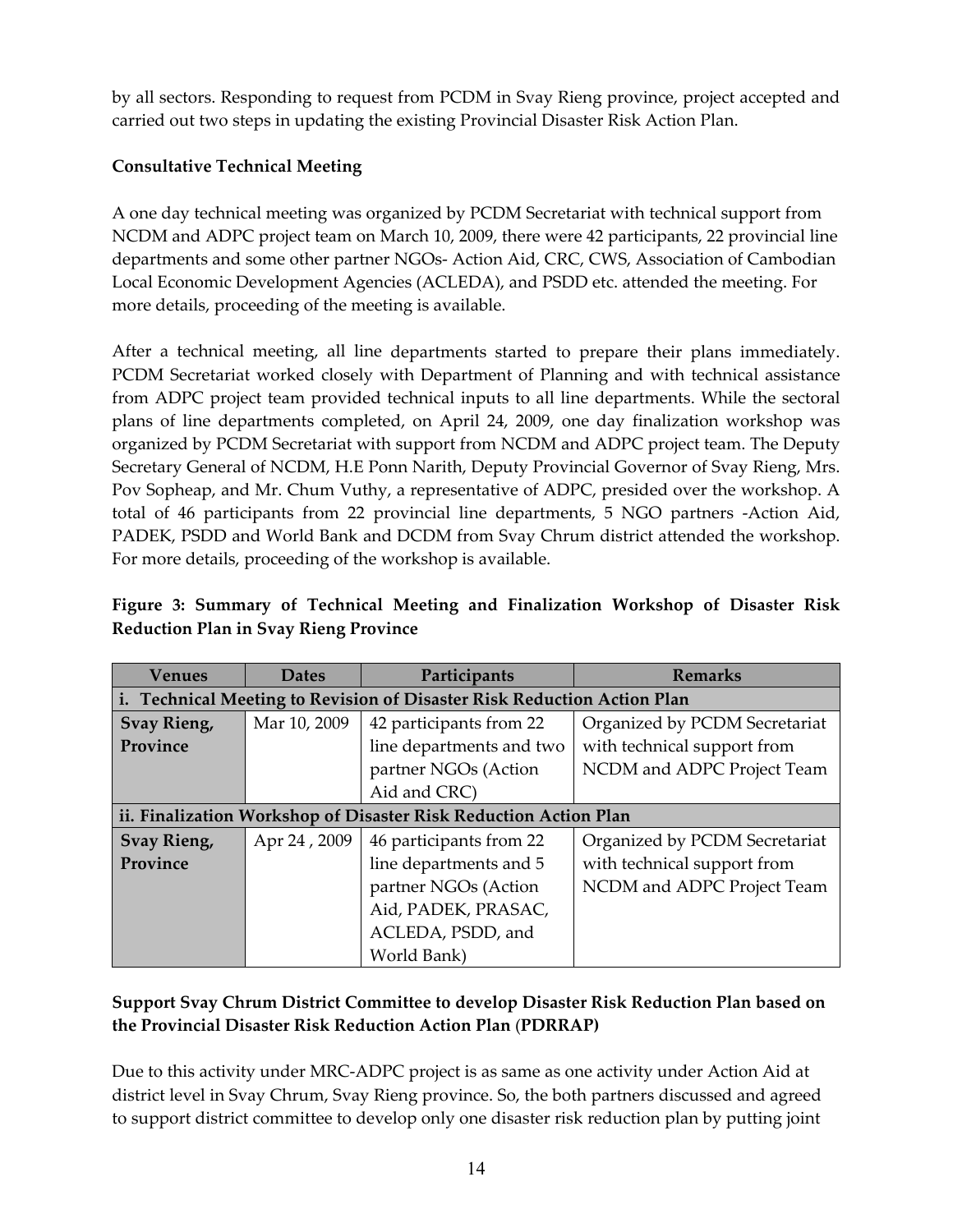by all sectors. Responding to request from PCDM in Svay Rieng province, project accepted and carried out two steps in updating the existing Provincial Disaster Risk Action Plan.

**Consultative Technical Meeting**

A one day technical meeting was organized by PCDM Secretariat with technical support from NCDM and ADPC project team on March 10, 2009, there were 42 participants, 22 provincial line departments and some other partner NGOs- Action Aid, CRC, CWS, Association of Cambodian Local Economic Development Agencies (ACLEDA), and PSDD etc. attended the meeting. For more details, proceeding of the meeting is available.

After a technical meeting, all line departments started to prepare their plans immediately. PCDM Secretariat worked closely with Department of Planning and with technical assistance from ADPC project team provided technical inputs to all line departments. While the sectoral plans of line departments completed, on April 24, 2009, one day finalization workshop was organized by PCDM Secretariat with support from NCDM and ADPC project team. The Deputy Secretary General of NCDM, H.E Ponn Narith, Deputy Provincial Governor of Svay Rieng, Mrs. Pov Sopheap, and Mr. Chum Vuthy, a representative of ADPC, presided over the workshop. A total of 46 participants from 22 provincial line departments, 5 NGO partners -Action Aid, PADEK, PSDD and World Bank and DCDM from Svay Chrum district attended the workshop. For more details, proceeding of the workshop is available.

**Figure 3: Summary of Technical Meeting and Finalization Workshop of Disaster Risk Reduction Plan in Svay Rieng Province**

| Venues | Dates | Participants | Remarks |
|---|---|---|---|
| **i. Technical Meeting to Revision of Disaster Risk Reduction Action Plan** | | | |
| **Svay Rieng, Province** | Mar 10, 2009 | 42 participants from 22 line departments and two partner NGOs (Action Aid and CRC) | Organized by PCDM Secretariat with technical support from NCDM and ADPC Project Team |
| **ii. Finalization Workshop of Disaster Risk Reduction Action Plan** | | | |
| **Svay Rieng, Province** | Apr 24 , 2009 | 46 participants from 22 line departments and 5 partner NGOs (Action Aid, PADEK, PRASAC, ACLEDA, PSDD, and World Bank) | Organized by PCDM Secretariat with technical support from NCDM and ADPC Project Team |

**Support Svay Chrum District Committee to develop Disaster Risk Reduction Plan based on the Provincial Disaster Risk Reduction Action Plan (PDRRAP)**

Due to this activity under MRC-ADPC project is as same as one activity under Action Aid at district level in Svay Chrum, Svay Rieng province. So, the both partners discussed and agreed to support district committee to develop only one disaster risk reduction plan by putting joint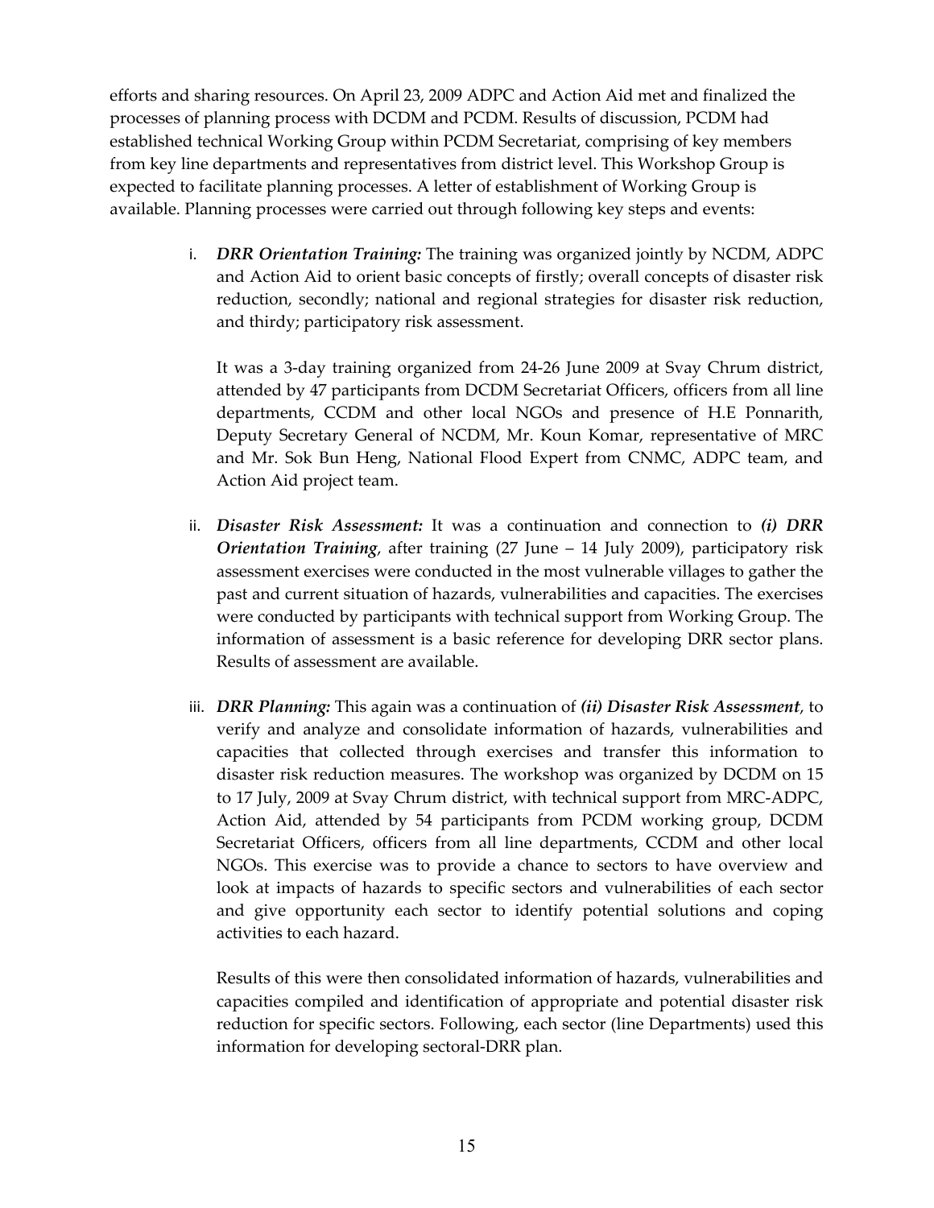efforts and sharing resources. On April 23, 2009 ADPC and Action Aid met and finalized the processes of planning process with DCDM and PCDM. Results of discussion, PCDM had established technical Working Group within PCDM Secretariat, comprising of key members from key line departments and representatives from district level. This Workshop Group is expected to facilitate planning processes. A letter of establishment of Working Group is available. Planning processes were carried out through following key steps and events:

i. ***DRR Orientation Training:*** The training was organized jointly by NCDM, ADPC and Action Aid to orient basic concepts of firstly; overall concepts of disaster risk reduction, secondly; national and regional strategies for disaster risk reduction, and thirdy; participatory risk assessment.

   It was a 3-day training organized from 24-26 June 2009 at Svay Chrum district, attended by 47 participants from DCDM Secretariat Officers, officers from all line departments, CCDM and other local NGOs and presence of H.E Ponnarith, Deputy Secretary General of NCDM, Mr. Koun Komar, representative of MRC and Mr. Sok Bun Heng, National Flood Expert from CNMC, ADPC team, and Action Aid project team.

ii. ***Disaster Risk Assessment:*** It was a continuation and connection to ***(i) DRR Orientation Training***, after training (27 June – 14 July 2009), participatory risk assessment exercises were conducted in the most vulnerable villages to gather the past and current situation of hazards, vulnerabilities and capacities. The exercises were conducted by participants with technical support from Working Group. The information of assessment is a basic reference for developing DRR sector plans. Results of assessment are available.

iii. ***DRR Planning:*** This again was a continuation of ***(ii) Disaster Risk Assessment***, to verify and analyze and consolidate information of hazards, vulnerabilities and capacities that collected through exercises and transfer this information to disaster risk reduction measures. The workshop was organized by DCDM on 15 to 17 July, 2009 at Svay Chrum district, with technical support from MRC-ADPC, Action Aid, attended by 54 participants from PCDM working group, DCDM Secretariat Officers, officers from all line departments, CCDM and other local NGOs. This exercise was to provide a chance to sectors to have overview and look at impacts of hazards to specific sectors and vulnerabilities of each sector and give opportunity each sector to identify potential solutions and coping activities to each hazard.

   Results of this were then consolidated information of hazards, vulnerabilities and capacities compiled and identification of appropriate and potential disaster risk reduction for specific sectors. Following, each sector (line Departments) used this information for developing sectoral-DRR plan.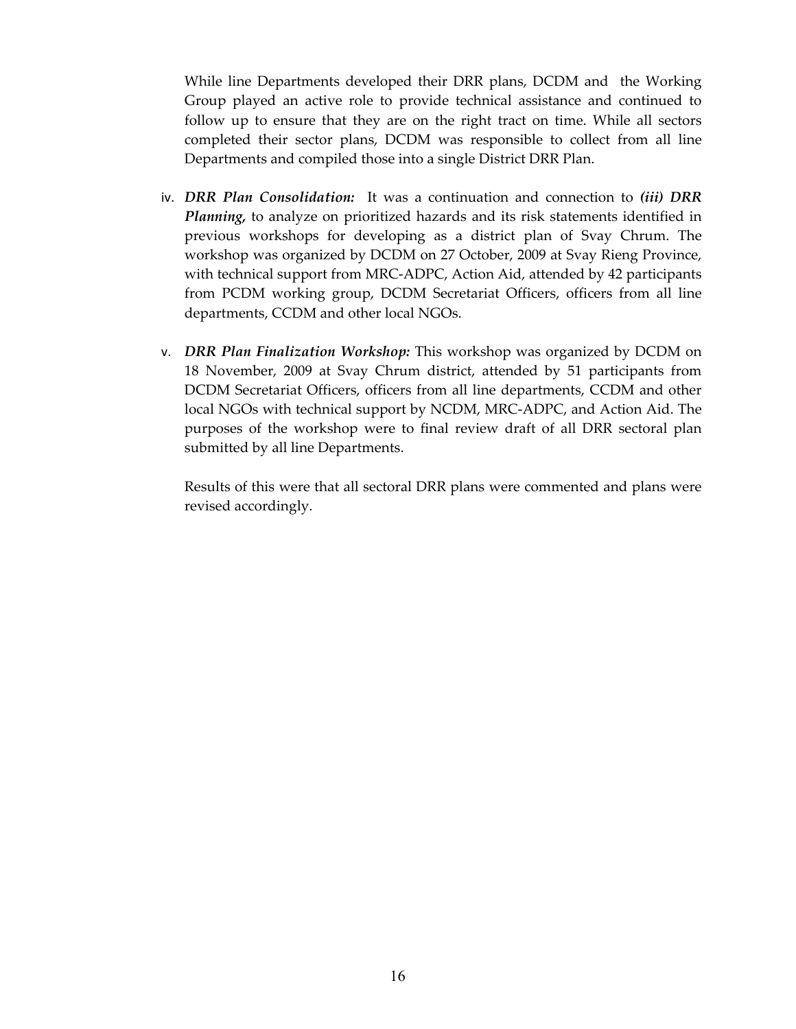While line Departments developed their DRR plans, DCDM and the Working Group played an active role to provide technical assistance and continued to follow up to ensure that they are on the right tract on time. While all sectors completed their sector plans, DCDM was responsible to collect from all line Departments and compiled those into a single District DRR Plan.

iv. ***DRR Plan Consolidation:*** It was a continuation and connection to ***(iii) DRR Planning,*** to analyze on prioritized hazards and its risk statements identified in previous workshops for developing as a district plan of Svay Chrum. The workshop was organized by DCDM on 27 October, 2009 at Svay Rieng Province, with technical support from MRC-ADPC, Action Aid, attended by 42 participants from PCDM working group, DCDM Secretariat Officers, officers from all line departments, CCDM and other local NGOs.

v. ***DRR Plan Finalization Workshop:*** This workshop was organized by DCDM on 18 November, 2009 at Svay Chrum district, attended by 51 participants from DCDM Secretariat Officers, officers from all line departments, CCDM and other local NGOs with technical support by NCDM, MRC-ADPC, and Action Aid. The purposes of the workshop were to final review draft of all DRR sectoral plan submitted by all line Departments.

   Results of this were that all sectoral DRR plans were commented and plans were revised accordingly.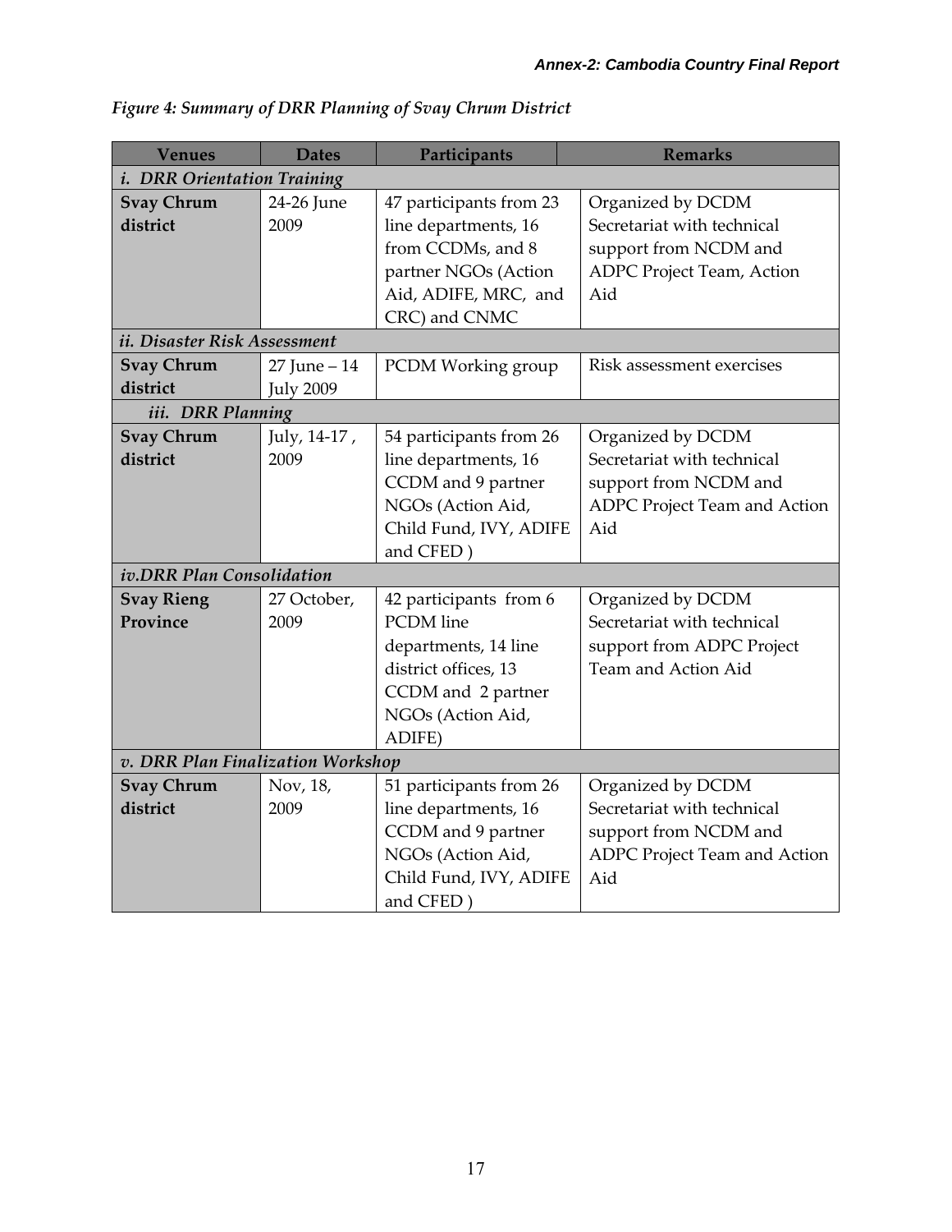*Figure 4: Summary of DRR Planning of Svay Chrum District*

| Venues | Dates | Participants | Remarks |
|---|---|---|---|
| *i. DRR Orientation Training* | | | |
| **Svay Chrum district** | 24-26 June 2009 | 47 participants from 23 line departments, 16 from CCDMs, and 8 partner NGOs (Action Aid, ADIFE, MRC, and CRC) and CNMC | Organized by DCDM Secretariat with technical support from NCDM and ADPC Project Team, Action Aid |
| *ii. Disaster Risk Assessment* | | | |
| **Svay Chrum district** | 27 June – 14 July 2009 | PCDM Working group | Risk assessment exercises |
| *iii. DRR Planning* | | | |
| **Svay Chrum district** | July, 14-17 , 2009 | 54 participants from 26 line departments, 16 CCDM and 9 partner NGOs (Action Aid, Child Fund, IVY, ADIFE and CFED ) | Organized by DCDM Secretariat with technical support from NCDM and ADPC Project Team and Action Aid |
| *iv.DRR Plan Consolidation* | | | |
| **Svay Rieng Province** | 27 October, 2009 | 42 participants from 6 PCDM line departments, 14 line district offices, 13 CCDM and 2 partner NGOs (Action Aid, ADIFE) | Organized by DCDM Secretariat with technical support from ADPC Project Team and Action Aid |
| *v. DRR Plan Finalization Workshop* | | | |
| **Svay Chrum district** | Nov, 18, 2009 | 51 participants from 26 line departments, 16 CCDM and 9 partner NGOs (Action Aid, Child Fund, IVY, ADIFE and CFED ) | Organized by DCDM Secretariat with technical support from NCDM and ADPC Project Team and Action Aid |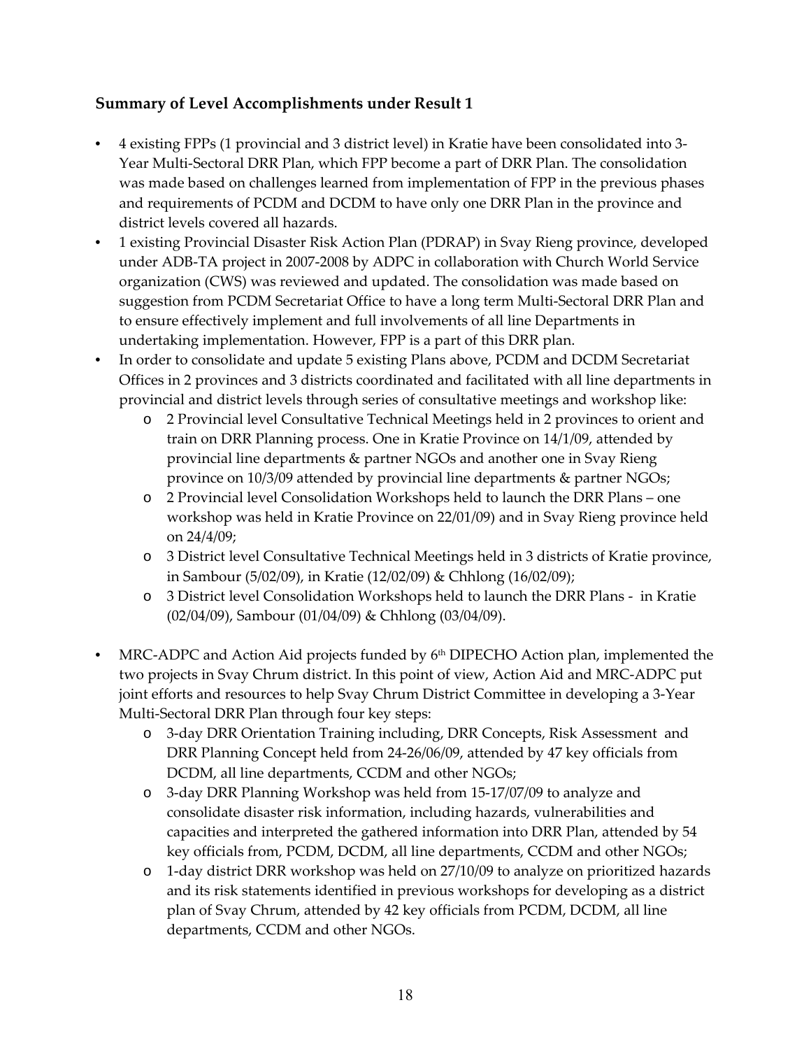## Summary of Level Accomplishments under Result 1

- 4 existing FPPs (1 provincial and 3 district level) in Kratie have been consolidated into 3-Year Multi-Sectoral DRR Plan, which FPP become a part of DRR Plan. The consolidation was made based on challenges learned from implementation of FPP in the previous phases and requirements of PCDM and DCDM to have only one DRR Plan in the province and district levels covered all hazards.
- 1 existing Provincial Disaster Risk Action Plan (PDRAP) in Svay Rieng province, developed under ADB-TA project in 2007-2008 by ADPC in collaboration with Church World Service organization (CWS) was reviewed and updated. The consolidation was made based on suggestion from PCDM Secretariat Office to have a long term Multi-Sectoral DRR Plan and to ensure effectively implement and full involvements of all line Departments in undertaking implementation. However, FPP is a part of this DRR plan.
- In order to consolidate and update 5 existing Plans above, PCDM and DCDM Secretariat Offices in 2 provinces and 3 districts coordinated and facilitated with all line departments in provincial and district levels through series of consultative meetings and workshop like:
  - 2 Provincial level Consultative Technical Meetings held in 2 provinces to orient and train on DRR Planning process. One in Kratie Province on 14/1/09, attended by provincial line departments & partner NGOs and another one in Svay Rieng province on 10/3/09 attended by provincial line departments & partner NGOs;
  - 2 Provincial level Consolidation Workshops held to launch the DRR Plans – one workshop was held in Kratie Province on 22/01/09) and in Svay Rieng province held on 24/4/09;
  - 3 District level Consultative Technical Meetings held in 3 districts of Kratie province, in Sambour (5/02/09), in Kratie (12/02/09) & Chhlong (16/02/09);
  - 3 District level Consolidation Workshops held to launch the DRR Plans - in Kratie (02/04/09), Sambour (01/04/09) & Chhlong (03/04/09).

- MRC-ADPC and Action Aid projects funded by 6th DIPECHO Action plan, implemented the two projects in Svay Chrum district. In this point of view, Action Aid and MRC-ADPC put joint efforts and resources to help Svay Chrum District Committee in developing a 3-Year Multi-Sectoral DRR Plan through four key steps:
  - 3-day DRR Orientation Training including, DRR Concepts, Risk Assessment and DRR Planning Concept held from 24-26/06/09, attended by 47 key officials from DCDM, all line departments, CCDM and other NGOs;
  - 3-day DRR Planning Workshop was held from 15-17/07/09 to analyze and consolidate disaster risk information, including hazards, vulnerabilities and capacities and interpreted the gathered information into DRR Plan, attended by 54 key officials from, PCDM, DCDM, all line departments, CCDM and other NGOs;
  - 1-day district DRR workshop was held on 27/10/09 to analyze on prioritized hazards and its risk statements identified in previous workshops for developing as a district plan of Svay Chrum, attended by 42 key officials from PCDM, DCDM, all line departments, CCDM and other NGOs.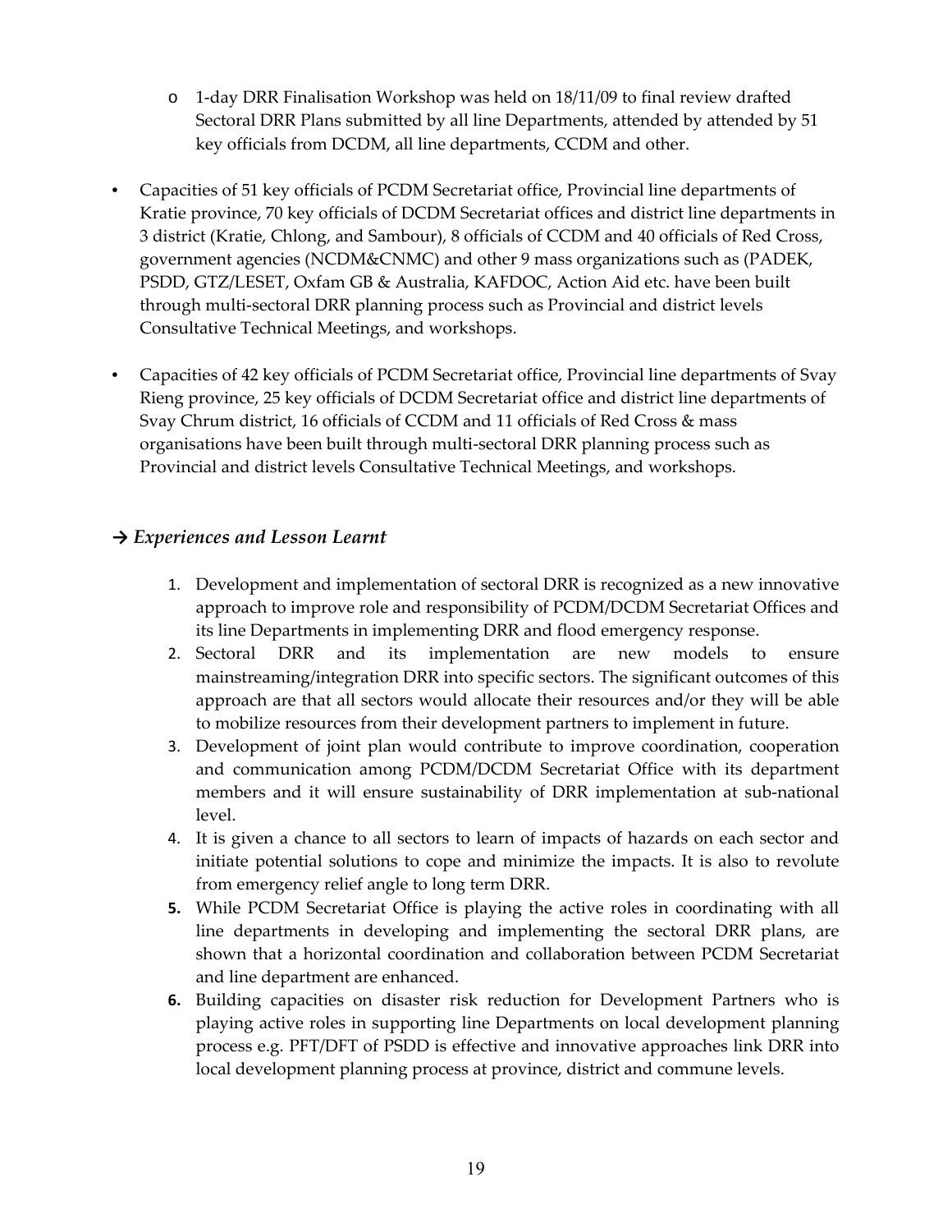- 1-day DRR Finalisation Workshop was held on 18/11/09 to final review drafted Sectoral DRR Plans submitted by all line Departments, attended by attended by 51 key officials from DCDM, all line departments, CCDM and other.

- Capacities of 51 key officials of PCDM Secretariat office, Provincial line departments of Kratie province, 70 key officials of DCDM Secretariat offices and district line departments in 3 district (Kratie, Chlong, and Sambour), 8 officials of CCDM and 40 officials of Red Cross, government agencies (NCDM&CNMC) and other 9 mass organizations such as (PADEK, PSDD, GTZ/LESET, Oxfam GB & Australia, KAFDOC, Action Aid etc. have been built through multi-sectoral DRR planning process such as Provincial and district levels Consultative Technical Meetings, and workshops.

- Capacities of 42 key officials of PCDM Secretariat office, Provincial line departments of Svay Rieng province, 25 key officials of DCDM Secretariat office and district line departments of Svay Chrum district, 16 officials of CCDM and 11 officials of Red Cross & mass organisations have been built through multi-sectoral DRR planning process such as Provincial and district levels Consultative Technical Meetings, and workshops.

### → *Experiences and Lesson Learnt*

1. Development and implementation of sectoral DRR is recognized as a new innovative approach to improve role and responsibility of PCDM/DCDM Secretariat Offices and its line Departments in implementing DRR and flood emergency response.
2. Sectoral DRR and its implementation are new models to ensure mainstreaming/integration DRR into specific sectors. The significant outcomes of this approach are that all sectors would allocate their resources and/or they will be able to mobilize resources from their development partners to implement in future.
3. Development of joint plan would contribute to improve coordination, cooperation and communication among PCDM/DCDM Secretariat Office with its department members and it will ensure sustainability of DRR implementation at sub-national level.
4. It is given a chance to all sectors to learn of impacts of hazards on each sector and initiate potential solutions to cope and minimize the impacts. It is also to revolute from emergency relief angle to long term DRR.
5. While PCDM Secretariat Office is playing the active roles in coordinating with all line departments in developing and implementing the sectoral DRR plans, are shown that a horizontal coordination and collaboration between PCDM Secretariat and line department are enhanced.
6. Building capacities on disaster risk reduction for Development Partners who is playing active roles in supporting line Departments on local development planning process e.g. PFT/DFT of PSDD is effective and innovative approaches link DRR into local development planning process at province, district and commune levels.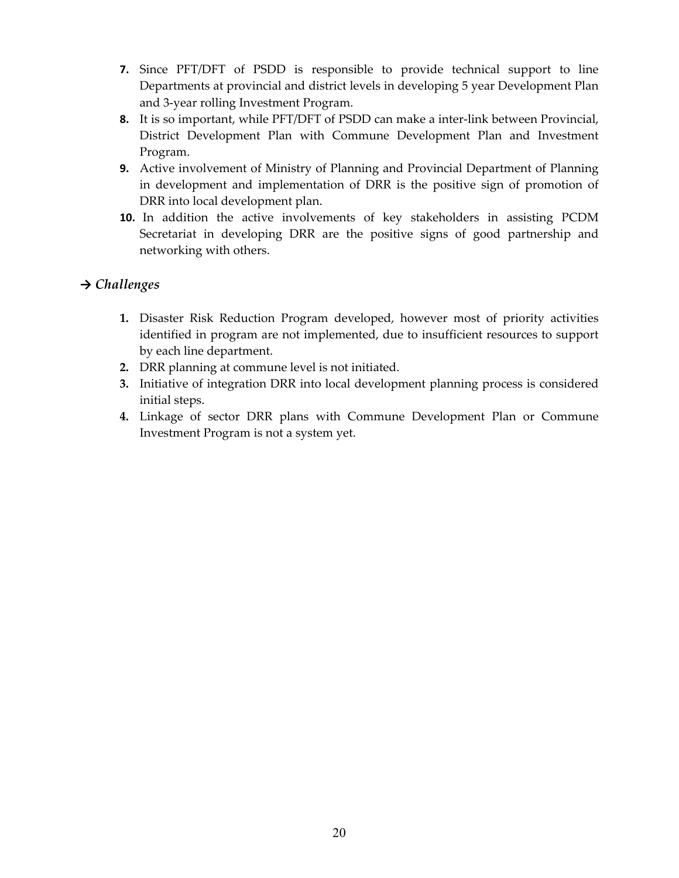7. Since PFT/DFT of PSDD is responsible to provide technical support to line Departments at provincial and district levels in developing 5 year Development Plan and 3-year rolling Investment Program.
8. It is so important, while PFT/DFT of PSDD can make a inter-link between Provincial, District Development Plan with Commune Development Plan and Investment Program.
9. Active involvement of Ministry of Planning and Provincial Department of Planning in development and implementation of DRR is the positive sign of promotion of DRR into local development plan.
10. In addition the active involvements of key stakeholders in assisting PCDM Secretariat in developing DRR are the positive signs of good partnership and networking with others.

### → *Challenges*

1. Disaster Risk Reduction Program developed, however most of priority activities identified in program are not implemented, due to insufficient resources to support by each line department.
2. DRR planning at commune level is not initiated.
3. Initiative of integration DRR into local development planning process is considered initial steps.
4. Linkage of sector DRR plans with Commune Development Plan or Commune Investment Program is not a system yet.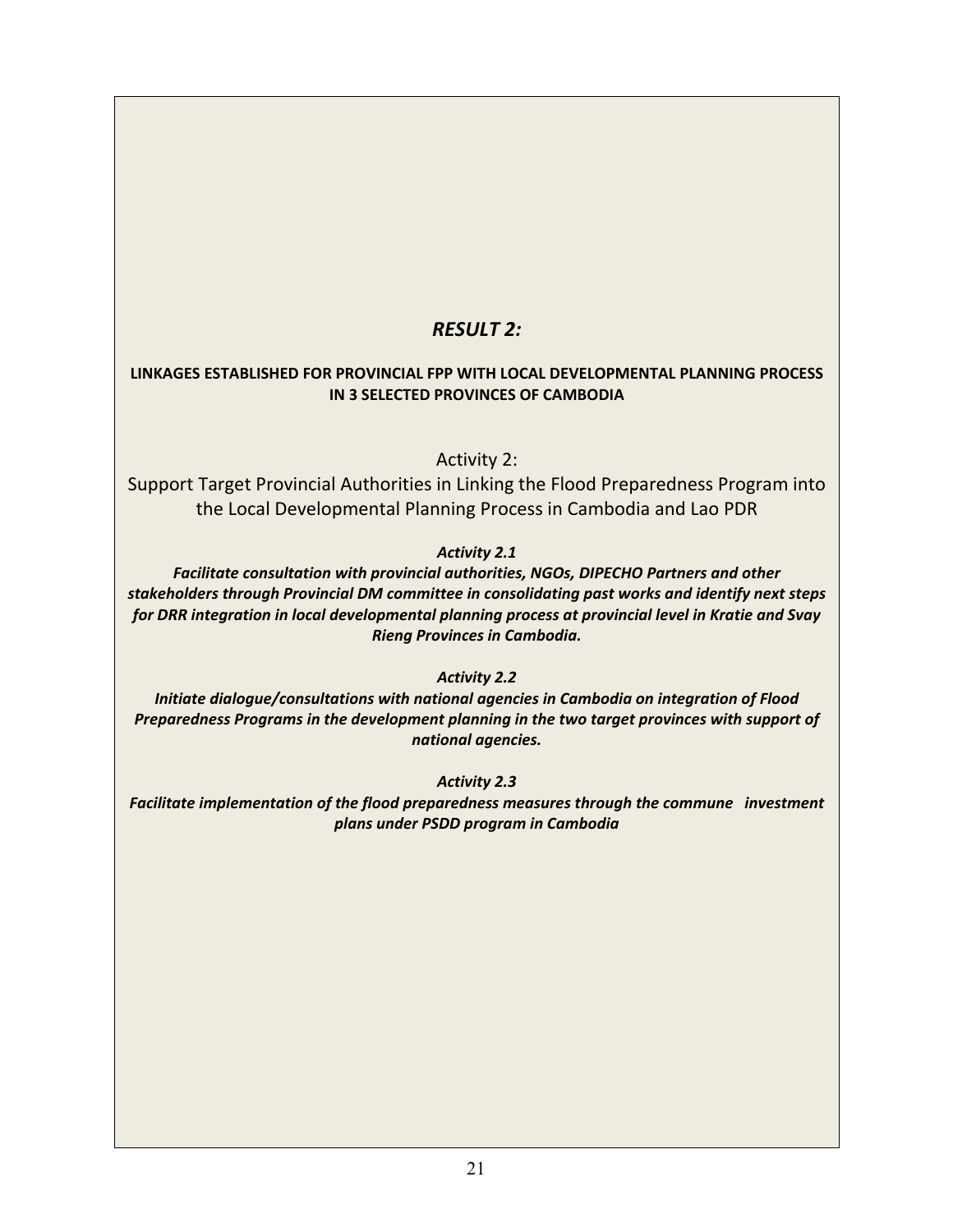# *RESULT 2:*

**LINKAGES ESTABLISHED FOR PROVINCIAL FPP WITH LOCAL DEVELOPMENTAL PLANNING PROCESS IN 3 SELECTED PROVINCES OF CAMBODIA**

## Activity 2:
## Support Target Provincial Authorities in Linking the Flood Preparedness Program into the Local Developmental Planning Process in Cambodia and Lao PDR

***Activity 2.1***

***Facilitate consultation with provincial authorities, NGOs, DIPECHO Partners and other stakeholders through Provincial DM committee in consolidating past works and identify next steps for DRR integration in local developmental planning process at provincial level in Kratie and Svay Rieng Provinces in Cambodia.***

***Activity 2.2***

***Initiate dialogue/consultations with national agencies in Cambodia on integration of Flood Preparedness Programs in the development planning in the two target provinces with support of national agencies.***

***Activity 2.3***

***Facilitate implementation of the flood preparedness measures through the commune investment plans under PSDD program in Cambodia***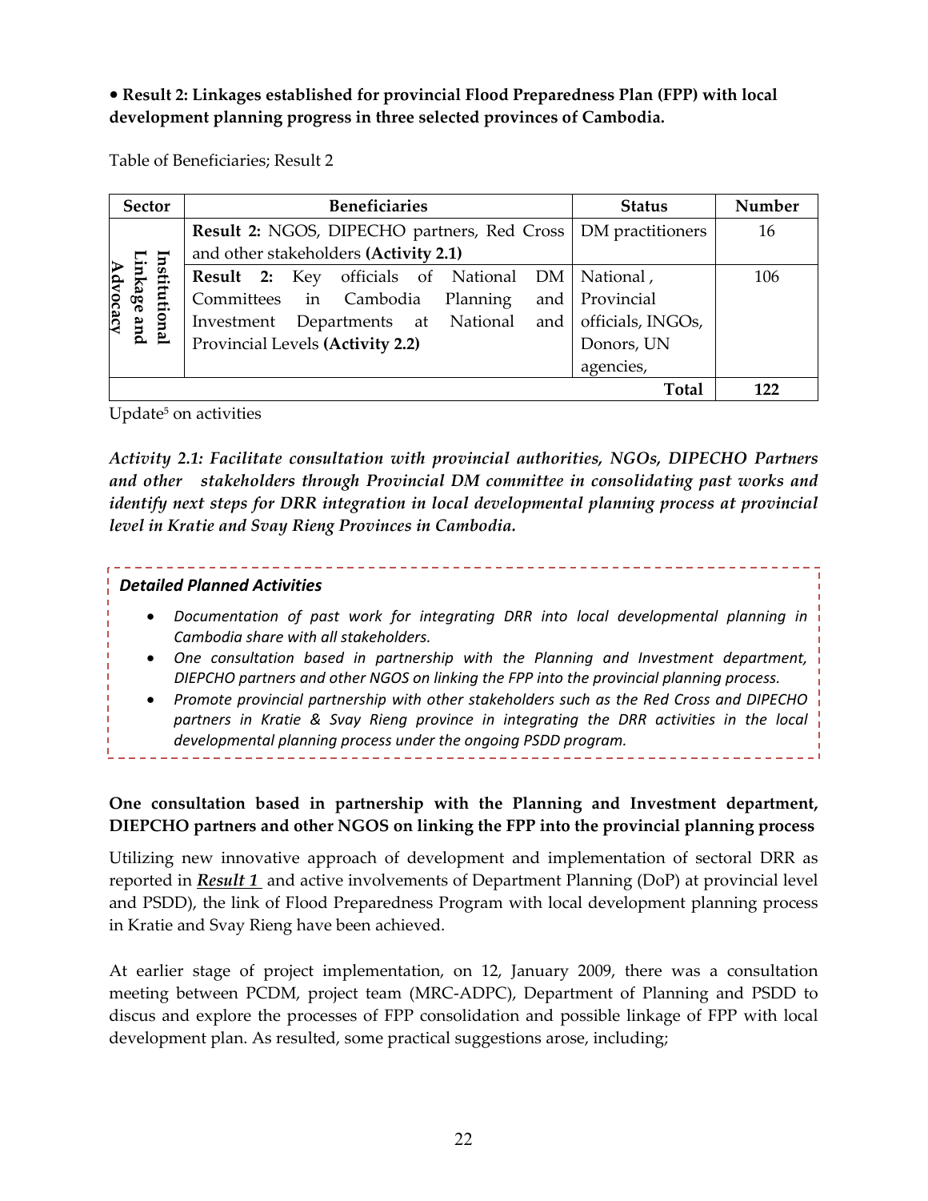**• Result 2: Linkages established for provincial Flood Preparedness Plan (FPP) with local development planning progress in three selected provinces of Cambodia.**

Table of Beneficiaries; Result 2

| Sector | Beneficiaries | Status | Number |
|---|---|---|---|
| Institutional Linkage and Advocacy | **Result 2:** NGOS, DIPECHO partners, Red Cross and other stakeholders **(Activity 2.1)** | DM practitioners | 16 |
| | **Result 2:** Key officials of National DM Committees in Cambodia Planning and Investment Departments at National and Provincial Levels **(Activity 2.2)** | National , Provincial officials, INGOs, Donors, UN agencies, | 106 |
| | | **Total** | **122** |

Update[5] on activities

***Activity 2.1: Facilitate consultation with provincial authorities, NGOs, DIPECHO Partners and other stakeholders through Provincial DM committee in consolidating past works and identify next steps for DRR integration in local developmental planning process at provincial level in Kratie and Svay Rieng Provinces in Cambodia.***

***Detailed Planned Activities***

- *Documentation of past work for integrating DRR into local developmental planning in Cambodia share with all stakeholders.*
- *One consultation based in partnership with the Planning and Investment department, DIEPCHO partners and other NGOS on linking the FPP into the provincial planning process.*
- *Promote provincial partnership with other stakeholders such as the Red Cross and DIPECHO partners in Kratie & Svay Rieng province in integrating the DRR activities in the local developmental planning process under the ongoing PSDD program.*

**One consultation based in partnership with the Planning and Investment department, DIEPCHO partners and other NGOS on linking the FPP into the provincial planning process**

Utilizing new innovative approach of development and implementation of sectoral DRR as reported in ***Result 1*** and active involvements of Department Planning (DoP) at provincial level and PSDD), the link of Flood Preparedness Program with local development planning process in Kratie and Svay Rieng have been achieved.

At earlier stage of project implementation, on 12, January 2009, there was a consultation meeting between PCDM, project team (MRC-ADPC), Department of Planning and PSDD to discus and explore the processes of FPP consolidation and possible linkage of FPP with local development plan. As resulted, some practical suggestions arose, including;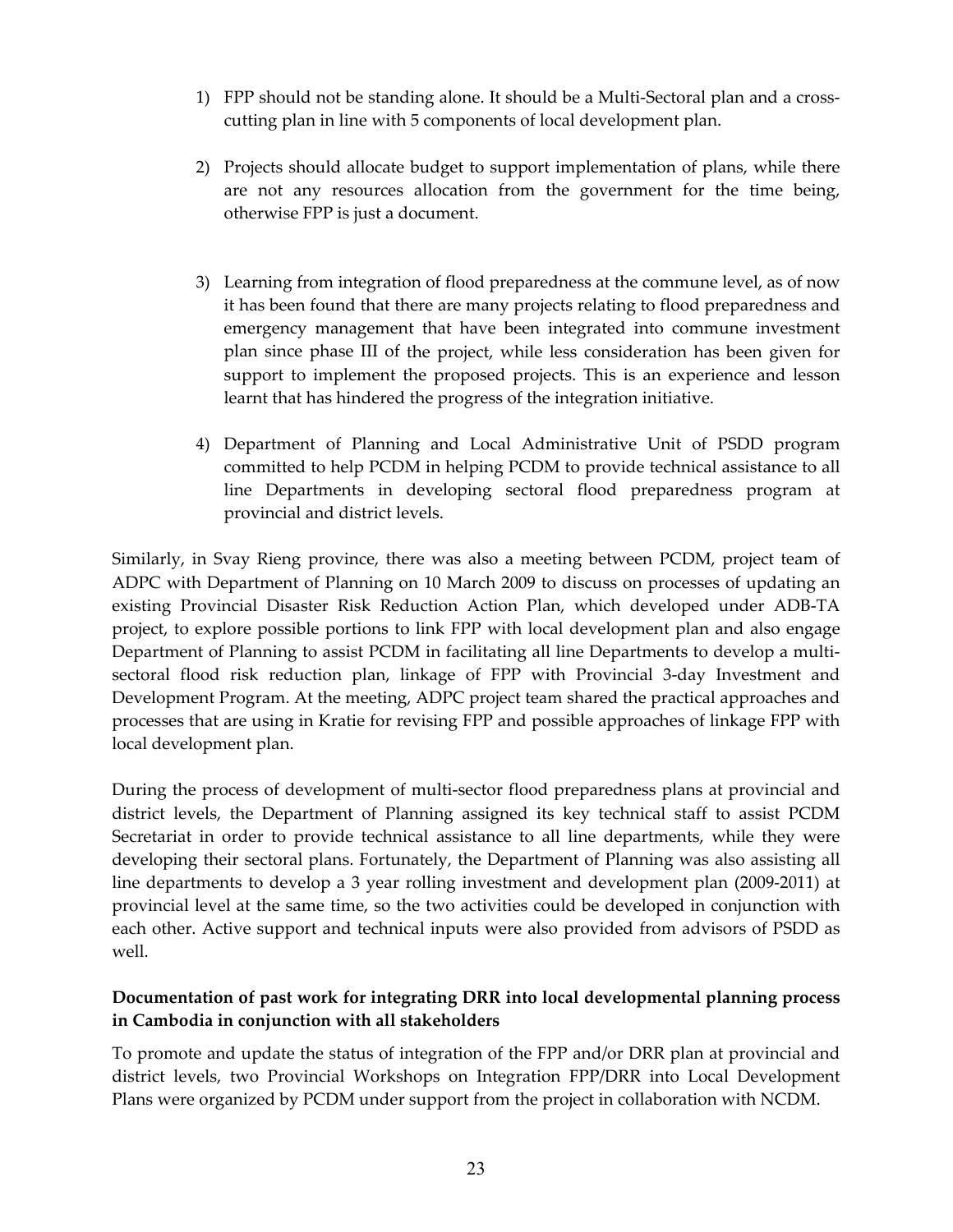1) FPP should not be standing alone. It should be a Multi-Sectoral plan and a cross-cutting plan in line with 5 components of local development plan.

2) Projects should allocate budget to support implementation of plans, while there are not any resources allocation from the government for the time being, otherwise FPP is just a document.

3) Learning from integration of flood preparedness at the commune level, as of now it has been found that there are many projects relating to flood preparedness and emergency management that have been integrated into commune investment plan since phase III of the project, while less consideration has been given for support to implement the proposed projects. This is an experience and lesson learnt that has hindered the progress of the integration initiative.

4) Department of Planning and Local Administrative Unit of PSDD program committed to help PCDM in helping PCDM to provide technical assistance to all line Departments in developing sectoral flood preparedness program at provincial and district levels.

Similarly, in Svay Rieng province, there was also a meeting between PCDM, project team of ADPC with Department of Planning on 10 March 2009 to discuss on processes of updating an existing Provincial Disaster Risk Reduction Action Plan, which developed under ADB-TA project, to explore possible portions to link FPP with local development plan and also engage Department of Planning to assist PCDM in facilitating all line Departments to develop a multi-sectoral flood risk reduction plan, linkage of FPP with Provincial 3-day Investment and Development Program. At the meeting, ADPC project team shared the practical approaches and processes that are using in Kratie for revising FPP and possible approaches of linkage FPP with local development plan.

During the process of development of multi-sector flood preparedness plans at provincial and district levels, the Department of Planning assigned its key technical staff to assist PCDM Secretariat in order to provide technical assistance to all line departments, while they were developing their sectoral plans. Fortunately, the Department of Planning was also assisting all line departments to develop a 3 year rolling investment and development plan (2009-2011) at provincial level at the same time, so the two activities could be developed in conjunction with each other. Active support and technical inputs were also provided from advisors of PSDD as well.

**Documentation of past work for integrating DRR into local developmental planning process in Cambodia in conjunction with all stakeholders**

To promote and update the status of integration of the FPP and/or DRR plan at provincial and district levels, two Provincial Workshops on Integration FPP/DRR into Local Development Plans were organized by PCDM under support from the project in collaboration with NCDM.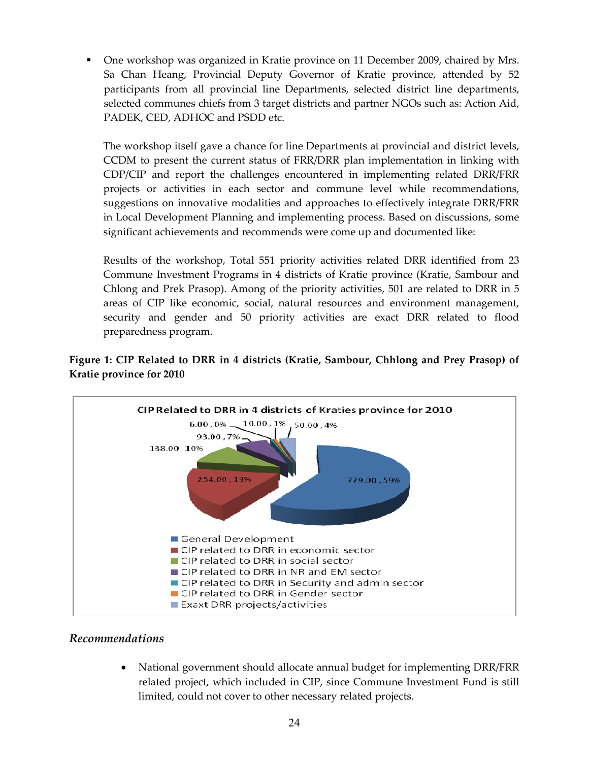- One workshop was organized in Kratie province on 11 December 2009, chaired by Mrs. Sa Chan Heang, Provincial Deputy Governor of Kratie province, attended by 52 participants from all provincial line Departments, selected district line departments, selected communes chiefs from 3 target districts and partner NGOs such as: Action Aid, PADEK, CED, ADHOC and PSDD etc.

  The workshop itself gave a chance for line Departments at provincial and district levels, CCDM to present the current status of FRR/DRR plan implementation in linking with CDP/CIP and report the challenges encountered in implementing related DRR/FRR projects or activities in each sector and commune level while recommendations, suggestions on innovative modalities and approaches to effectively integrate DRR/FRR in Local Development Planning and implementing process. Based on discussions, some significant achievements and recommends were come up and documented like:

  Results of the workshop, Total 551 priority activities related DRR identified from 23 Commune Investment Programs in 4 districts of Kratie province (Kratie, Sambour and Chlong and Prek Prasop). Among of the priority activities, 501 are related to DRR in 5 areas of CIP like economic, social, natural resources and environment management, security and gender and 50 priority activities are exact DRR related to flood preparedness program.

**Figure 1: CIP Related to DRR in 4 districts (Kratie, Sambour, Chhlong and Prey Prasop) of Kratie province for 2010**

CIP Related to DRR in 4 districts of Kraties province for 2010

| Category | Value | Percent |
|---|---|---|
| General Development | 779.00 | 59% |
| CIP related to DRR in economic sector | 254.00 | 19% |
| CIP related to DRR in social sector | 138.00 | 10% |
| CIP related to DRR in NR and EM sector | 93.00 | 7% |
| CIP related to DRR in Security and admin sector | 10.00 | 1% |
| CIP related to DRR in Gender sector | 6.00 | 0% |
| Exaxt DRR projects/activities | 50.00 | 4% |

### *Recommendations*

- National government should allocate annual budget for implementing DRR/FRR related project, which included in CIP, since Commune Investment Fund is still limited, could not cover to other necessary related projects.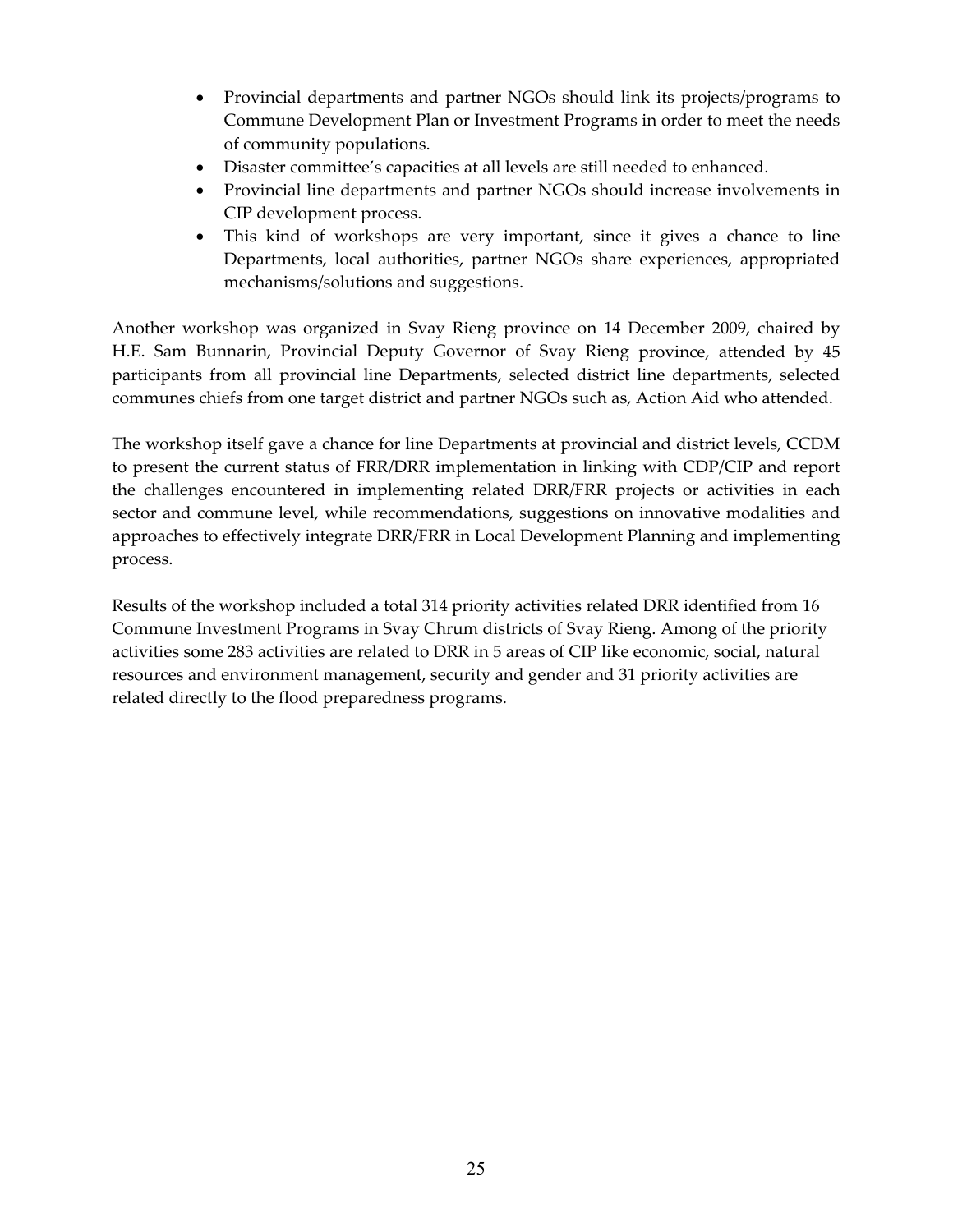- Provincial departments and partner NGOs should link its projects/programs to Commune Development Plan or Investment Programs in order to meet the needs of community populations.
- Disaster committee's capacities at all levels are still needed to enhanced.
- Provincial line departments and partner NGOs should increase involvements in CIP development process.
- This kind of workshops are very important, since it gives a chance to line Departments, local authorities, partner NGOs share experiences, appropriated mechanisms/solutions and suggestions.

Another workshop was organized in Svay Rieng province on 14 December 2009, chaired by H.E. Sam Bunnarin, Provincial Deputy Governor of Svay Rieng province, attended by 45 participants from all provincial line Departments, selected district line departments, selected communes chiefs from one target district and partner NGOs such as, Action Aid who attended.

The workshop itself gave a chance for line Departments at provincial and district levels, CCDM to present the current status of FRR/DRR implementation in linking with CDP/CIP and report the challenges encountered in implementing related DRR/FRR projects or activities in each sector and commune level, while recommendations, suggestions on innovative modalities and approaches to effectively integrate DRR/FRR in Local Development Planning and implementing process.

Results of the workshop included a total 314 priority activities related DRR identified from 16 Commune Investment Programs in Svay Chrum districts of Svay Rieng. Among of the priority activities some 283 activities are related to DRR in 5 areas of CIP like economic, social, natural resources and environment management, security and gender and 31 priority activities are related directly to the flood preparedness programs.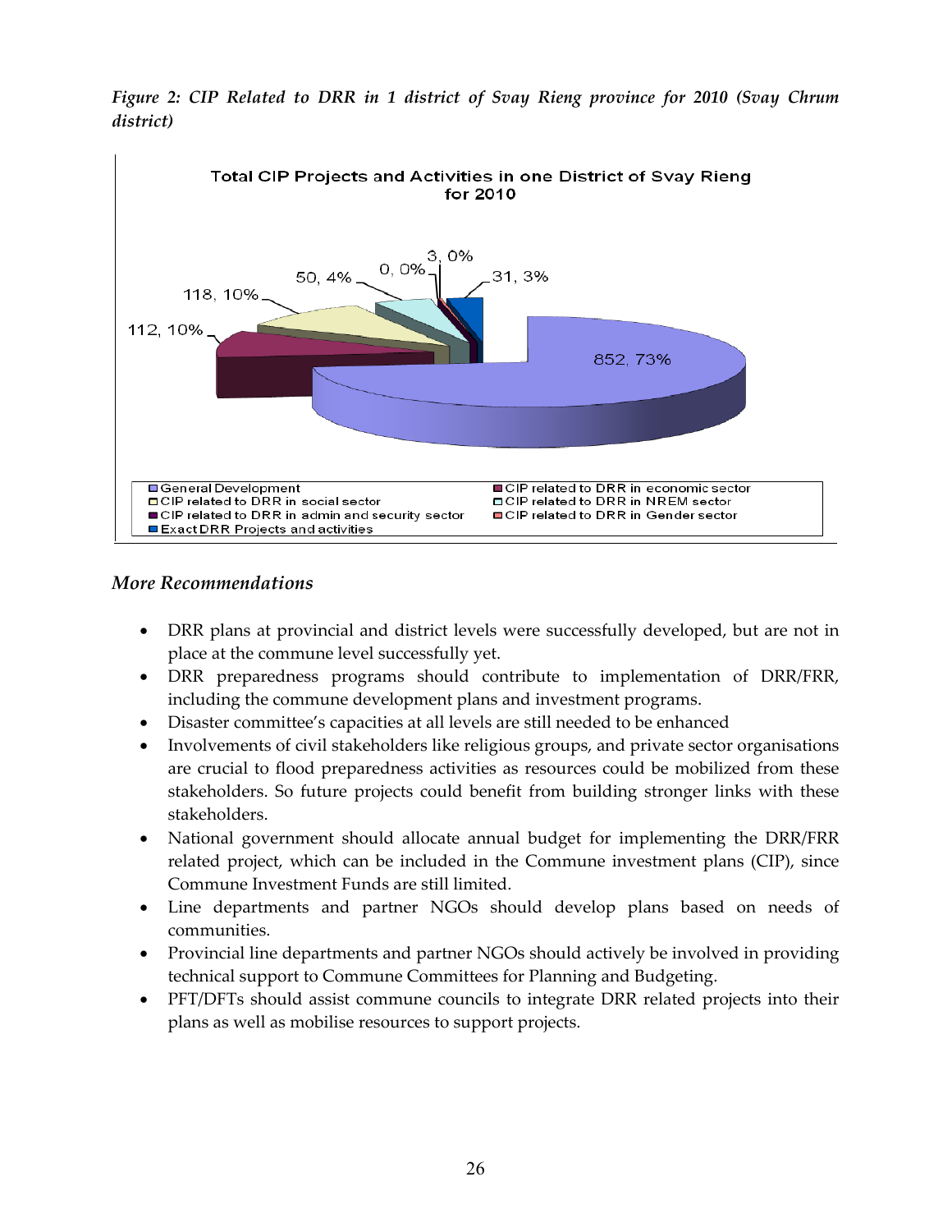*Figure 2: CIP Related to DRR in 1 district of Svay Rieng province for 2010 (Svay Chrum district)*

Total CIP Projects and Activities in one District of Svay Rieng for 2010

| Category | Number | Percentage |
| --- | --- | --- |
| General Development | 852 | 73% |
| CIP related to DRR in economic sector | 112 | 10% |
| CIP related to DRR in social sector | 118 | 10% |
| CIP related to DRR in NREM sector | 50 | 4% |
| CIP related to DRR in admin and security sector | 0 | 0% |
| CIP related to DRR in Gender sector | 3 | 0% |
| Exact DRR Projects and activities | 31 | 3% |

### *More Recommendations*

- DRR plans at provincial and district levels were successfully developed, but are not in place at the commune level successfully yet.
- DRR preparedness programs should contribute to implementation of DRR/FRR, including the commune development plans and investment programs.
- Disaster committee's capacities at all levels are still needed to be enhanced
- Involvements of civil stakeholders like religious groups, and private sector organisations are crucial to flood preparedness activities as resources could be mobilized from these stakeholders. So future projects could benefit from building stronger links with these stakeholders.
- National government should allocate annual budget for implementing the DRR/FRR related project, which can be included in the Commune investment plans (CIP), since Commune Investment Funds are still limited.
- Line departments and partner NGOs should develop plans based on needs of communities.
- Provincial line departments and partner NGOs should actively be involved in providing technical support to Commune Committees for Planning and Budgeting.
- PFT/DFTs should assist commune councils to integrate DRR related projects into their plans as well as mobilise resources to support projects.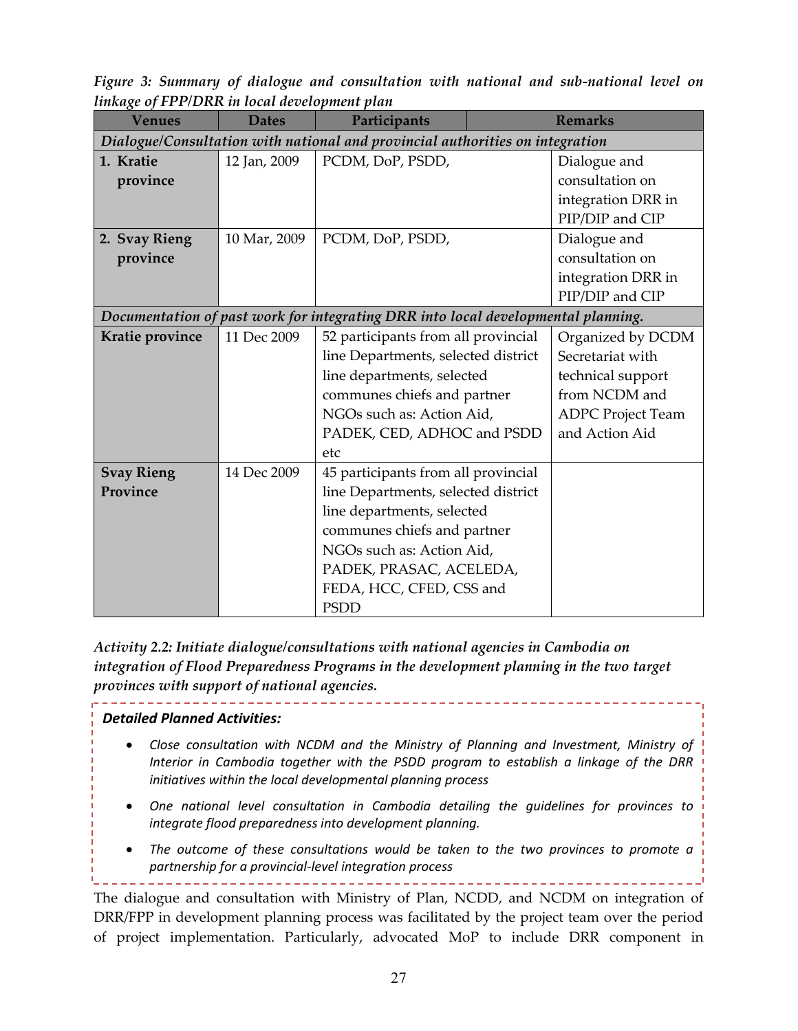*Figure 3: Summary of dialogue and consultation with national and sub-national level on linkage of FPP/DRR in local development plan*

| Venues | Dates | Participants | Remarks |
|---|---|---|---|
| *Dialogue/Consultation with national and provincial authorities on integration* | | | |
| **1. Kratie province** | 12 Jan, 2009 | PCDM, DoP, PSDD, | Dialogue and consultation on integration DRR in PIP/DIP and CIP |
| **2. Svay Rieng province** | 10 Mar, 2009 | PCDM, DoP, PSDD, | Dialogue and consultation on integration DRR in PIP/DIP and CIP |
| *Documentation of past work for integrating DRR into local developmental planning.* | | | |
| **Kratie province** | 11 Dec 2009 | 52 participants from all provincial line Departments, selected district line departments, selected communes chiefs and partner NGOs such as: Action Aid, PADEK, CED, ADHOC and PSDD etc | Organized by DCDM Secretariat with technical support from NCDM and ADPC Project Team and Action Aid |
| **Svay Rieng Province** | 14 Dec 2009 | 45 participants from all provincial line Departments, selected district line departments, selected communes chiefs and partner NGOs such as: Action Aid, PADEK, PRASAC, ACELEDA, FEDA, HCC, CFED, CSS and PSDD | |

*Activity 2.2: Initiate dialogue/consultations with national agencies in Cambodia on integration of Flood Preparedness Programs in the development planning in the two target provinces with support of national agencies.*

***Detailed Planned Activities:***

- *Close consultation with NCDM and the Ministry of Planning and Investment, Ministry of Interior in Cambodia together with the PSDD program to establish a linkage of the DRR initiatives within the local developmental planning process*
- *One national level consultation in Cambodia detailing the guidelines for provinces to integrate flood preparedness into development planning.*
- *The outcome of these consultations would be taken to the two provinces to promote a partnership for a provincial-level integration process*

The dialogue and consultation with Ministry of Plan, NCDD, and NCDM on integration of DRR/FPP in development planning process was facilitated by the project team over the period of project implementation. Particularly, advocated MoP to include DRR component in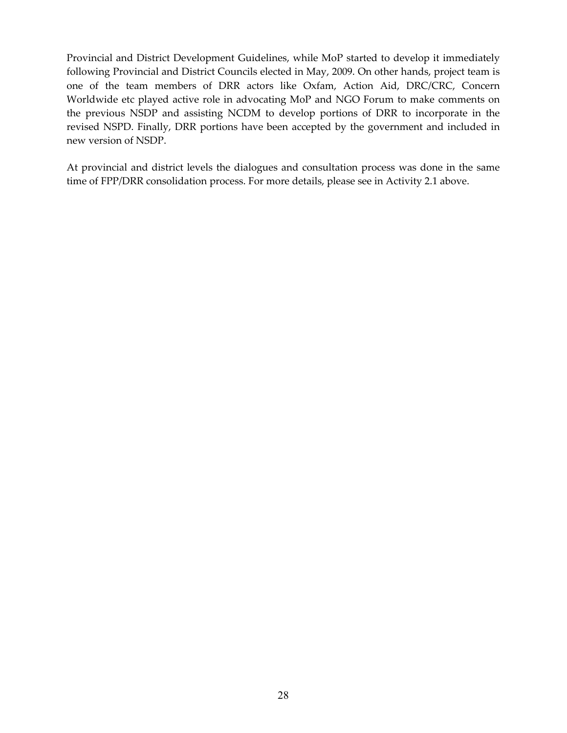Provincial and District Development Guidelines, while MoP started to develop it immediately following Provincial and District Councils elected in May, 2009. On other hands, project team is one of the team members of DRR actors like Oxfam, Action Aid, DRC/CRC, Concern Worldwide etc played active role in advocating MoP and NGO Forum to make comments on the previous NSDP and assisting NCDM to develop portions of DRR to incorporate in the revised NSPD. Finally, DRR portions have been accepted by the government and included in new version of NSDP.

At provincial and district levels the dialogues and consultation process was done in the same time of FPP/DRR consolidation process. For more details, please see in Activity 2.1 above.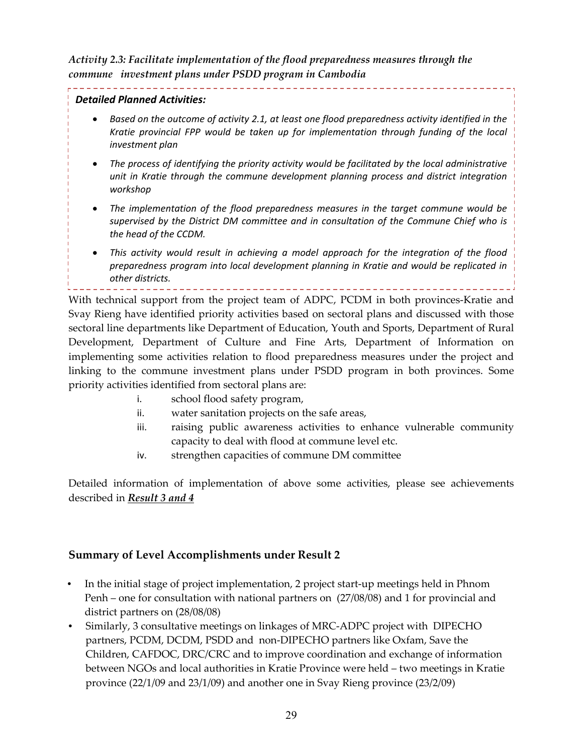*Activity 2.3: Facilitate implementation of the flood preparedness measures through the commune investment plans under PSDD program in Cambodia*

***Detailed Planned Activities:***

- *Based on the outcome of activity 2.1, at least one flood preparedness activity identified in the Kratie provincial FPP would be taken up for implementation through funding of the local investment plan*
- *The process of identifying the priority activity would be facilitated by the local administrative unit in Kratie through the commune development planning process and district integration workshop*
- *The implementation of the flood preparedness measures in the target commune would be supervised by the District DM committee and in consultation of the Commune Chief who is the head of the CCDM.*
- *This activity would result in achieving a model approach for the integration of the flood preparedness program into local development planning in Kratie and would be replicated in other districts.*

With technical support from the project team of ADPC, PCDM in both provinces-Kratie and Svay Rieng have identified priority activities based on sectoral plans and discussed with those sectoral line departments like Department of Education, Youth and Sports, Department of Rural Development, Department of Culture and Fine Arts, Department of Information on implementing some activities relation to flood preparedness measures under the project and linking to the commune investment plans under PSDD program in both provinces. Some priority activities identified from sectoral plans are:

i. school flood safety program,
ii. water sanitation projects on the safe areas,
iii. raising public awareness activities to enhance vulnerable community capacity to deal with flood at commune level etc.
iv. strengthen capacities of commune DM committee

Detailed information of implementation of above some activities, please see achievements described in ***<u>Result 3 and 4</u>***

## Summary of Level Accomplishments under Result 2

- In the initial stage of project implementation, 2 project start-up meetings held in Phnom Penh – one for consultation with national partners on (27/08/08) and 1 for provincial and district partners on (28/08/08)
- Similarly, 3 consultative meetings on linkages of MRC-ADPC project with DIPECHO partners, PCDM, DCDM, PSDD and non-DIPECHO partners like Oxfam, Save the Children, CAFDOC, DRC/CRC and to improve coordination and exchange of information between NGOs and local authorities in Kratie Province were held – two meetings in Kratie province (22/1/09 and 23/1/09) and another one in Svay Rieng province (23/2/09)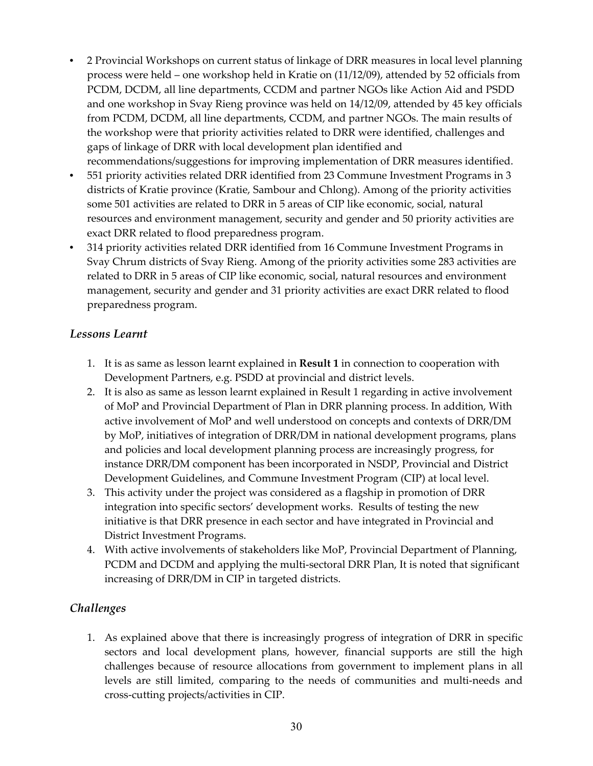- 2 Provincial Workshops on current status of linkage of DRR measures in local level planning process were held – one workshop held in Kratie on (11/12/09), attended by 52 officials from PCDM, DCDM, all line departments, CCDM and partner NGOs like Action Aid and PSDD and one workshop in Svay Rieng province was held on 14/12/09, attended by 45 key officials from PCDM, DCDM, all line departments, CCDM, and partner NGOs. The main results of the workshop were that priority activities related to DRR were identified, challenges and gaps of linkage of DRR with local development plan identified and recommendations/suggestions for improving implementation of DRR measures identified.
- 551 priority activities related DRR identified from 23 Commune Investment Programs in 3 districts of Kratie province (Kratie, Sambour and Chlong). Among of the priority activities some 501 activities are related to DRR in 5 areas of CIP like economic, social, natural resources and environment management, security and gender and 50 priority activities are exact DRR related to flood preparedness program.
- 314 priority activities related DRR identified from 16 Commune Investment Programs in Svay Chrum districts of Svay Rieng. Among of the priority activities some 283 activities are related to DRR in 5 areas of CIP like economic, social, natural resources and environment management, security and gender and 31 priority activities are exact DRR related to flood preparedness program.

### *Lessons Learnt*

1. It is as same as lesson learnt explained in **Result 1** in connection to cooperation with Development Partners, e.g. PSDD at provincial and district levels.
2. It is also as same as lesson learnt explained in Result 1 regarding in active involvement of MoP and Provincial Department of Plan in DRR planning process. In addition, With active involvement of MoP and well understood on concepts and contexts of DRR/DM by MoP, initiatives of integration of DRR/DM in national development programs, plans and policies and local development planning process are increasingly progress, for instance DRR/DM component has been incorporated in NSDP, Provincial and District Development Guidelines, and Commune Investment Program (CIP) at local level.
3. This activity under the project was considered as a flagship in promotion of DRR integration into specific sectors' development works. Results of testing the new initiative is that DRR presence in each sector and have integrated in Provincial and District Investment Programs.
4. With active involvements of stakeholders like MoP, Provincial Department of Planning, PCDM and DCDM and applying the multi-sectoral DRR Plan, It is noted that significant increasing of DRR/DM in CIP in targeted districts.

### *Challenges*

1. As explained above that there is increasingly progress of integration of DRR in specific sectors and local development plans, however, financial supports are still the high challenges because of resource allocations from government to implement plans in all levels are still limited, comparing to the needs of communities and multi-needs and cross-cutting projects/activities in CIP.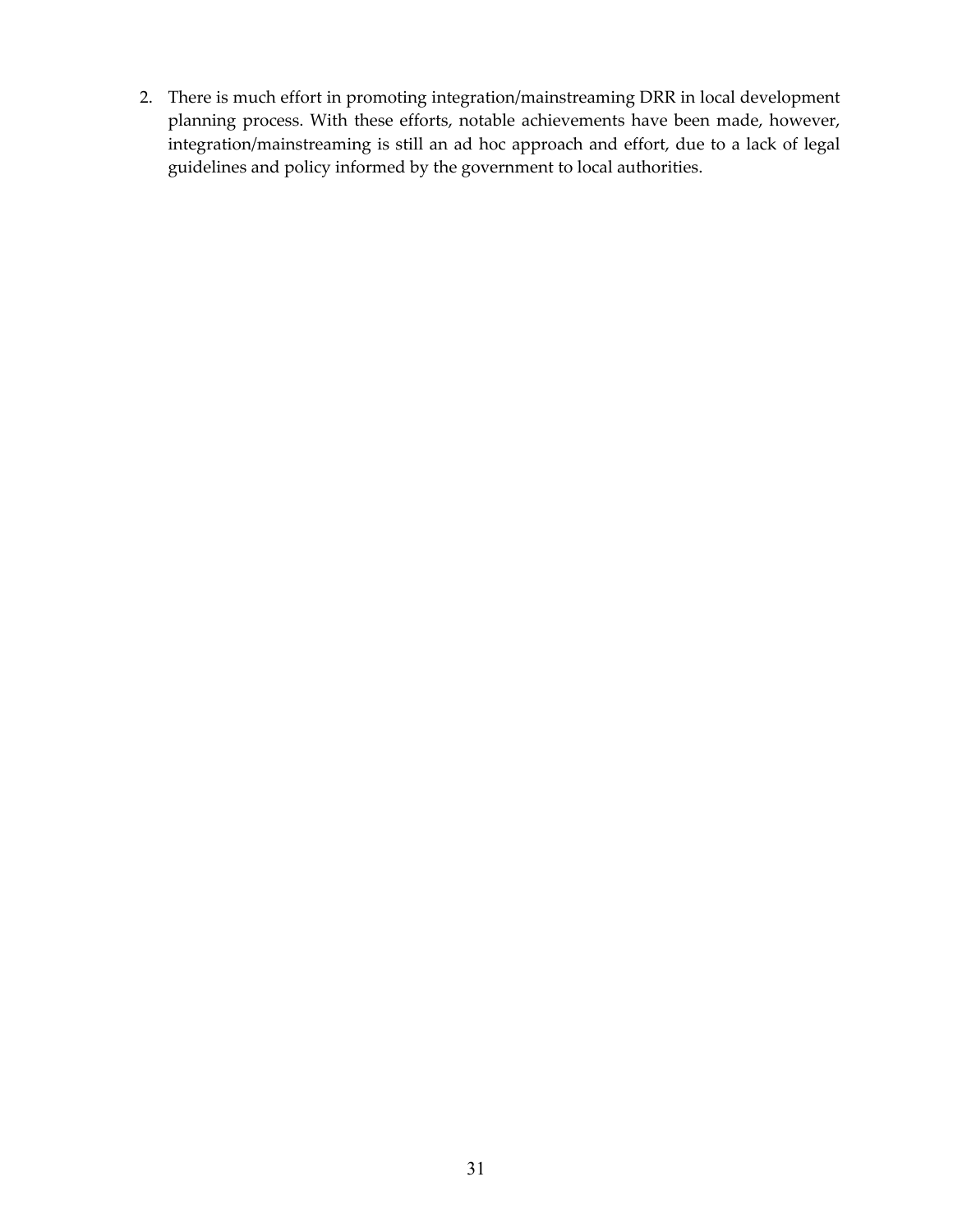2. There is much effort in promoting integration/mainstreaming DRR in local development planning process. With these efforts, notable achievements have been made, however, integration/mainstreaming is still an ad hoc approach and effort, due to a lack of legal guidelines and policy informed by the government to local authorities.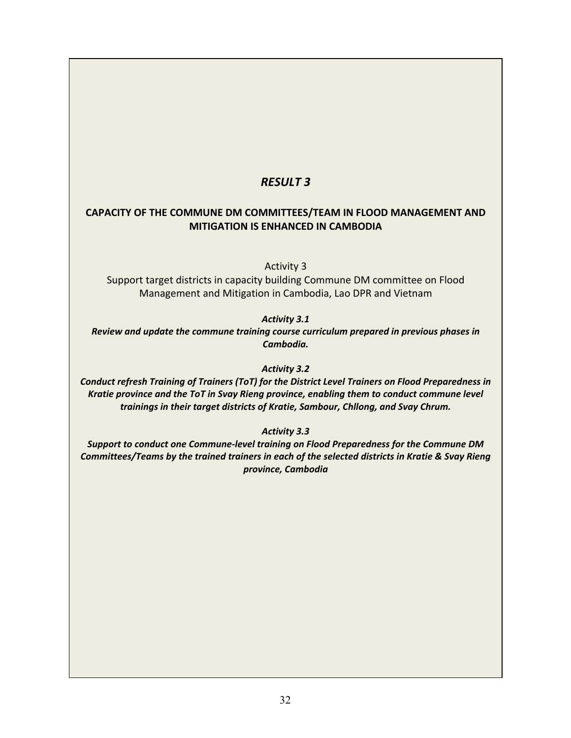# *RESULT 3*

## CAPACITY OF THE COMMUNE DM COMMITTEES/TEAM IN FLOOD MANAGEMENT AND MITIGATION IS ENHANCED IN CAMBODIA

Activity 3

Support target districts in capacity building Commune DM committee on Flood Management and Mitigation in Cambodia, Lao DPR and Vietnam

***Activity 3.1***

***Review and update the commune training course curriculum prepared in previous phases in Cambodia.***

***Activity 3.2***

***Conduct refresh Training of Trainers (ToT) for the District Level Trainers on Flood Preparedness in Kratie province and the ToT in Svay Rieng province, enabling them to conduct commune level trainings in their target districts of Kratie, Sambour, Chllong, and Svay Chrum.***

***Activity 3.3***

***Support to conduct one Commune-level training on Flood Preparedness for the Commune DM Committees/Teams by the trained trainers in each of the selected districts in Kratie & Svay Rieng province, Cambodia***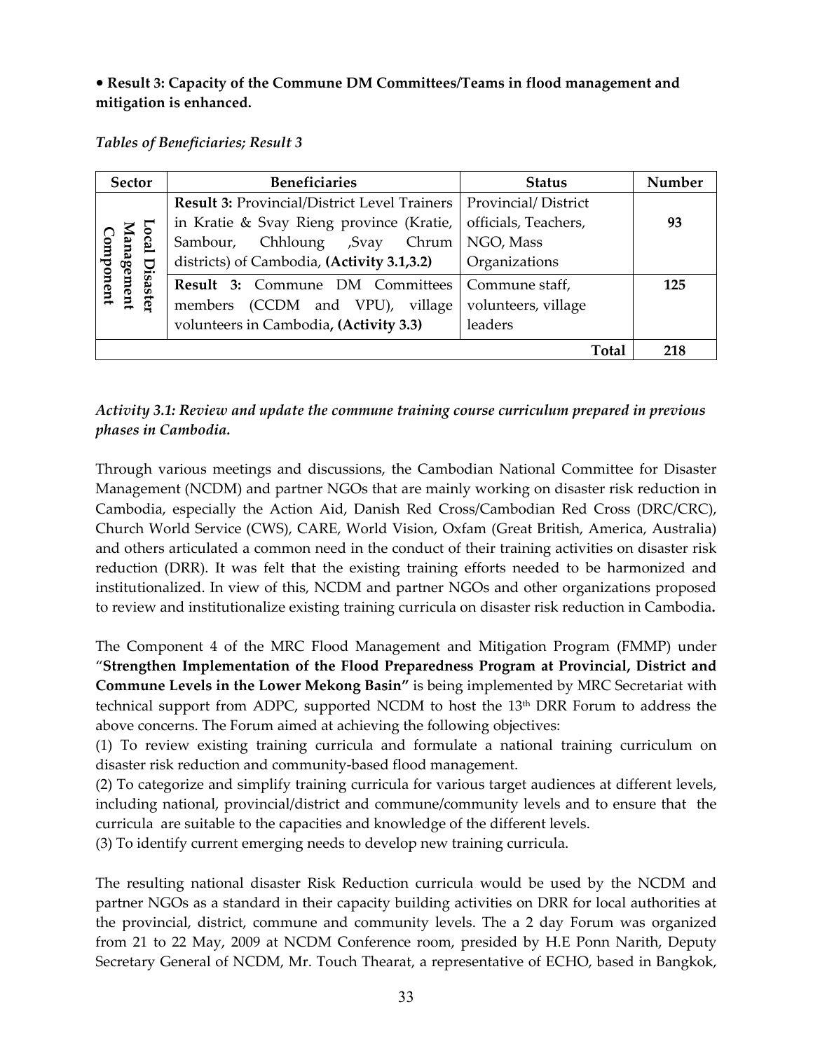• **Result 3: Capacity of the Commune DM Committees/Teams in flood management and mitigation is enhanced.**

*Tables of Beneficiaries; Result 3*

| Sector | Beneficiaries | Status | Number |
|---|---|---|---|
| Local Disaster Management Component | **Result 3:** Provincial/District Level Trainers in Kratie & Svay Rieng province (Kratie, Sambour, Chhloung ,Svay Chrum districts) of Cambodia, **(Activity 3.1,3.2)** | Provincial/ District officials, Teachers, NGO, Mass Organizations | **93** |
| | **Result 3:** Commune DM Committees members (CCDM and VPU), village volunteers in Cambodia**, (Activity 3.3)** | Commune staff, volunteers, village leaders | **125** |
| | | **Total** | **218** |

*Activity 3.1: Review and update the commune training course curriculum prepared in previous phases in Cambodia.*

Through various meetings and discussions, the Cambodian National Committee for Disaster Management (NCDM) and partner NGOs that are mainly working on disaster risk reduction in Cambodia, especially the Action Aid, Danish Red Cross/Cambodian Red Cross (DRC/CRC), Church World Service (CWS), CARE, World Vision, Oxfam (Great British, America, Australia) and others articulated a common need in the conduct of their training activities on disaster risk reduction (DRR). It was felt that the existing training efforts needed to be harmonized and institutionalized. In view of this, NCDM and partner NGOs and other organizations proposed to review and institutionalize existing training curricula on disaster risk reduction in Cambodia**.**

The Component 4 of the MRC Flood Management and Mitigation Program (FMMP) under "**Strengthen Implementation of the Flood Preparedness Program at Provincial, District and Commune Levels in the Lower Mekong Basin"** is being implemented by MRC Secretariat with technical support from ADPC, supported NCDM to host the 13th DRR Forum to address the above concerns. The Forum aimed at achieving the following objectives:

(1) To review existing training curricula and formulate a national training curriculum on disaster risk reduction and community-based flood management.

(2) To categorize and simplify training curricula for various target audiences at different levels, including national, provincial/district and commune/community levels and to ensure that the curricula are suitable to the capacities and knowledge of the different levels.

(3) To identify current emerging needs to develop new training curricula.

The resulting national disaster Risk Reduction curricula would be used by the NCDM and partner NGOs as a standard in their capacity building activities on DRR for local authorities at the provincial, district, commune and community levels. The a 2 day Forum was organized from 21 to 22 May, 2009 at NCDM Conference room, presided by H.E Ponn Narith, Deputy Secretary General of NCDM, Mr. Touch Thearat, a representative of ECHO, based in Bangkok,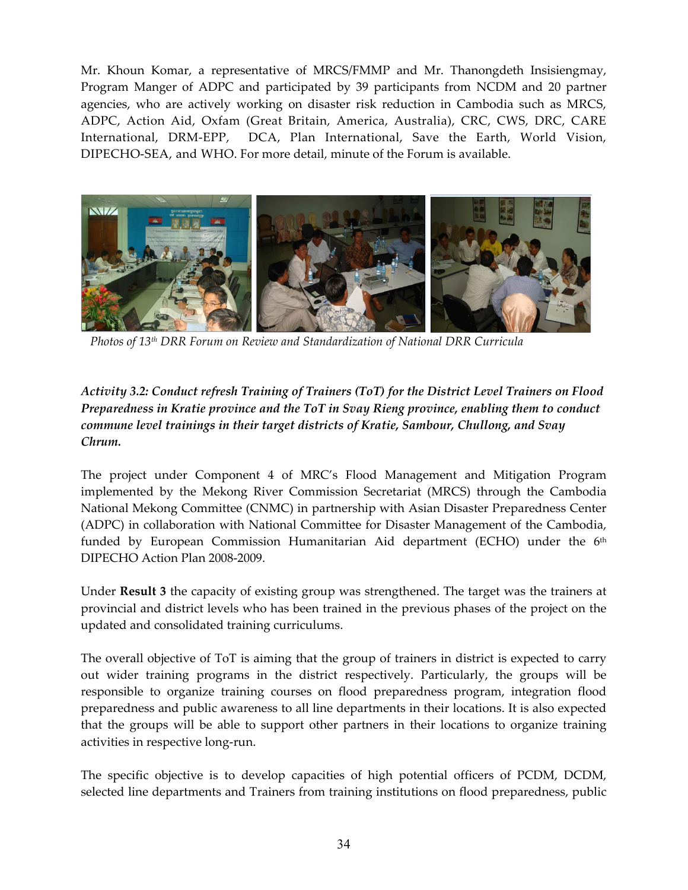Mr. Khoun Komar, a representative of MRCS/FMMP and Mr. Thanongdeth Insisiengmay, Program Manger of ADPC and participated by 39 participants from NCDM and 20 partner agencies, who are actively working on disaster risk reduction in Cambodia such as MRCS, ADPC, Action Aid, Oxfam (Great Britain, America, Australia), CRC, CWS, DRC, CARE International, DRM-EPP, DCA, Plan International, Save the Earth, World Vision, DIPECHO-SEA, and WHO. For more detail, minute of the Forum is available.

*Photos of 13th DRR Forum on Review and Standardization of National DRR Curricula*

***Activity 3.2: Conduct refresh Training of Trainers (ToT) for the District Level Trainers on Flood Preparedness in Kratie province and the ToT in Svay Rieng province, enabling them to conduct commune level trainings in their target districts of Kratie, Sambour, Chullong, and Svay Chrum.***

The project under Component 4 of MRC's Flood Management and Mitigation Program implemented by the Mekong River Commission Secretariat (MRCS) through the Cambodia National Mekong Committee (CNMC) in partnership with Asian Disaster Preparedness Center (ADPC) in collaboration with National Committee for Disaster Management of the Cambodia, funded by European Commission Humanitarian Aid department (ECHO) under the 6th DIPECHO Action Plan 2008-2009.

Under **Result 3** the capacity of existing group was strengthened. The target was the trainers at provincial and district levels who has been trained in the previous phases of the project on the updated and consolidated training curriculums.

The overall objective of ToT is aiming that the group of trainers in district is expected to carry out wider training programs in the district respectively. Particularly, the groups will be responsible to organize training courses on flood preparedness program, integration flood preparedness and public awareness to all line departments in their locations. It is also expected that the groups will be able to support other partners in their locations to organize training activities in respective long-run.

The specific objective is to develop capacities of high potential officers of PCDM, DCDM, selected line departments and Trainers from training institutions on flood preparedness, public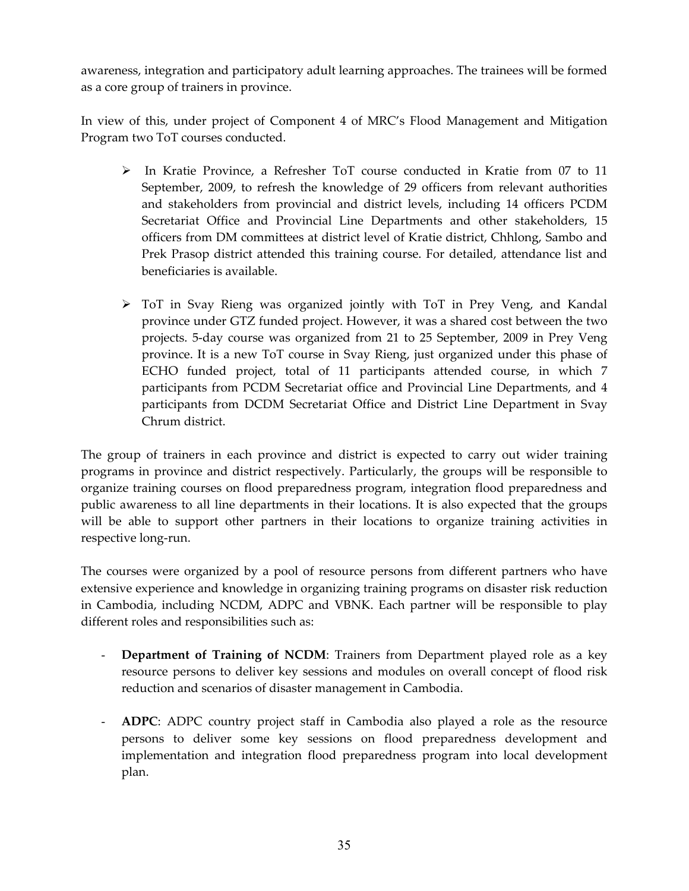awareness, integration and participatory adult learning approaches. The trainees will be formed as a core group of trainers in province.

In view of this, under project of Component 4 of MRC's Flood Management and Mitigation Program two ToT courses conducted.

- In Kratie Province, a Refresher ToT course conducted in Kratie from 07 to 11 September, 2009, to refresh the knowledge of 29 officers from relevant authorities and stakeholders from provincial and district levels, including 14 officers PCDM Secretariat Office and Provincial Line Departments and other stakeholders, 15 officers from DM committees at district level of Kratie district, Chhlong, Sambo and Prek Prasop district attended this training course. For detailed, attendance list and beneficiaries is available.

- ToT in Svay Rieng was organized jointly with ToT in Prey Veng, and Kandal province under GTZ funded project. However, it was a shared cost between the two projects. 5-day course was organized from 21 to 25 September, 2009 in Prey Veng province. It is a new ToT course in Svay Rieng, just organized under this phase of ECHO funded project, total of 11 participants attended course, in which 7 participants from PCDM Secretariat office and Provincial Line Departments, and 4 participants from DCDM Secretariat Office and District Line Department in Svay Chrum district.

The group of trainers in each province and district is expected to carry out wider training programs in province and district respectively. Particularly, the groups will be responsible to organize training courses on flood preparedness program, integration flood preparedness and public awareness to all line departments in their locations. It is also expected that the groups will be able to support other partners in their locations to organize training activities in respective long-run.

The courses were organized by a pool of resource persons from different partners who have extensive experience and knowledge in organizing training programs on disaster risk reduction in Cambodia, including NCDM, ADPC and VBNK. Each partner will be responsible to play different roles and responsibilities such as:

- **Department of Training of NCDM**: Trainers from Department played role as a key resource persons to deliver key sessions and modules on overall concept of flood risk reduction and scenarios of disaster management in Cambodia.

- **ADPC**: ADPC country project staff in Cambodia also played a role as the resource persons to deliver some key sessions on flood preparedness development and implementation and integration flood preparedness program into local development plan.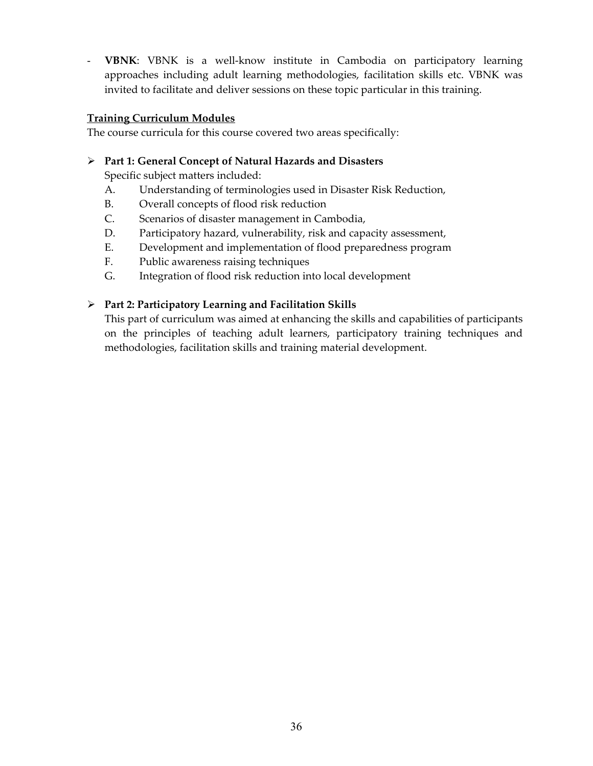- **VBNK**: VBNK is a well-know institute in Cambodia on participatory learning approaches including adult learning methodologies, facilitation skills etc. VBNK was invited to facilitate and deliver sessions on these topic particular in this training.

**Training Curriculum Modules**

The course curricula for this course covered two areas specifically:

- **Part 1: General Concept of Natural Hazards and Disasters**

  Specific subject matters included:

  A. Understanding of terminologies used in Disaster Risk Reduction,
  B. Overall concepts of flood risk reduction
  C. Scenarios of disaster management in Cambodia,
  D. Participatory hazard, vulnerability, risk and capacity assessment,
  E. Development and implementation of flood preparedness program
  F. Public awareness raising techniques
  G. Integration of flood risk reduction into local development

- **Part 2: Participatory Learning and Facilitation Skills**

  This part of curriculum was aimed at enhancing the skills and capabilities of participants on the principles of teaching adult learners, participatory training techniques and methodologies, facilitation skills and training material development.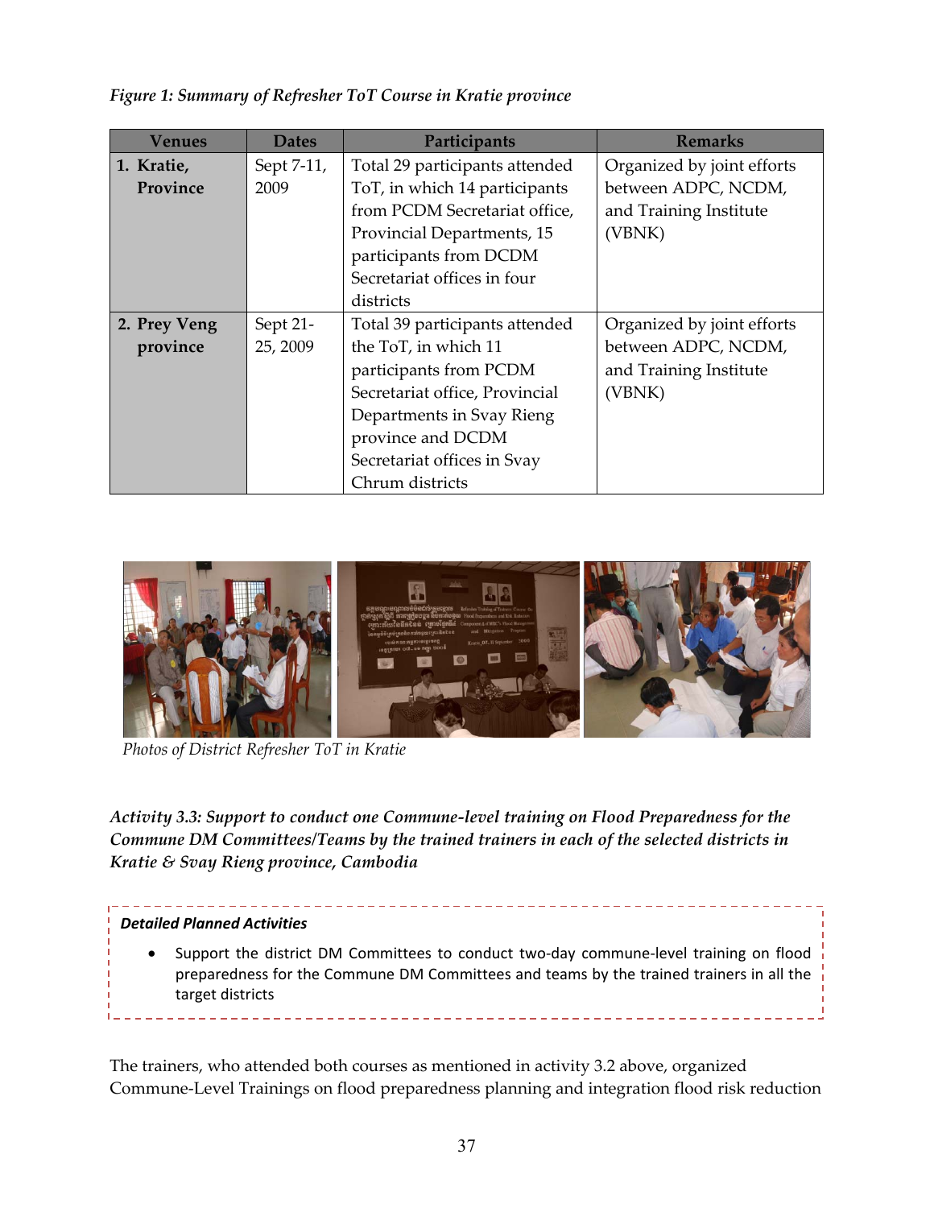*Figure 1: Summary of Refresher ToT Course in Kratie province*

| Venues | Dates | Participants | Remarks |
|---|---|---|---|
| **1. Kratie, Province** | Sept 7-11, 2009 | Total 29 participants attended ToT, in which 14 participants from PCDM Secretariat office, Provincial Departments, 15 participants from DCDM Secretariat offices in four districts | Organized by joint efforts between ADPC, NCDM, and Training Institute (VBNK) |
| **2. Prey Veng province** | Sept 21-25, 2009 | Total 39 participants attended the ToT, in which 11 participants from PCDM Secretariat office, Provincial Departments in Svay Rieng province and DCDM Secretariat offices in Svay Chrum districts | Organized by joint efforts between ADPC, NCDM, and Training Institute (VBNK) |

*Photos of District Refresher ToT in Kratie*

***Activity 3.3: Support to conduct one Commune-level training on Flood Preparedness for the Commune DM Committees/Teams by the trained trainers in each of the selected districts in Kratie & Svay Rieng province, Cambodia***

***Detailed Planned Activities***

- Support the district DM Committees to conduct two-day commune-level training on flood preparedness for the Commune DM Committees and teams by the trained trainers in all the target districts

The trainers, who attended both courses as mentioned in activity 3.2 above, organized Commune-Level Trainings on flood preparedness planning and integration flood risk reduction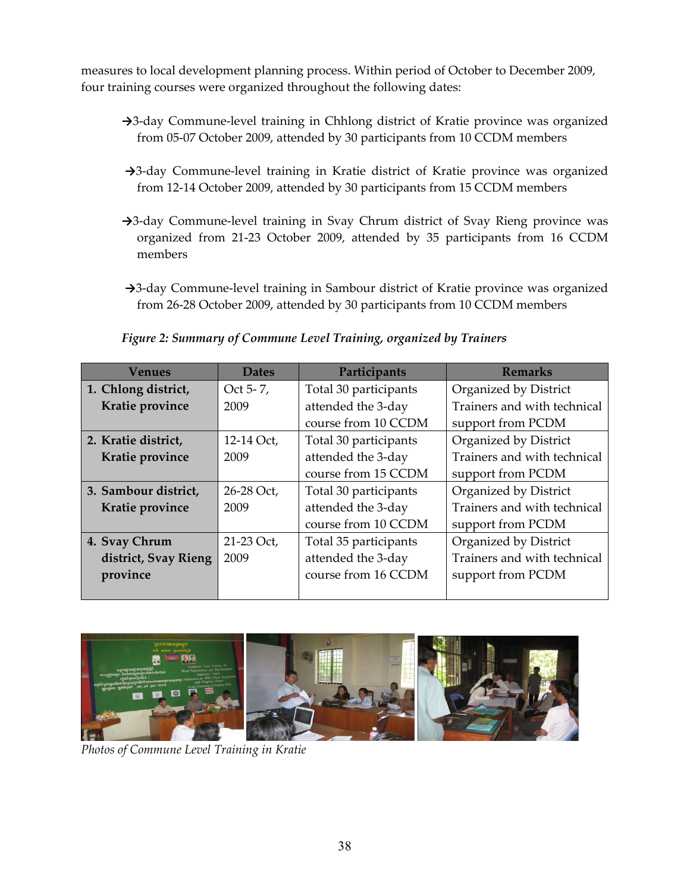measures to local development planning process. Within period of October to December 2009, four training courses were organized throughout the following dates:

→3-day Commune-level training in Chhlong district of Kratie province was organized from 05-07 October 2009, attended by 30 participants from 10 CCDM members

→3-day Commune-level training in Kratie district of Kratie province was organized from 12-14 October 2009, attended by 30 participants from 15 CCDM members

→3-day Commune-level training in Svay Chrum district of Svay Rieng province was organized from 21-23 October 2009, attended by 35 participants from 16 CCDM members

→3-day Commune-level training in Sambour district of Kratie province was organized from 26-28 October 2009, attended by 30 participants from 10 CCDM members

*Figure 2: Summary of Commune Level Training, organized by Trainers*

| Venues | Dates | Participants | Remarks |
|---|---|---|---|
| **1. Chlong district, Kratie province** | Oct 5- 7, 2009 | Total 30 participants attended the 3-day course from 10 CCDM | Organized by District Trainers and with technical support from PCDM |
| **2. Kratie district, Kratie province** | 12-14 Oct, 2009 | Total 30 participants attended the 3-day course from 15 CCDM | Organized by District Trainers and with technical support from PCDM |
| **3. Sambour district, Kratie province** | 26-28 Oct, 2009 | Total 30 participants attended the 3-day course from 10 CCDM | Organized by District Trainers and with technical support from PCDM |
| **4. Svay Chrum district, Svay Rieng province** | 21-23 Oct, 2009 | Total 35 participants attended the 3-day course from 16 CCDM | Organized by District Trainers and with technical support from PCDM |

*Photos of Commune Level Training in Kratie*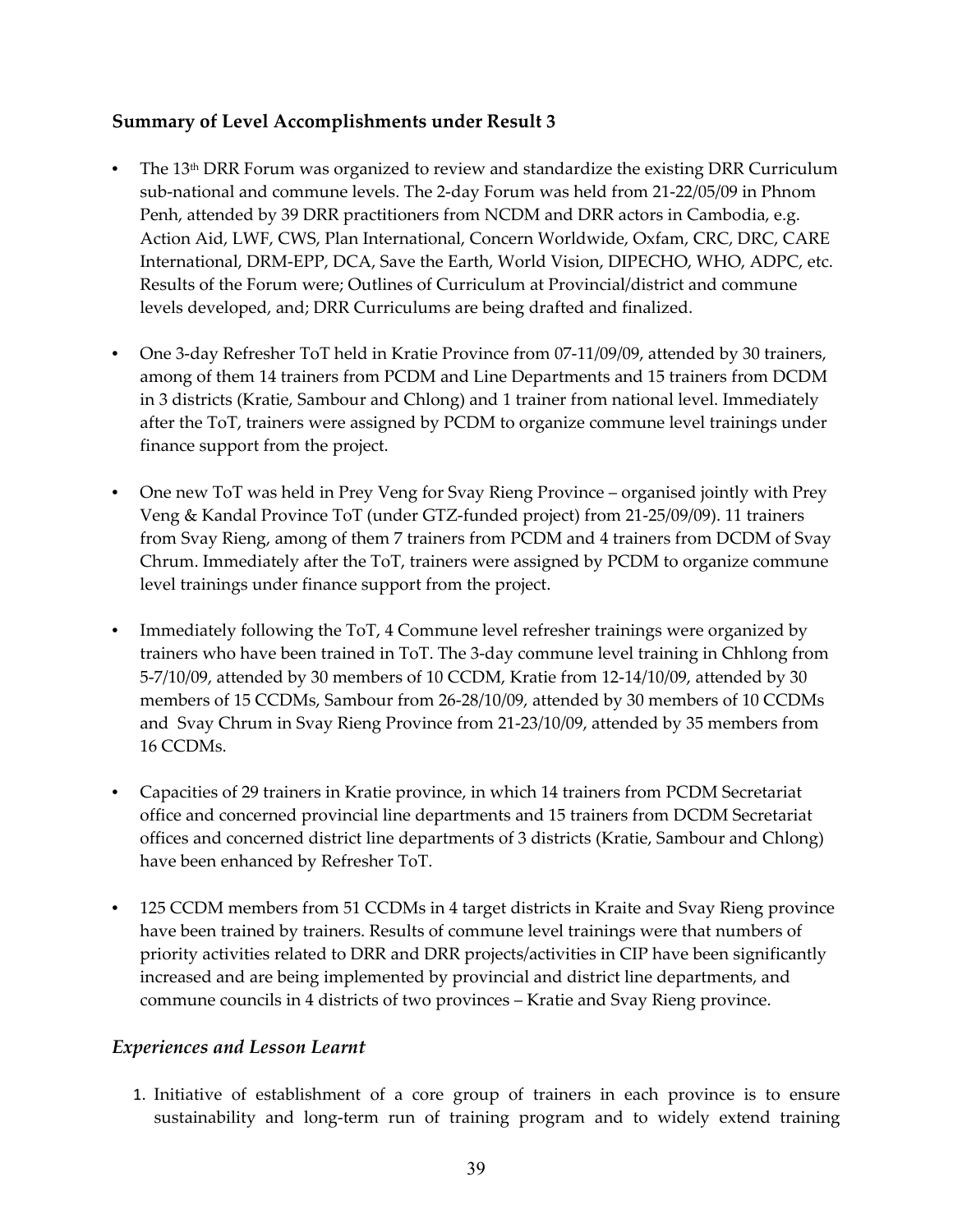### Summary of Level Accomplishments under Result 3

- The 13th DRR Forum was organized to review and standardize the existing DRR Curriculum sub-national and commune levels. The 2-day Forum was held from 21-22/05/09 in Phnom Penh, attended by 39 DRR practitioners from NCDM and DRR actors in Cambodia, e.g. Action Aid, LWF, CWS, Plan International, Concern Worldwide, Oxfam, CRC, DRC, CARE International, DRM-EPP, DCA, Save the Earth, World Vision, DIPECHO, WHO, ADPC, etc. Results of the Forum were; Outlines of Curriculum at Provincial/district and commune levels developed, and; DRR Curriculums are being drafted and finalized.

- One 3-day Refresher ToT held in Kratie Province from 07-11/09/09, attended by 30 trainers, among of them 14 trainers from PCDM and Line Departments and 15 trainers from DCDM in 3 districts (Kratie, Sambour and Chlong) and 1 trainer from national level. Immediately after the ToT, trainers were assigned by PCDM to organize commune level trainings under finance support from the project.

- One new ToT was held in Prey Veng for Svay Rieng Province – organised jointly with Prey Veng & Kandal Province ToT (under GTZ-funded project) from 21-25/09/09). 11 trainers from Svay Rieng, among of them 7 trainers from PCDM and 4 trainers from DCDM of Svay Chrum. Immediately after the ToT, trainers were assigned by PCDM to organize commune level trainings under finance support from the project.

- Immediately following the ToT, 4 Commune level refresher trainings were organized by trainers who have been trained in ToT. The 3-day commune level training in Chhlong from 5-7/10/09, attended by 30 members of 10 CCDM, Kratie from 12-14/10/09, attended by 30 members of 15 CCDMs, Sambour from 26-28/10/09, attended by 30 members of 10 CCDMs and Svay Chrum in Svay Rieng Province from 21-23/10/09, attended by 35 members from 16 CCDMs.

- Capacities of 29 trainers in Kratie province, in which 14 trainers from PCDM Secretariat office and concerned provincial line departments and 15 trainers from DCDM Secretariat offices and concerned district line departments of 3 districts (Kratie, Sambour and Chlong) have been enhanced by Refresher ToT.

- 125 CCDM members from 51 CCDMs in 4 target districts in Kraite and Svay Rieng province have been trained by trainers. Results of commune level trainings were that numbers of priority activities related to DRR and DRR projects/activities in CIP have been significantly increased and are being implemented by provincial and district line departments, and commune councils in 4 districts of two provinces – Kratie and Svay Rieng province.

### *Experiences and Lesson Learnt*

1. Initiative of establishment of a core group of trainers in each province is to ensure sustainability and long-term run of training program and to widely extend training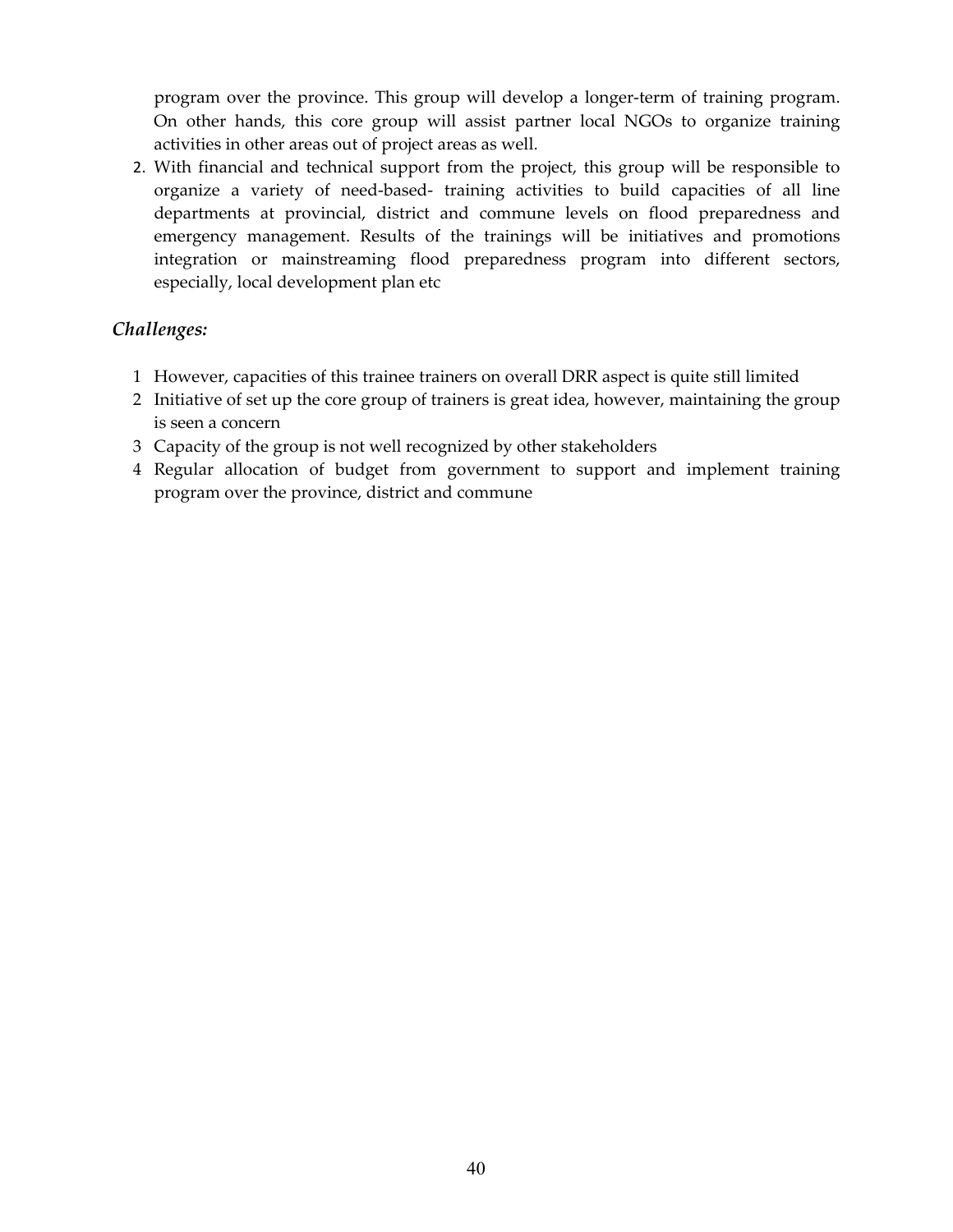program over the province. This group will develop a longer-term of training program. On other hands, this core group will assist partner local NGOs to organize training activities in other areas out of project areas as well.

2. With financial and technical support from the project, this group will be responsible to organize a variety of need-based- training activities to build capacities of all line departments at provincial, district and commune levels on flood preparedness and emergency management. Results of the trainings will be initiatives and promotions integration or mainstreaming flood preparedness program into different sectors, especially, local development plan etc

### *Challenges:*

1. However, capacities of this trainee trainers on overall DRR aspect is quite still limited
2. Initiative of set up the core group of trainers is great idea, however, maintaining the group is seen a concern
3. Capacity of the group is not well recognized by other stakeholders
4. Regular allocation of budget from government to support and implement training program over the province, district and commune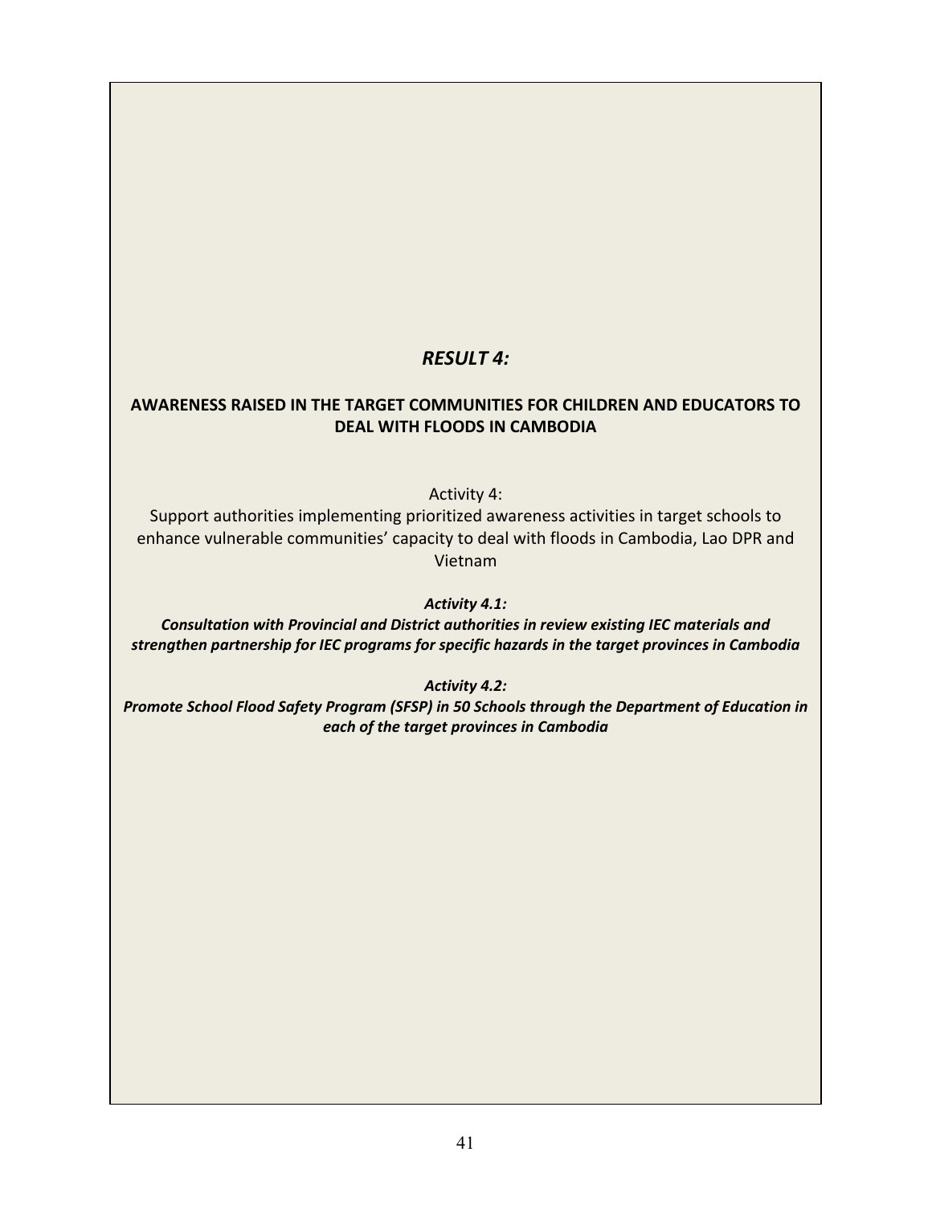## *RESULT 4:*

**AWARENESS RAISED IN THE TARGET COMMUNITIES FOR CHILDREN AND EDUCATORS TO DEAL WITH FLOODS IN CAMBODIA**

Activity 4:
Support authorities implementing prioritized awareness activities in target schools to enhance vulnerable communities' capacity to deal with floods in Cambodia, Lao DPR and Vietnam

***Activity 4.1:***
***Consultation with Provincial and District authorities in review existing IEC materials and strengthen partnership for IEC programs for specific hazards in the target provinces in Cambodia***

***Activity 4.2:***
***Promote School Flood Safety Program (SFSP) in 50 Schools through the Department of Education in each of the target provinces in Cambodia***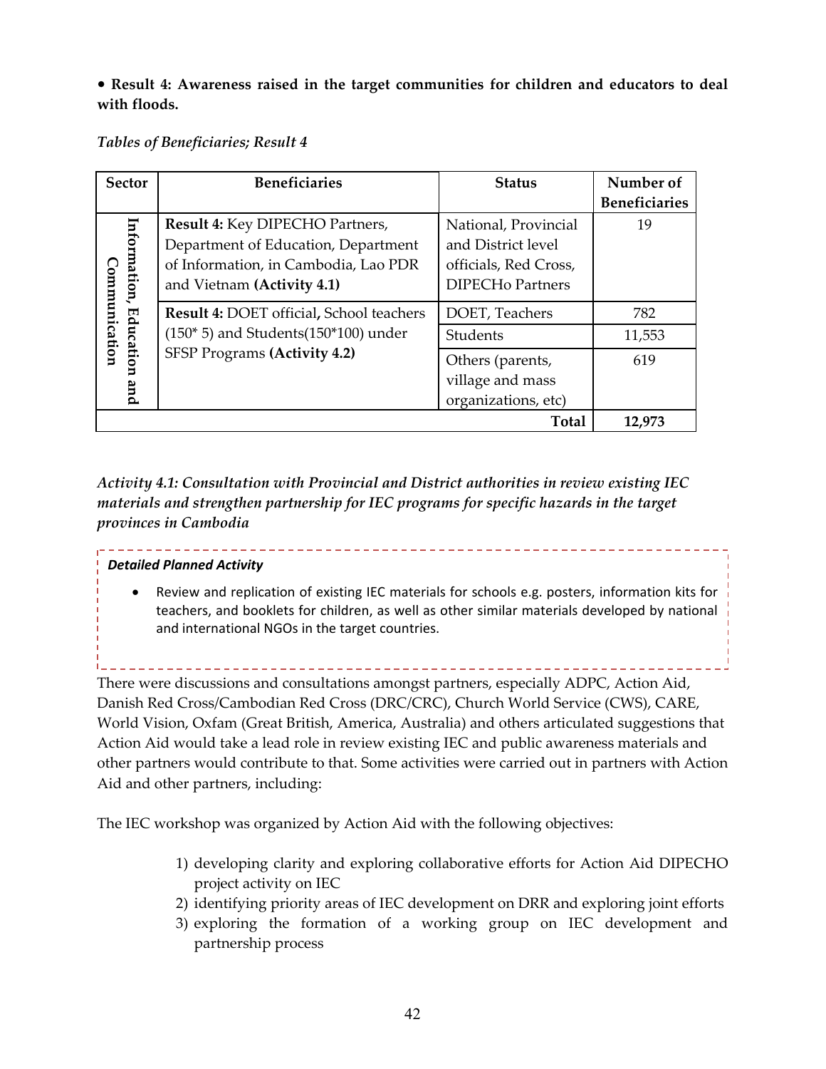• **Result 4: Awareness raised in the target communities for children and educators to deal with floods.**

*Tables of Beneficiaries; Result 4*

| Sector | Beneficiaries | Status | Number of Beneficiaries |
|---|---|---|---|
| Information, Education and Communication | **Result 4:** Key DIPECHO Partners, Department of Education, Department of Information, in Cambodia, Lao PDR and Vietnam **(Activity 4.1)** | National, Provincial and District level officials, Red Cross, DIPECHo Partners | 19 |
| | **Result 4:** DOET official**,** School teachers (150* 5) and Students(150*100) under SFSP Programs **(Activity 4.2)** | DOET, Teachers | 782 |
| | | Students | 11,553 |
| | | Others (parents, village and mass organizations, etc) | 619 |
| | | **Total** | **12,973** |

*Activity 4.1: Consultation with Provincial and District authorities in review existing IEC materials and strengthen partnership for IEC programs for specific hazards in the target provinces in Cambodia*

***Detailed Planned Activity***

- Review and replication of existing IEC materials for schools e.g. posters, information kits for teachers, and booklets for children, as well as other similar materials developed by national and international NGOs in the target countries.

There were discussions and consultations amongst partners, especially ADPC, Action Aid, Danish Red Cross/Cambodian Red Cross (DRC/CRC), Church World Service (CWS), CARE, World Vision, Oxfam (Great British, America, Australia) and others articulated suggestions that Action Aid would take a lead role in review existing IEC and public awareness materials and other partners would contribute to that. Some activities were carried out in partners with Action Aid and other partners, including:

The IEC workshop was organized by Action Aid with the following objectives:

1) developing clarity and exploring collaborative efforts for Action Aid DIPECHO project activity on IEC
2) identifying priority areas of IEC development on DRR and exploring joint efforts
3) exploring the formation of a working group on IEC development and partnership process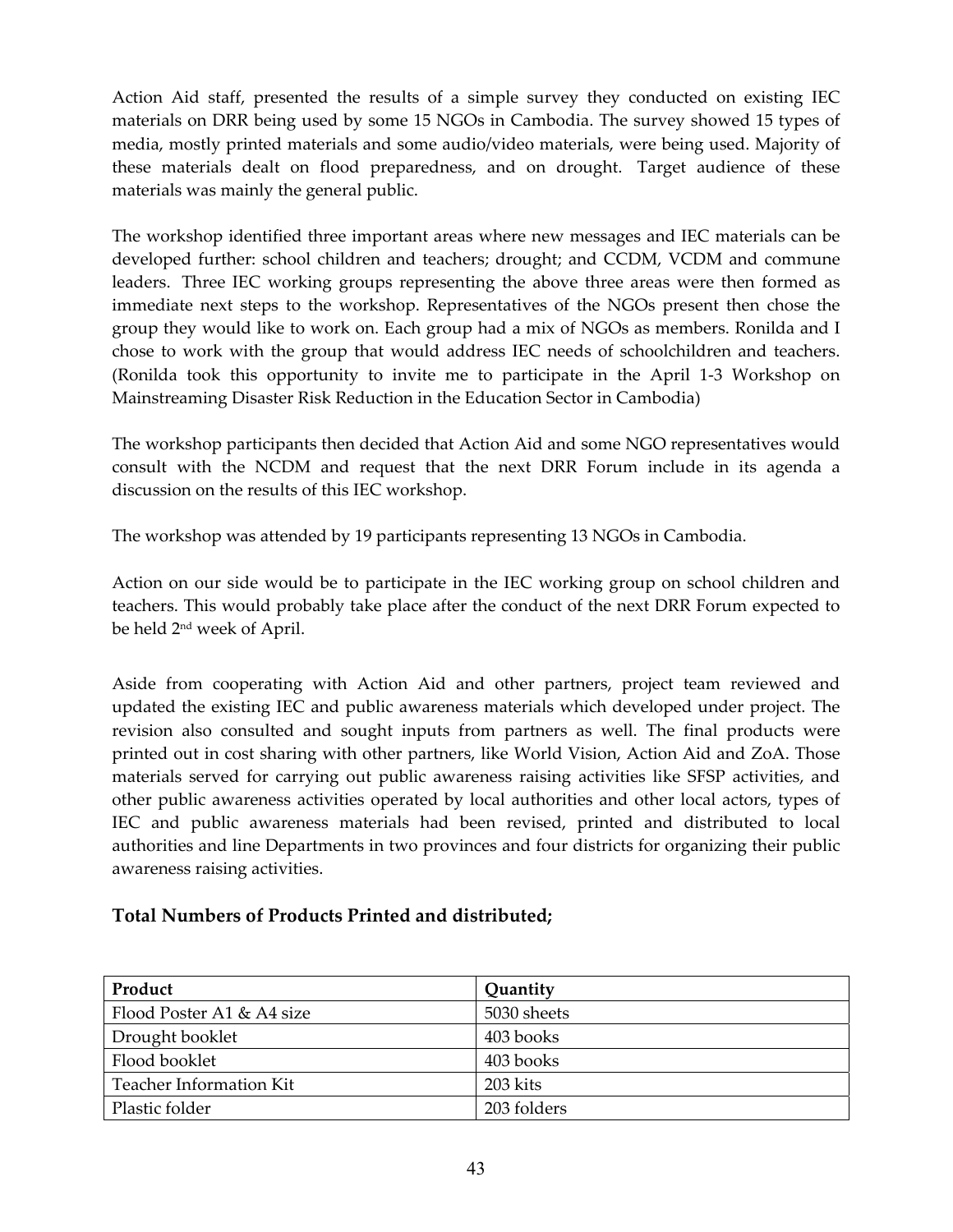Action Aid staff, presented the results of a simple survey they conducted on existing IEC materials on DRR being used by some 15 NGOs in Cambodia. The survey showed 15 types of media, mostly printed materials and some audio/video materials, were being used. Majority of these materials dealt on flood preparedness, and on drought. Target audience of these materials was mainly the general public.

The workshop identified three important areas where new messages and IEC materials can be developed further: school children and teachers; drought; and CCDM, VCDM and commune leaders. Three IEC working groups representing the above three areas were then formed as immediate next steps to the workshop. Representatives of the NGOs present then chose the group they would like to work on. Each group had a mix of NGOs as members. Ronilda and I chose to work with the group that would address IEC needs of schoolchildren and teachers. (Ronilda took this opportunity to invite me to participate in the April 1-3 Workshop on Mainstreaming Disaster Risk Reduction in the Education Sector in Cambodia)

The workshop participants then decided that Action Aid and some NGO representatives would consult with the NCDM and request that the next DRR Forum include in its agenda a discussion on the results of this IEC workshop.

The workshop was attended by 19 participants representing 13 NGOs in Cambodia.

Action on our side would be to participate in the IEC working group on school children and teachers. This would probably take place after the conduct of the next DRR Forum expected to be held 2nd week of April.

Aside from cooperating with Action Aid and other partners, project team reviewed and updated the existing IEC and public awareness materials which developed under project. The revision also consulted and sought inputs from partners as well. The final products were printed out in cost sharing with other partners, like World Vision, Action Aid and ZoA. Those materials served for carrying out public awareness raising activities like SFSP activities, and other public awareness activities operated by local authorities and other local actors, types of IEC and public awareness materials had been revised, printed and distributed to local authorities and line Departments in two provinces and four districts for organizing their public awareness raising activities.

### Total Numbers of Products Printed and distributed;

| Product | Quantity |
|---|---|
| Flood Poster A1 & A4 size | 5030 sheets |
| Drought booklet | 403 books |
| Flood booklet | 403 books |
| Teacher Information Kit | 203 kits |
| Plastic folder | 203 folders |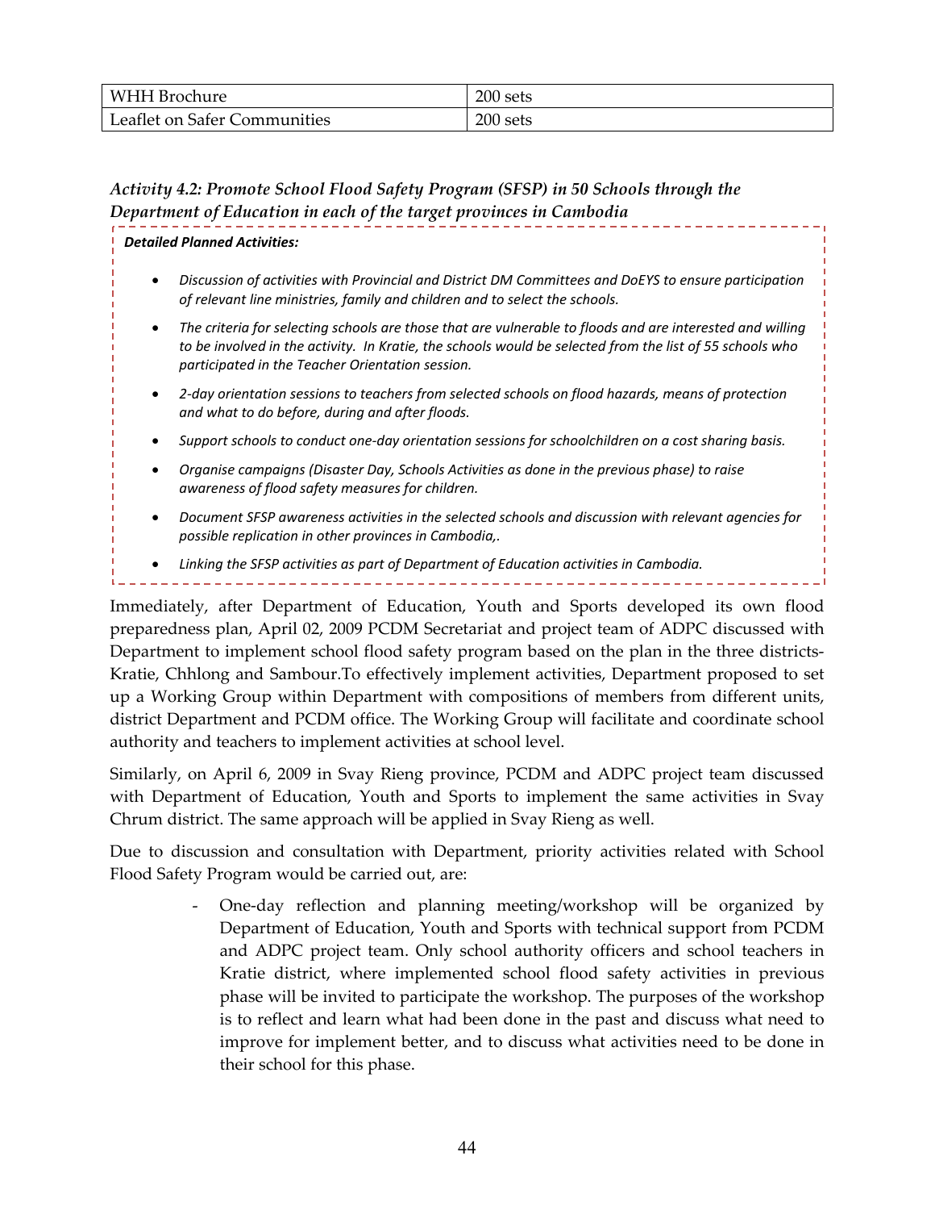| WHH Brochure | 200 sets |
|---|---|
| Leaflet on Safer Communities | 200 sets |

### *Activity 4.2: Promote School Flood Safety Program (SFSP) in 50 Schools through the Department of Education in each of the target provinces in Cambodia*

***Detailed Planned Activities:***

- *Discussion of activities with Provincial and District DM Committees and DoEYS to ensure participation of relevant line ministries, family and children and to select the schools.*
- *The criteria for selecting schools are those that are vulnerable to floods and are interested and willing to be involved in the activity. In Kratie, the schools would be selected from the list of 55 schools who participated in the Teacher Orientation session.*
- *2-day orientation sessions to teachers from selected schools on flood hazards, means of protection and what to do before, during and after floods.*
- *Support schools to conduct one-day orientation sessions for schoolchildren on a cost sharing basis.*
- *Organise campaigns (Disaster Day, Schools Activities as done in the previous phase) to raise awareness of flood safety measures for children.*
- *Document SFSP awareness activities in the selected schools and discussion with relevant agencies for possible replication in other provinces in Cambodia,.*
- *Linking the SFSP activities as part of Department of Education activities in Cambodia.*

Immediately, after Department of Education, Youth and Sports developed its own flood preparedness plan, April 02, 2009 PCDM Secretariat and project team of ADPC discussed with Department to implement school flood safety program based on the plan in the three districts-Kratie, Chhlong and Sambour.To effectively implement activities, Department proposed to set up a Working Group within Department with compositions of members from different units, district Department and PCDM office. The Working Group will facilitate and coordinate school authority and teachers to implement activities at school level.

Similarly, on April 6, 2009 in Svay Rieng province, PCDM and ADPC project team discussed with Department of Education, Youth and Sports to implement the same activities in Svay Chrum district. The same approach will be applied in Svay Rieng as well.

Due to discussion and consultation with Department, priority activities related with School Flood Safety Program would be carried out, are:

- One-day reflection and planning meeting/workshop will be organized by Department of Education, Youth and Sports with technical support from PCDM and ADPC project team. Only school authority officers and school teachers in Kratie district, where implemented school flood safety activities in previous phase will be invited to participate the workshop. The purposes of the workshop is to reflect and learn what had been done in the past and discuss what need to improve for implement better, and to discuss what activities need to be done in their school for this phase.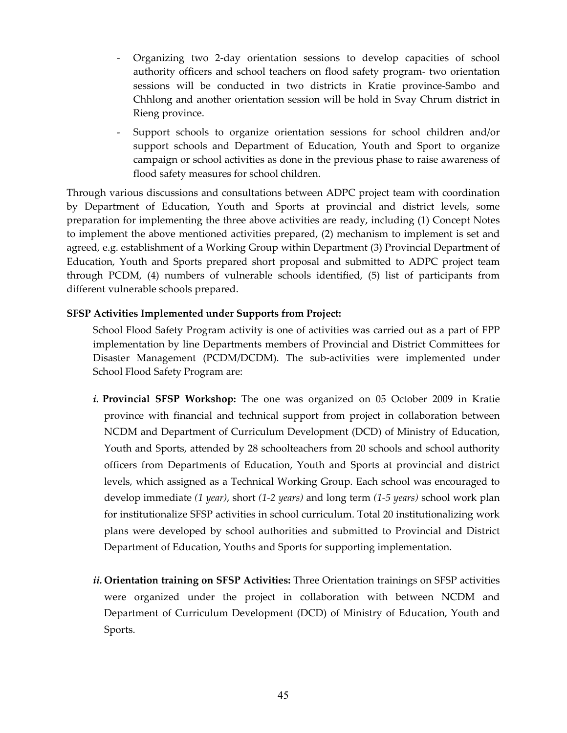- Organizing two 2-day orientation sessions to develop capacities of school authority officers and school teachers on flood safety program- two orientation sessions will be conducted in two districts in Kratie province-Sambo and Chhlong and another orientation session will be hold in Svay Chrum district in Rieng province.
- Support schools to organize orientation sessions for school children and/or support schools and Department of Education, Youth and Sport to organize campaign or school activities as done in the previous phase to raise awareness of flood safety measures for school children.

Through various discussions and consultations between ADPC project team with coordination by Department of Education, Youth and Sports at provincial and district levels, some preparation for implementing the three above activities are ready, including (1) Concept Notes to implement the above mentioned activities prepared, (2) mechanism to implement is set and agreed, e.g. establishment of a Working Group within Department (3) Provincial Department of Education, Youth and Sports prepared short proposal and submitted to ADPC project team through PCDM, (4) numbers of vulnerable schools identified, (5) list of participants from different vulnerable schools prepared.

**SFSP Activities Implemented under Supports from Project:**

School Flood Safety Program activity is one of activities was carried out as a part of FPP implementation by line Departments members of Provincial and District Committees for Disaster Management (PCDM/DCDM). The sub-activities were implemented under School Flood Safety Program are:

*i.* **Provincial SFSP Workshop:** The one was organized on 05 October 2009 in Kratie province with financial and technical support from project in collaboration between NCDM and Department of Curriculum Development (DCD) of Ministry of Education, Youth and Sports, attended by 28 schoolteachers from 20 schools and school authority officers from Departments of Education, Youth and Sports at provincial and district levels, which assigned as a Technical Working Group. Each school was encouraged to develop immediate *(1 year)*, short *(1-2 years)* and long term *(1-5 years)* school work plan for institutionalize SFSP activities in school curriculum. Total 20 institutionalizing work plans were developed by school authorities and submitted to Provincial and District Department of Education, Youths and Sports for supporting implementation.

*ii.* **Orientation training on SFSP Activities:** Three Orientation trainings on SFSP activities were organized under the project in collaboration with between NCDM and Department of Curriculum Development (DCD) of Ministry of Education, Youth and Sports.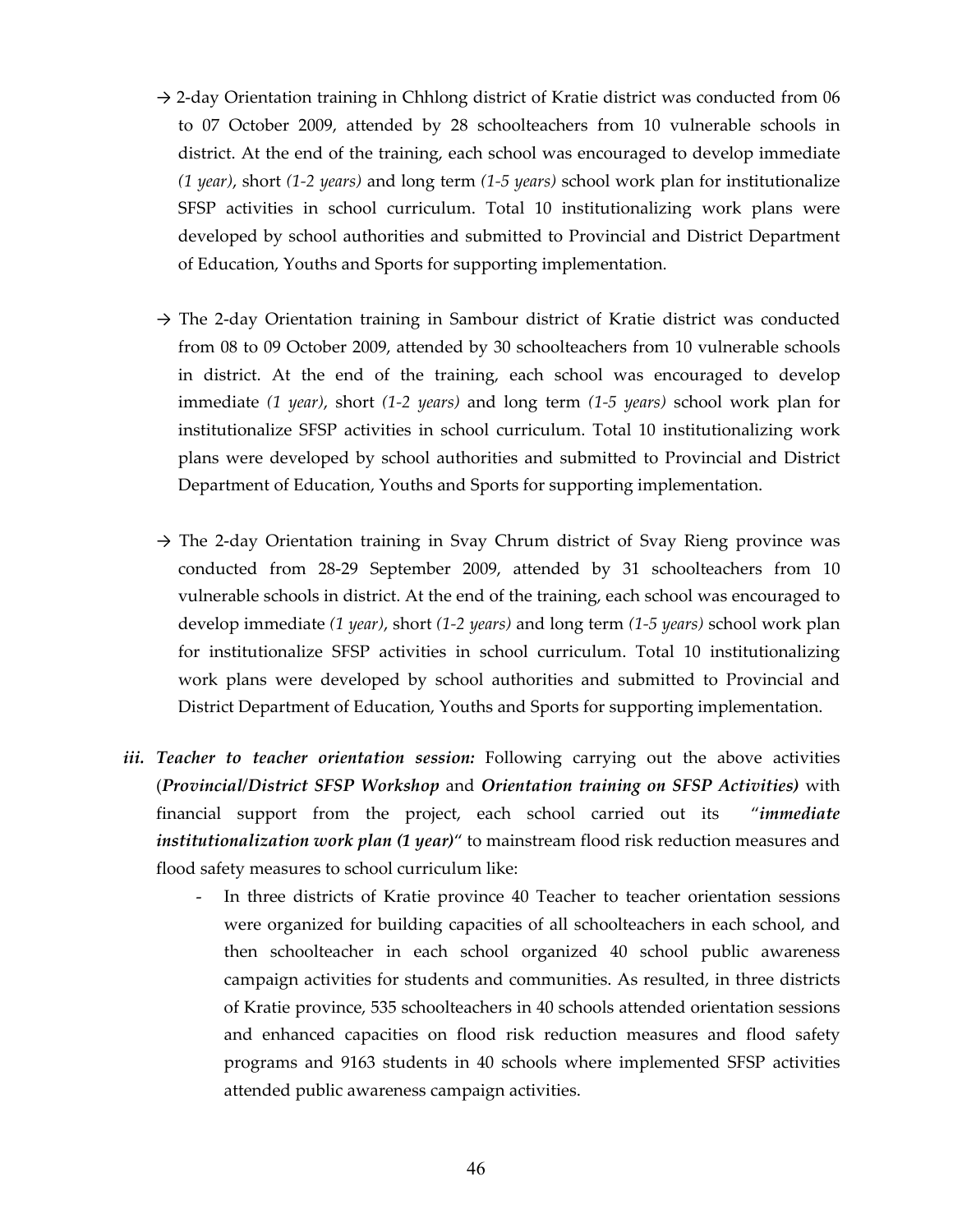→ 2-day Orientation training in Chhlong district of Kratie district was conducted from 06 to 07 October 2009, attended by 28 schoolteachers from 10 vulnerable schools in district. At the end of the training, each school was encouraged to develop immediate *(1 year)*, short *(1-2 years)* and long term *(1-5 years)* school work plan for institutionalize SFSP activities in school curriculum. Total 10 institutionalizing work plans were developed by school authorities and submitted to Provincial and District Department of Education, Youths and Sports for supporting implementation.

→ The 2-day Orientation training in Sambour district of Kratie district was conducted from 08 to 09 October 2009, attended by 30 schoolteachers from 10 vulnerable schools in district. At the end of the training, each school was encouraged to develop immediate *(1 year)*, short *(1-2 years)* and long term *(1-5 years)* school work plan for institutionalize SFSP activities in school curriculum. Total 10 institutionalizing work plans were developed by school authorities and submitted to Provincial and District Department of Education, Youths and Sports for supporting implementation.

→ The 2-day Orientation training in Svay Chrum district of Svay Rieng province was conducted from 28-29 September 2009, attended by 31 schoolteachers from 10 vulnerable schools in district. At the end of the training, each school was encouraged to develop immediate *(1 year)*, short *(1-2 years)* and long term *(1-5 years)* school work plan for institutionalize SFSP activities in school curriculum. Total 10 institutionalizing work plans were developed by school authorities and submitted to Provincial and District Department of Education, Youths and Sports for supporting implementation.

***iii. Teacher to teacher orientation session:*** Following carrying out the above activities (***Provincial/District SFSP Workshop*** and ***Orientation training on SFSP Activities)*** with financial support from the project, each school carried out its "***immediate institutionalization work plan (1 year)***" to mainstream flood risk reduction measures and flood safety measures to school curriculum like:

- In three districts of Kratie province 40 Teacher to teacher orientation sessions were organized for building capacities of all schoolteachers in each school, and then schoolteacher in each school organized 40 school public awareness campaign activities for students and communities. As resulted, in three districts of Kratie province, 535 schoolteachers in 40 schools attended orientation sessions and enhanced capacities on flood risk reduction measures and flood safety programs and 9163 students in 40 schools where implemented SFSP activities attended public awareness campaign activities.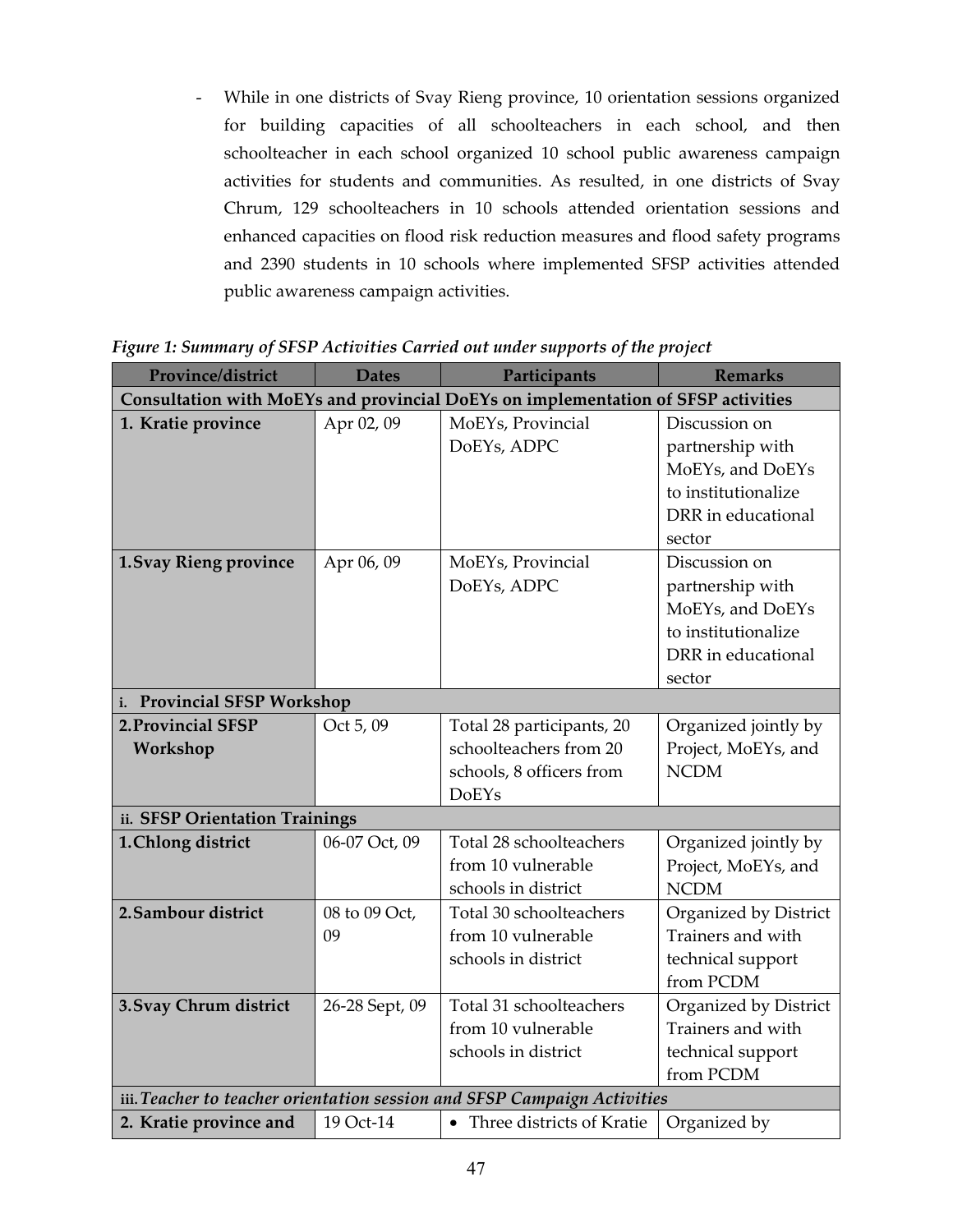- While in one districts of Svay Rieng province, 10 orientation sessions organized for building capacities of all schoolteachers in each school, and then schoolteacher in each school organized 10 school public awareness campaign activities for students and communities. As resulted, in one districts of Svay Chrum, 129 schoolteachers in 10 schools attended orientation sessions and enhanced capacities on flood risk reduction measures and flood safety programs and 2390 students in 10 schools where implemented SFSP activities attended public awareness campaign activities.

*Figure 1: Summary of SFSP Activities Carried out under supports of the project*

| Province/district | Dates | Participants | Remarks |
|---|---|---|---|
| **Consultation with MoEYs and provincial DoEYs on implementation of SFSP activities** | | | |
| **1. Kratie province** | Apr 02, 09 | MoEYs, Provincial DoEYs, ADPC | Discussion on partnership with MoEYs, and DoEYs to institutionalize DRR in educational sector |
| **1. Svay Rieng province** | Apr 06, 09 | MoEYs, Provincial DoEYs, ADPC | Discussion on partnership with MoEYs, and DoEYs to institutionalize DRR in educational sector |
| **i. Provincial SFSP Workshop** | | | |
| **2. Provincial SFSP Workshop** | Oct 5, 09 | Total 28 participants, 20 schoolteachers from 20 schools, 8 officers from DoEYs | Organized jointly by Project, MoEYs, and NCDM |
| **ii. SFSP Orientation Trainings** | | | |
| **1. Chlong district** | 06-07 Oct, 09 | Total 28 schoolteachers from 10 vulnerable schools in district | Organized jointly by Project, MoEYs, and NCDM |
| **2. Sambour district** | 08 to 09 Oct, 09 | Total 30 schoolteachers from 10 vulnerable schools in district | Organized by District Trainers and with technical support from PCDM |
| **3. Svay Chrum district** | 26-28 Sept, 09 | Total 31 schoolteachers from 10 vulnerable schools in district | Organized by District Trainers and with technical support from PCDM |
| ***iii. Teacher to teacher orientation session and SFSP Campaign Activities*** | | | |
| **2. Kratie province and** | 19 Oct-14 | • Three districts of Kratie | Organized by |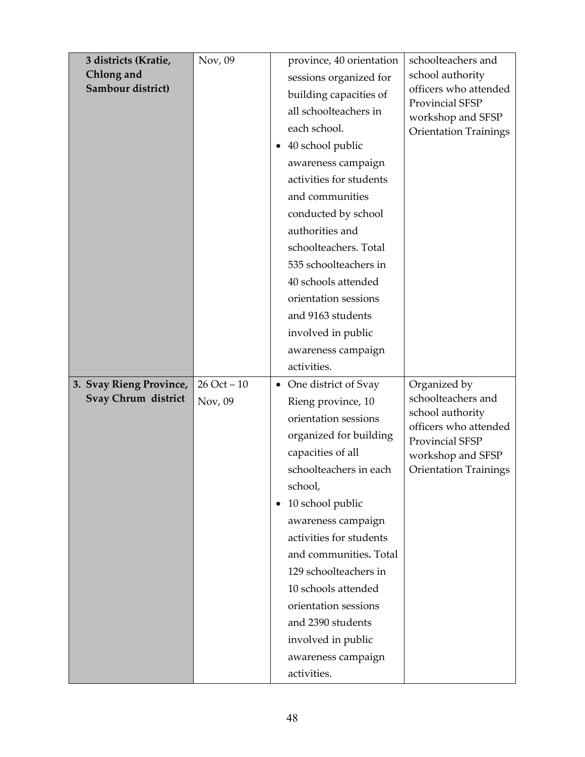| | | | |
|---|---|---|---|
| **3 districts (Kratie, Chlong and Sambour district)** | Nov, 09 | province, 40 orientation sessions organized for building capacities of all schoolteachers in each school.<br>• 40 school public awareness campaign activities for students and communities conducted by school authorities and schoolteachers. Total 535 schoolteachers in 40 schools attended orientation sessions and 9163 students involved in public awareness campaign activities. | schoolteachers and school authority officers who attended Provincial SFSP workshop and SFSP Orientation Trainings |
| **3. Svay Rieng Province, Svay Chrum district** | 26 Oct – 10 Nov, 09 | • One district of Svay Rieng province, 10 orientation sessions organized for building capacities of all schoolteachers in each school,<br>• 10 school public awareness campaign activities for students and communities**.** Total 129 schoolteachers in 10 schools attended orientation sessions and 2390 students involved in public awareness campaign activities. | Organized by schoolteachers and school authority officers who attended Provincial SFSP workshop and SFSP Orientation Trainings |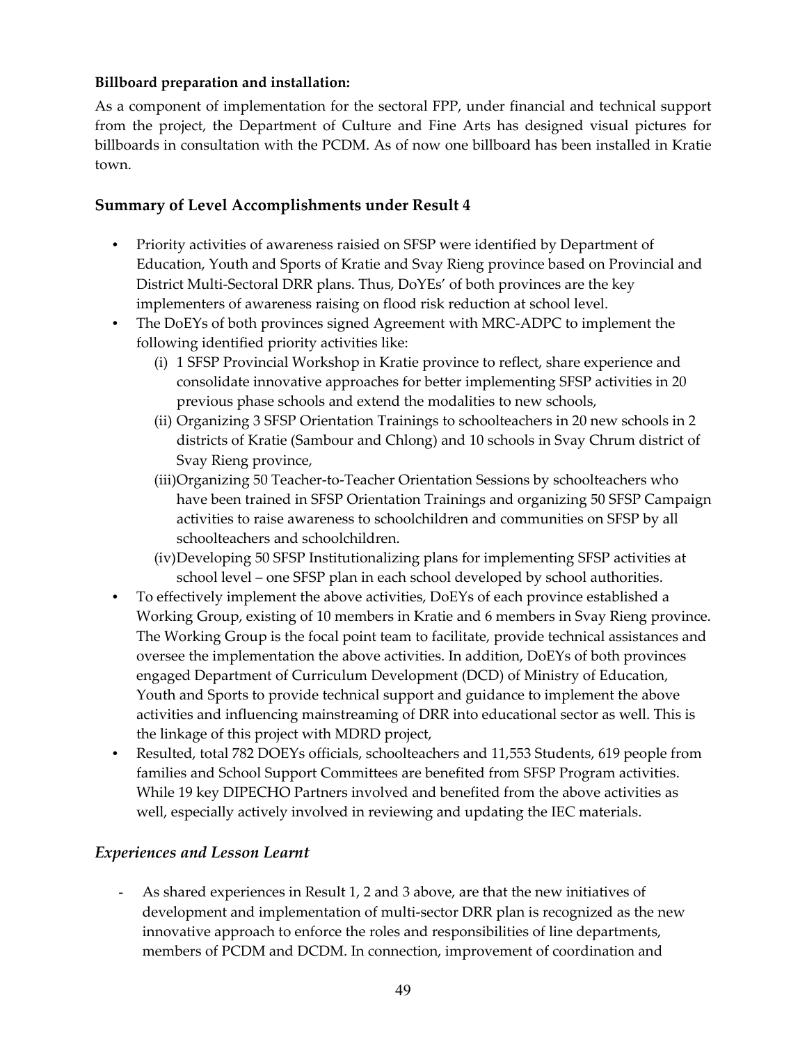**Billboard preparation and installation:**

As a component of implementation for the sectoral FPP, under financial and technical support from the project, the Department of Culture and Fine Arts has designed visual pictures for billboards in consultation with the PCDM. As of now one billboard has been installed in Kratie town.

## Summary of Level Accomplishments under Result 4

- Priority activities of awareness raisied on SFSP were identified by Department of Education, Youth and Sports of Kratie and Svay Rieng province based on Provincial and District Multi-Sectoral DRR plans. Thus, DoYEs' of both provinces are the key implementers of awareness raising on flood risk reduction at school level.
- The DoEYs of both provinces signed Agreement with MRC-ADPC to implement the following identified priority activities like:
  - (i) 1 SFSP Provincial Workshop in Kratie province to reflect, share experience and consolidate innovative approaches for better implementing SFSP activities in 20 previous phase schools and extend the modalities to new schools,
  - (ii) Organizing 3 SFSP Orientation Trainings to schoolteachers in 20 new schools in 2 districts of Kratie (Sambour and Chlong) and 10 schools in Svay Chrum district of Svay Rieng province,
  - (iii)Organizing 50 Teacher-to-Teacher Orientation Sessions by schoolteachers who have been trained in SFSP Orientation Trainings and organizing 50 SFSP Campaign activities to raise awareness to schoolchildren and communities on SFSP by all schoolteachers and schoolchildren.
  - (iv)Developing 50 SFSP Institutionalizing plans for implementing SFSP activities at school level – one SFSP plan in each school developed by school authorities.
- To effectively implement the above activities, DoEYs of each province established a Working Group, existing of 10 members in Kratie and 6 members in Svay Rieng province. The Working Group is the focal point team to facilitate, provide technical assistances and oversee the implementation the above activities. In addition, DoEYs of both provinces engaged Department of Curriculum Development (DCD) of Ministry of Education, Youth and Sports to provide technical support and guidance to implement the above activities and influencing mainstreaming of DRR into educational sector as well. This is the linkage of this project with MDRD project,
- Resulted, total 782 DOEYs officials, schoolteachers and 11,553 Students, 619 people from families and School Support Committees are benefited from SFSP Program activities. While 19 key DIPECHO Partners involved and benefited from the above activities as well, especially actively involved in reviewing and updating the IEC materials.

## *Experiences and Lesson Learnt*

- As shared experiences in Result 1, 2 and 3 above, are that the new initiatives of development and implementation of multi-sector DRR plan is recognized as the new innovative approach to enforce the roles and responsibilities of line departments, members of PCDM and DCDM. In connection, improvement of coordination and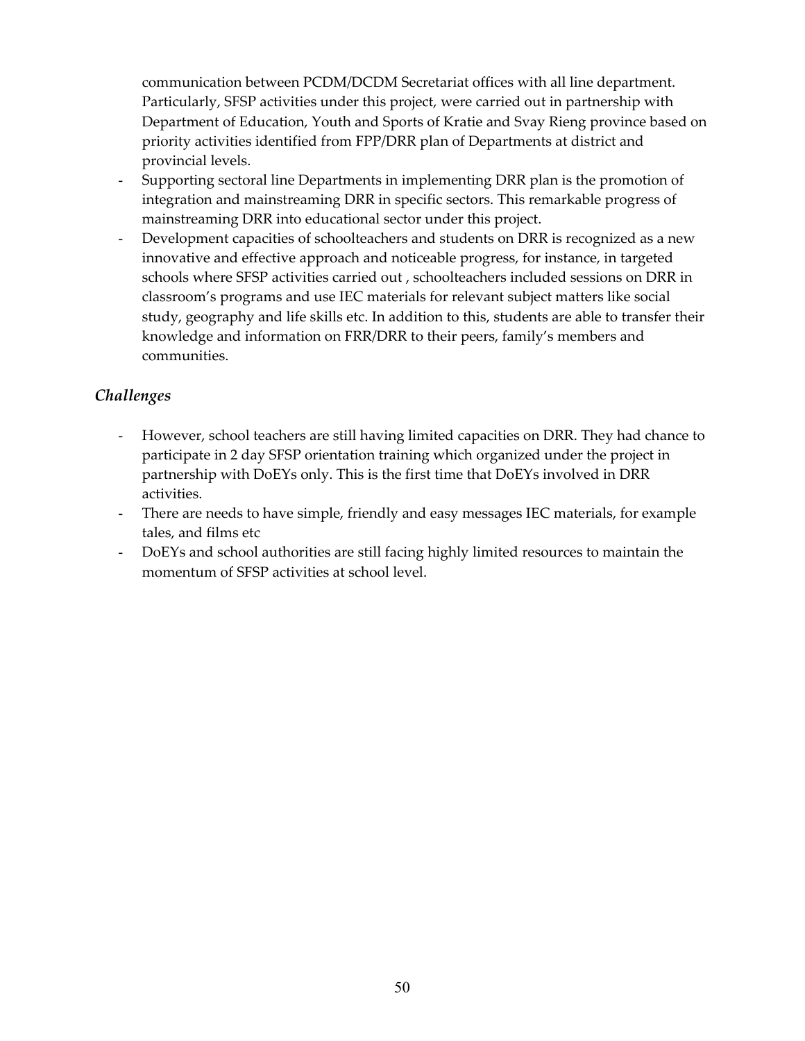communication between PCDM/DCDM Secretariat offices with all line department. Particularly, SFSP activities under this project, were carried out in partnership with Department of Education, Youth and Sports of Kratie and Svay Rieng province based on priority activities identified from FPP/DRR plan of Departments at district and provincial levels.

- Supporting sectoral line Departments in implementing DRR plan is the promotion of integration and mainstreaming DRR in specific sectors. This remarkable progress of mainstreaming DRR into educational sector under this project.
- Development capacities of schoolteachers and students on DRR is recognized as a new innovative and effective approach and noticeable progress, for instance, in targeted schools where SFSP activities carried out , schoolteachers included sessions on DRR in classroom's programs and use IEC materials for relevant subject matters like social study, geography and life skills etc. In addition to this, students are able to transfer their knowledge and information on FRR/DRR to their peers, family's members and communities.

### *Challenges*

- However, school teachers are still having limited capacities on DRR. They had chance to participate in 2 day SFSP orientation training which organized under the project in partnership with DoEYs only. This is the first time that DoEYs involved in DRR activities.
- There are needs to have simple, friendly and easy messages IEC materials, for example tales, and films etc
- DoEYs and school authorities are still facing highly limited resources to maintain the momentum of SFSP activities at school level.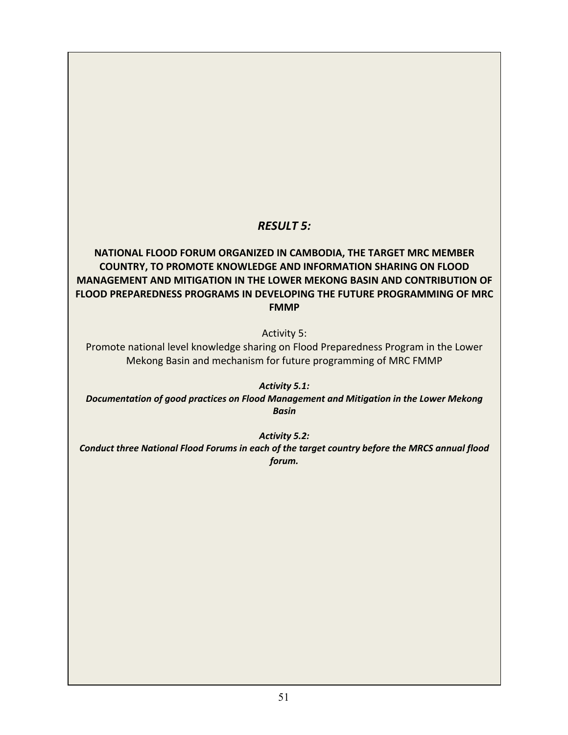## *RESULT 5:*

**NATIONAL FLOOD FORUM ORGANIZED IN CAMBODIA, THE TARGET MRC MEMBER COUNTRY, TO PROMOTE KNOWLEDGE AND INFORMATION SHARING ON FLOOD MANAGEMENT AND MITIGATION IN THE LOWER MEKONG BASIN AND CONTRIBUTION OF FLOOD PREPAREDNESS PROGRAMS IN DEVELOPING THE FUTURE PROGRAMMING OF MRC FMMP**

Activity 5:
Promote national level knowledge sharing on Flood Preparedness Program in the Lower Mekong Basin and mechanism for future programming of MRC FMMP

***Activity 5.1:***
***Documentation of good practices on Flood Management and Mitigation in the Lower Mekong Basin***

***Activity 5.2:***
***Conduct three National Flood Forums in each of the target country before the MRCS annual flood forum.***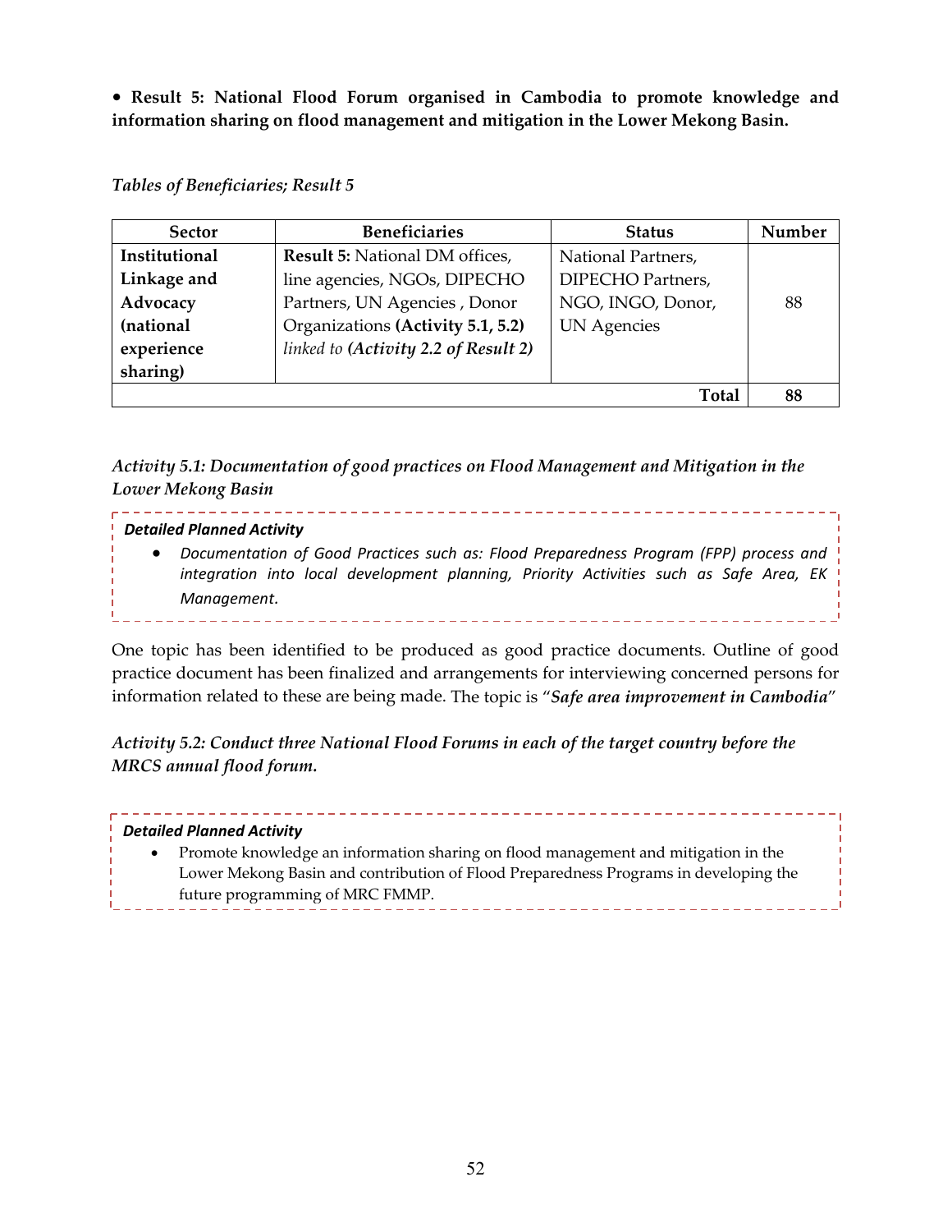• **Result 5: National Flood Forum organised in Cambodia to promote knowledge and information sharing on flood management and mitigation in the Lower Mekong Basin.**

*Tables of Beneficiaries; Result 5*

| Sector | Beneficiaries | Status | Number |
|---|---|---|---|
| **Institutional Linkage and Advocacy (national experience sharing)** | **Result 5:** National DM offices, line agencies, NGOs, DIPECHO Partners, UN Agencies , Donor Organizations **(Activity 5.1, 5.2)** *linked to* ***(Activity 2.2 of Result 2)*** | National Partners, DIPECHO Partners, NGO, INGO, Donor, UN Agencies | 88 |
| | | **Total** | **88** |

*Activity 5.1: Documentation of good practices on Flood Management and Mitigation in the Lower Mekong Basin*

***Detailed Planned Activity***

- *Documentation of Good Practices such as: Flood Preparedness Program (FPP) process and integration into local development planning, Priority Activities such as Safe Area, EK Management.*

One topic has been identified to be produced as good practice documents. Outline of good practice document has been finalized and arrangements for interviewing concerned persons for information related to these are being made. The topic is "***Safe area improvement in Cambodia***"

*Activity 5.2: Conduct three National Flood Forums in each of the target country before the MRCS annual flood forum.*

***Detailed Planned Activity***

- Promote knowledge an information sharing on flood management and mitigation in the Lower Mekong Basin and contribution of Flood Preparedness Programs in developing the future programming of MRC FMMP.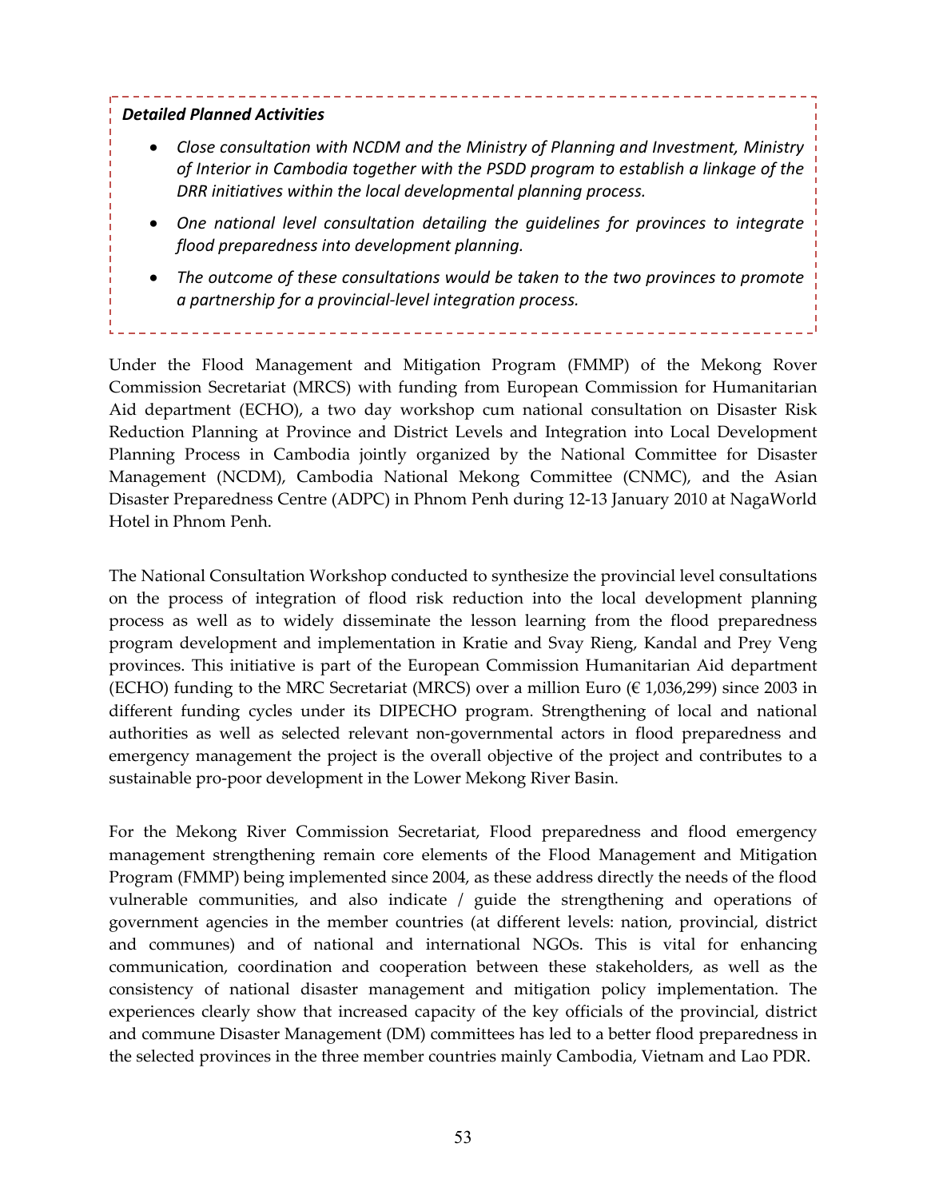***Detailed Planned Activities***

- *Close consultation with NCDM and the Ministry of Planning and Investment, Ministry of Interior in Cambodia together with the PSDD program to establish a linkage of the DRR initiatives within the local developmental planning process.*
- *One national level consultation detailing the guidelines for provinces to integrate flood preparedness into development planning.*
- *The outcome of these consultations would be taken to the two provinces to promote a partnership for a provincial-level integration process.*

Under the Flood Management and Mitigation Program (FMMP) of the Mekong Rover Commission Secretariat (MRCS) with funding from European Commission for Humanitarian Aid department (ECHO), a two day workshop cum national consultation on Disaster Risk Reduction Planning at Province and District Levels and Integration into Local Development Planning Process in Cambodia jointly organized by the National Committee for Disaster Management (NCDM), Cambodia National Mekong Committee (CNMC), and the Asian Disaster Preparedness Centre (ADPC) in Phnom Penh during 12-13 January 2010 at NagaWorld Hotel in Phnom Penh.

The National Consultation Workshop conducted to synthesize the provincial level consultations on the process of integration of flood risk reduction into the local development planning process as well as to widely disseminate the lesson learning from the flood preparedness program development and implementation in Kratie and Svay Rieng, Kandal and Prey Veng provinces. This initiative is part of the European Commission Humanitarian Aid department (ECHO) funding to the MRC Secretariat (MRCS) over a million Euro (€ 1,036,299) since 2003 in different funding cycles under its DIPECHO program. Strengthening of local and national authorities as well as selected relevant non-governmental actors in flood preparedness and emergency management the project is the overall objective of the project and contributes to a sustainable pro-poor development in the Lower Mekong River Basin.

For the Mekong River Commission Secretariat, Flood preparedness and flood emergency management strengthening remain core elements of the Flood Management and Mitigation Program (FMMP) being implemented since 2004, as these address directly the needs of the flood vulnerable communities, and also indicate / guide the strengthening and operations of government agencies in the member countries (at different levels: nation, provincial, district and communes) and of national and international NGOs. This is vital for enhancing communication, coordination and cooperation between these stakeholders, as well as the consistency of national disaster management and mitigation policy implementation. The experiences clearly show that increased capacity of the key officials of the provincial, district and commune Disaster Management (DM) committees has led to a better flood preparedness in the selected provinces in the three member countries mainly Cambodia, Vietnam and Lao PDR.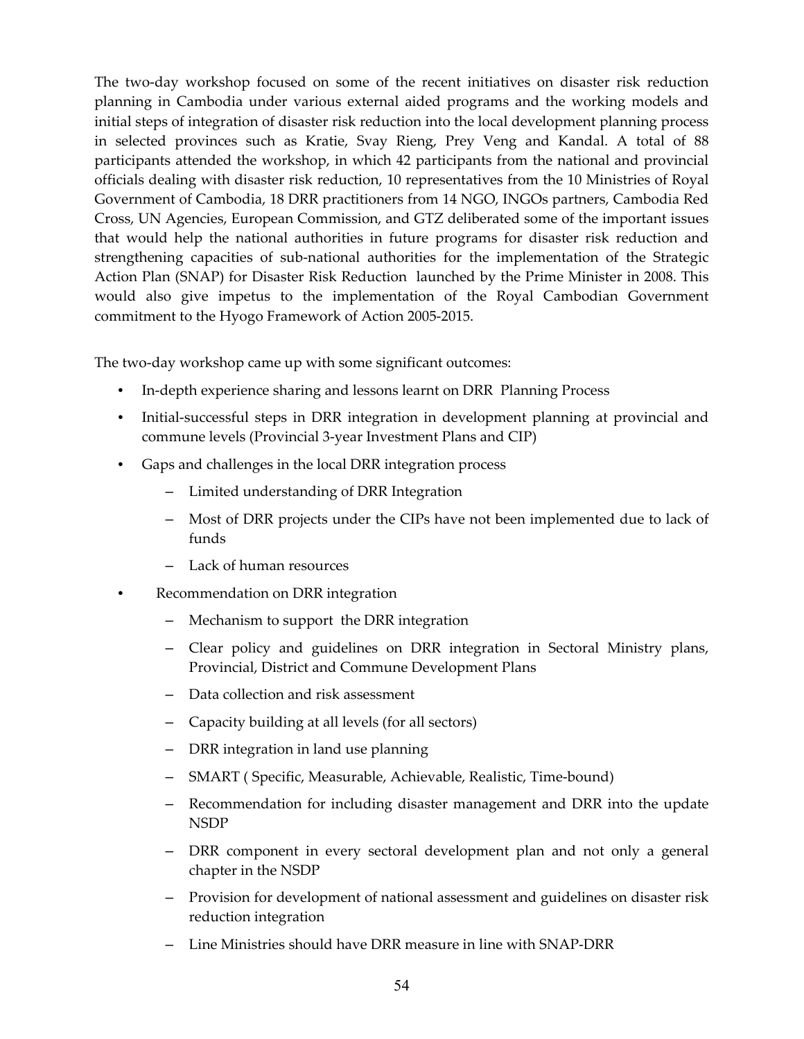The two-day workshop focused on some of the recent initiatives on disaster risk reduction planning in Cambodia under various external aided programs and the working models and initial steps of integration of disaster risk reduction into the local development planning process in selected provinces such as Kratie, Svay Rieng, Prey Veng and Kandal. A total of 88 participants attended the workshop, in which 42 participants from the national and provincial officials dealing with disaster risk reduction, 10 representatives from the 10 Ministries of Royal Government of Cambodia, 18 DRR practitioners from 14 NGO, INGOs partners, Cambodia Red Cross, UN Agencies, European Commission, and GTZ deliberated some of the important issues that would help the national authorities in future programs for disaster risk reduction and strengthening capacities of sub-national authorities for the implementation of the Strategic Action Plan (SNAP) for Disaster Risk Reduction launched by the Prime Minister in 2008. This would also give impetus to the implementation of the Royal Cambodian Government commitment to the Hyogo Framework of Action 2005-2015.

The two-day workshop came up with some significant outcomes:

- In-depth experience sharing and lessons learnt on DRR Planning Process
- Initial-successful steps in DRR integration in development planning at provincial and commune levels (Provincial 3-year Investment Plans and CIP)
- Gaps and challenges in the local DRR integration process
  - Limited understanding of DRR Integration
  - Most of DRR projects under the CIPs have not been implemented due to lack of funds
  - Lack of human resources
- Recommendation on DRR integration
  - Mechanism to support the DRR integration
  - Clear policy and guidelines on DRR integration in Sectoral Ministry plans, Provincial, District and Commune Development Plans
  - Data collection and risk assessment
  - Capacity building at all levels (for all sectors)
  - DRR integration in land use planning
  - SMART ( Specific, Measurable, Achievable, Realistic, Time-bound)
  - Recommendation for including disaster management and DRR into the update NSDP
  - DRR component in every sectoral development plan and not only a general chapter in the NSDP
  - Provision for development of national assessment and guidelines on disaster risk reduction integration
  - Line Ministries should have DRR measure in line with SNAP-DRR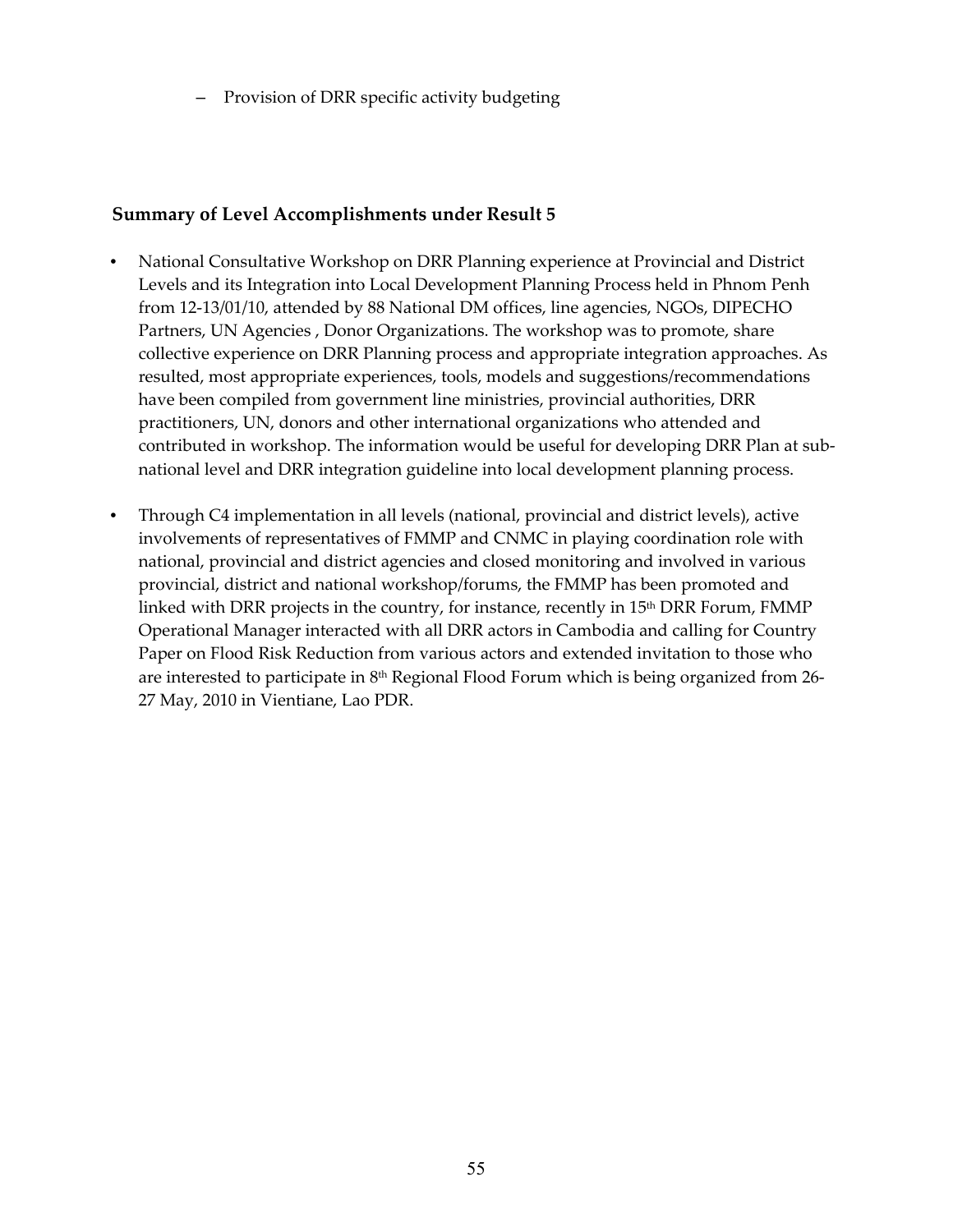- Provision of DRR specific activity budgeting

### Summary of Level Accomplishments under Result 5

- National Consultative Workshop on DRR Planning experience at Provincial and District Levels and its Integration into Local Development Planning Process held in Phnom Penh from 12-13/01/10, attended by 88 National DM offices, line agencies, NGOs, DIPECHO Partners, UN Agencies , Donor Organizations. The workshop was to promote, share collective experience on DRR Planning process and appropriate integration approaches. As resulted, most appropriate experiences, tools, models and suggestions/recommendations have been compiled from government line ministries, provincial authorities, DRR practitioners, UN, donors and other international organizations who attended and contributed in workshop. The information would be useful for developing DRR Plan at sub-national level and DRR integration guideline into local development planning process.

- Through C4 implementation in all levels (national, provincial and district levels), active involvements of representatives of FMMP and CNMC in playing coordination role with national, provincial and district agencies and closed monitoring and involved in various provincial, district and national workshop/forums, the FMMP has been promoted and linked with DRR projects in the country, for instance, recently in 15th DRR Forum, FMMP Operational Manager interacted with all DRR actors in Cambodia and calling for Country Paper on Flood Risk Reduction from various actors and extended invitation to those who are interested to participate in 8th Regional Flood Forum which is being organized from 26-27 May, 2010 in Vientiane, Lao PDR.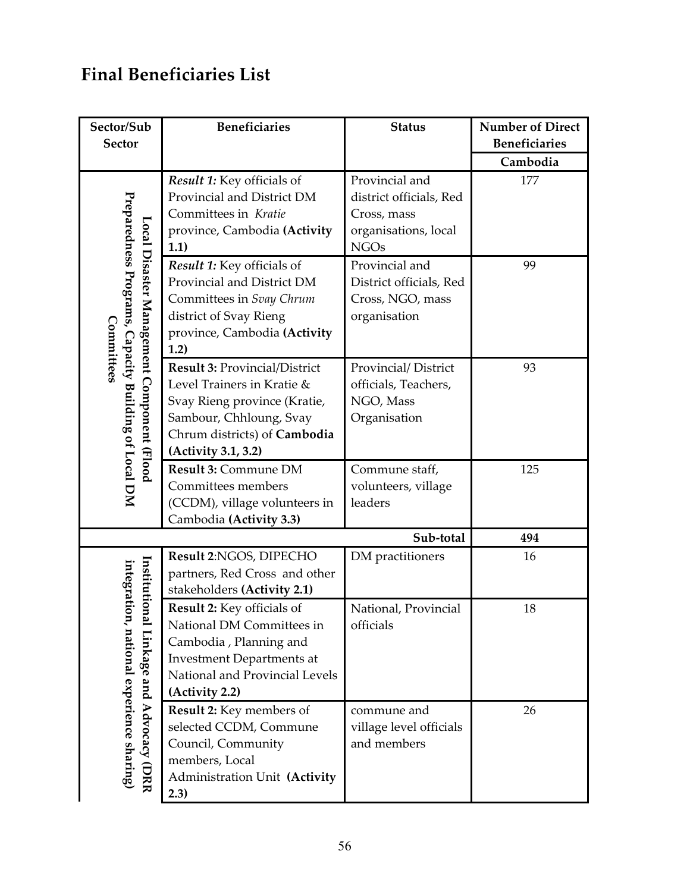# Final Beneficiaries List

| Sector/Sub Sector | Beneficiaries | Status | Number of Direct Beneficiaries |
|---|---|---|---|
| | | | Cambodia |
| Local Disaster Management Component (Flood Preparedness Programs, Capacity Building of Local DM Committees | *Result 1:* Key officials of Provincial and District DM Committees in *Kratie* province, Cambodia **(Activity 1.1)** | Provincial and district officials, Red Cross, mass organisations, local NGOs | 177 |
| | *Result 1:* Key officials of Provincial and District DM Committees in *Svay Chrum* district of Svay Rieng province, Cambodia **(Activity 1.2)** | Provincial and District officials, Red Cross, NGO, mass organisation | 99 |
| | **Result 3:** Provincial/District Level Trainers in Kratie & Svay Rieng province (Kratie, Sambour, Chhloung, Svay Chrum districts) of **Cambodia (Activity 3.1, 3.2)** | Provincial/ District officials, Teachers, NGO, Mass Organisation | 93 |
| | **Result 3:** Commune DM Committees members (CCDM), village volunteers in Cambodia **(Activity 3.3)** | Commune staff, volunteers, village leaders | 125 |
| | | **Sub-total** | **494** |
| Institutional Linkage and Advocacy (DRR integration, national experience sharing) | **Result 2**:NGOS, DIPECHO partners, Red Cross and other stakeholders **(Activity 2.1)** | DM practitioners | 16 |
| | **Result 2:** Key officials of National DM Committees in Cambodia , Planning and Investment Departments at National and Provincial Levels **(Activity 2.2)** | National, Provincial officials | 18 |
| | **Result 2:** Key members of selected CCDM, Commune Council, Community members, Local Administration Unit **(Activity 2.3)** | commune and village level officials and members | 26 |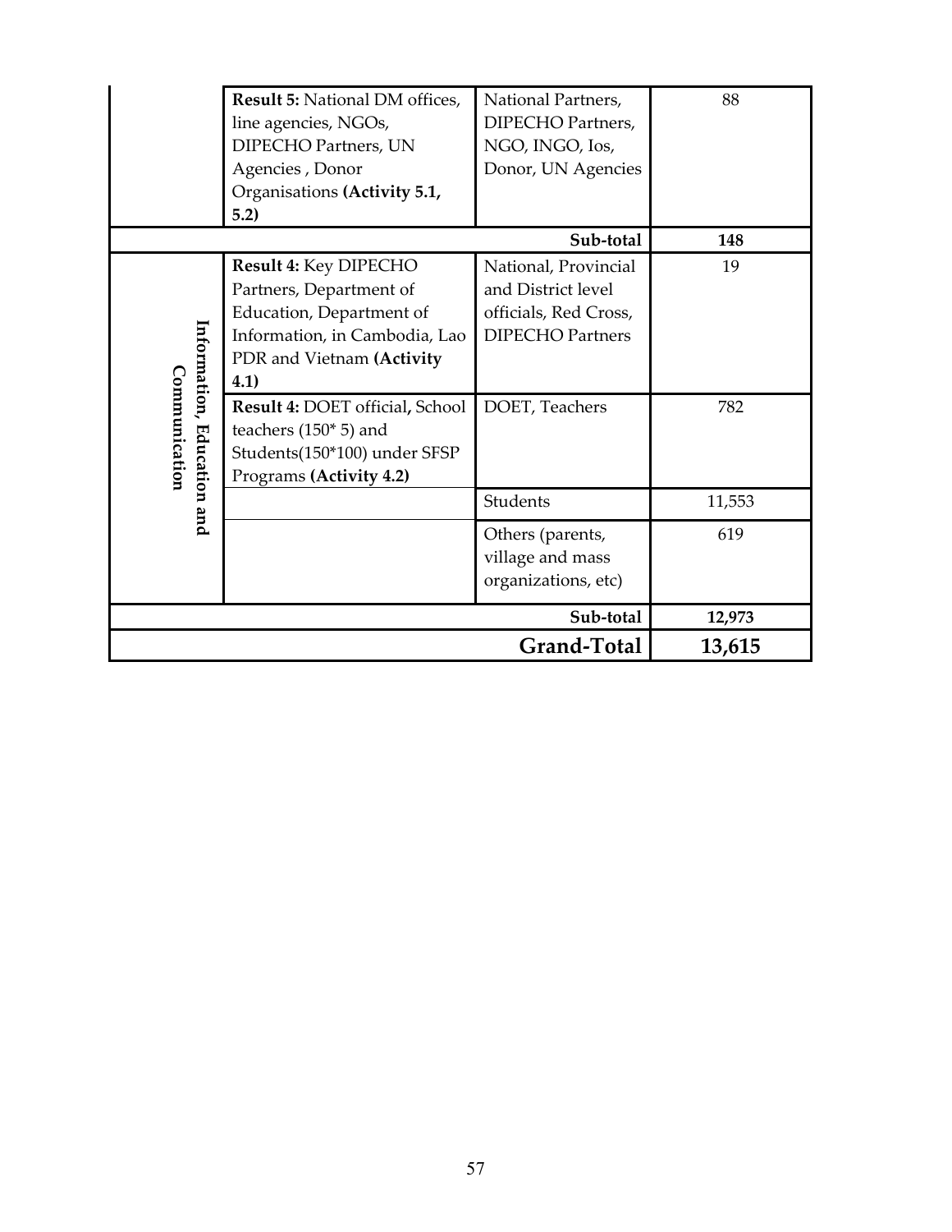| | | | |
|---|---|---|---|
| | **Result 5:** National DM offices, line agencies, NGOs, DIPECHO Partners, UN Agencies , Donor Organisations **(Activity 5.1, 5.2)** | National Partners, DIPECHO Partners, NGO, INGO, Ios, Donor, UN Agencies | 88 |
| | | **Sub-total** | **148** |
| **Information, Education and Communication** | **Result 4:** Key DIPECHO Partners, Department of Education, Department of Information, in Cambodia, Lao PDR and Vietnam **(Activity 4.1)** | National, Provincial and District level officials, Red Cross, DIPECHO Partners | 19 |
| | **Result 4:** DOET official**,** School teachers (150* 5) and Students(150*100) under SFSP Programs **(Activity 4.2)** | DOET, Teachers | 782 |
| | | Students | 11,553 |
| | | Others (parents, village and mass organizations, etc) | 619 |
| | | **Sub-total** | **12,973** |
| | | **Grand-Total** | **13,615** |